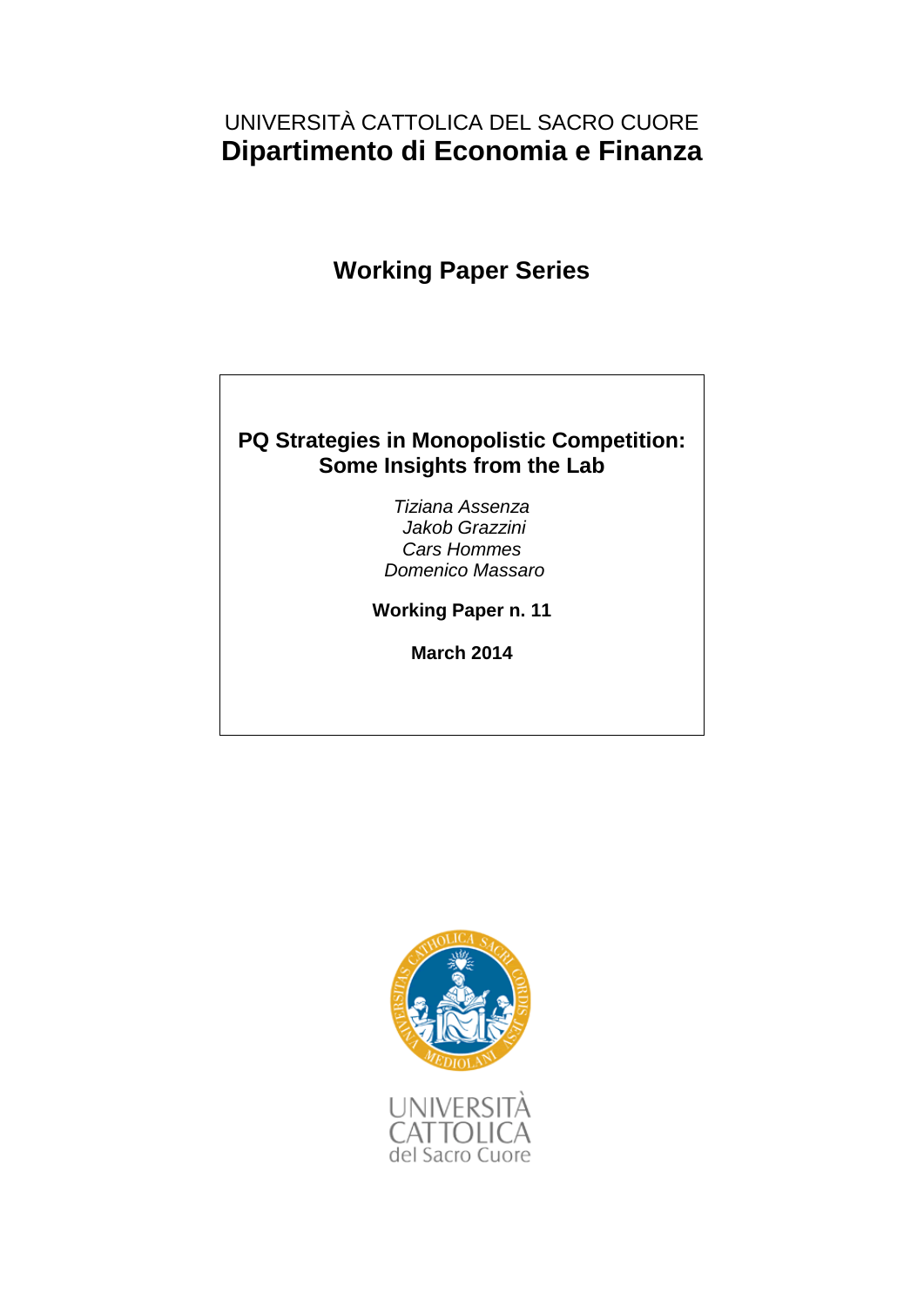UNIVERSITÀ CATTOLICA DEL SACRO CUORE

**Dipartimento di Economia e Finanza**

## Working Paper Series

# PQ Strategies in Monopolistic Competition: Some Insights from the Lab

*Tiziana Assenza*
*Jakob Grazzini*
*Cars Hommes*
*Domenico Massaro*

**Working Paper n. 11**

**March 2014**

UNIVERSITÀ CATTOLICA del Sacro Cuore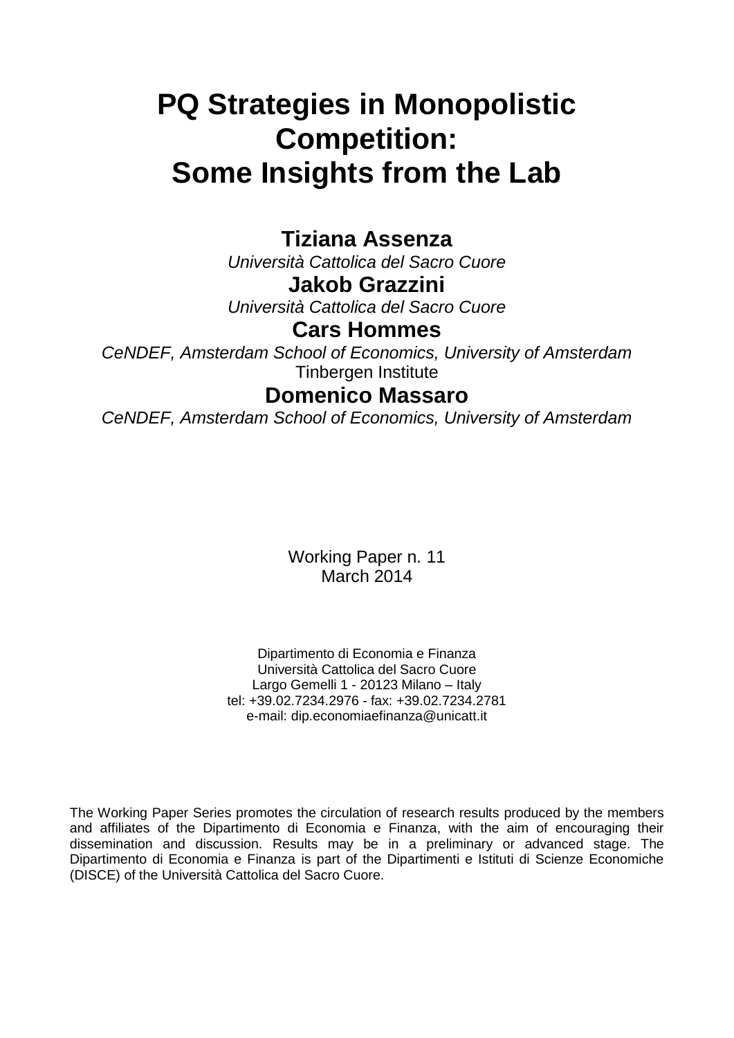# PQ Strategies in Monopolistic Competition: Some Insights from the Lab

**Tiziana Assenza**
*Università Cattolica del Sacro Cuore*

**Jakob Grazzini**
*Università Cattolica del Sacro Cuore*

**Cars Hommes**
*CeNDEF, Amsterdam School of Economics, University of Amsterdam*
Tinbergen Institute

**Domenico Massaro**
*CeNDEF, Amsterdam School of Economics, University of Amsterdam*

Working Paper n. 11
March 2014

Dipartimento di Economia e Finanza
Università Cattolica del Sacro Cuore
Largo Gemelli 1 - 20123 Milano – Italy
tel: +39.02.7234.2976 - fax: +39.02.7234.2781
e-mail: dip.economiaefinanza@unicatt.it

The Working Paper Series promotes the circulation of research results produced by the members and affiliates of the Dipartimento di Economia e Finanza, with the aim of encouraging their dissemination and discussion. Results may be in a preliminary or advanced stage. The Dipartimento di Economia e Finanza is part of the Dipartimenti e Istituti di Scienze Economiche (DISCE) of the Università Cattolica del Sacro Cuore.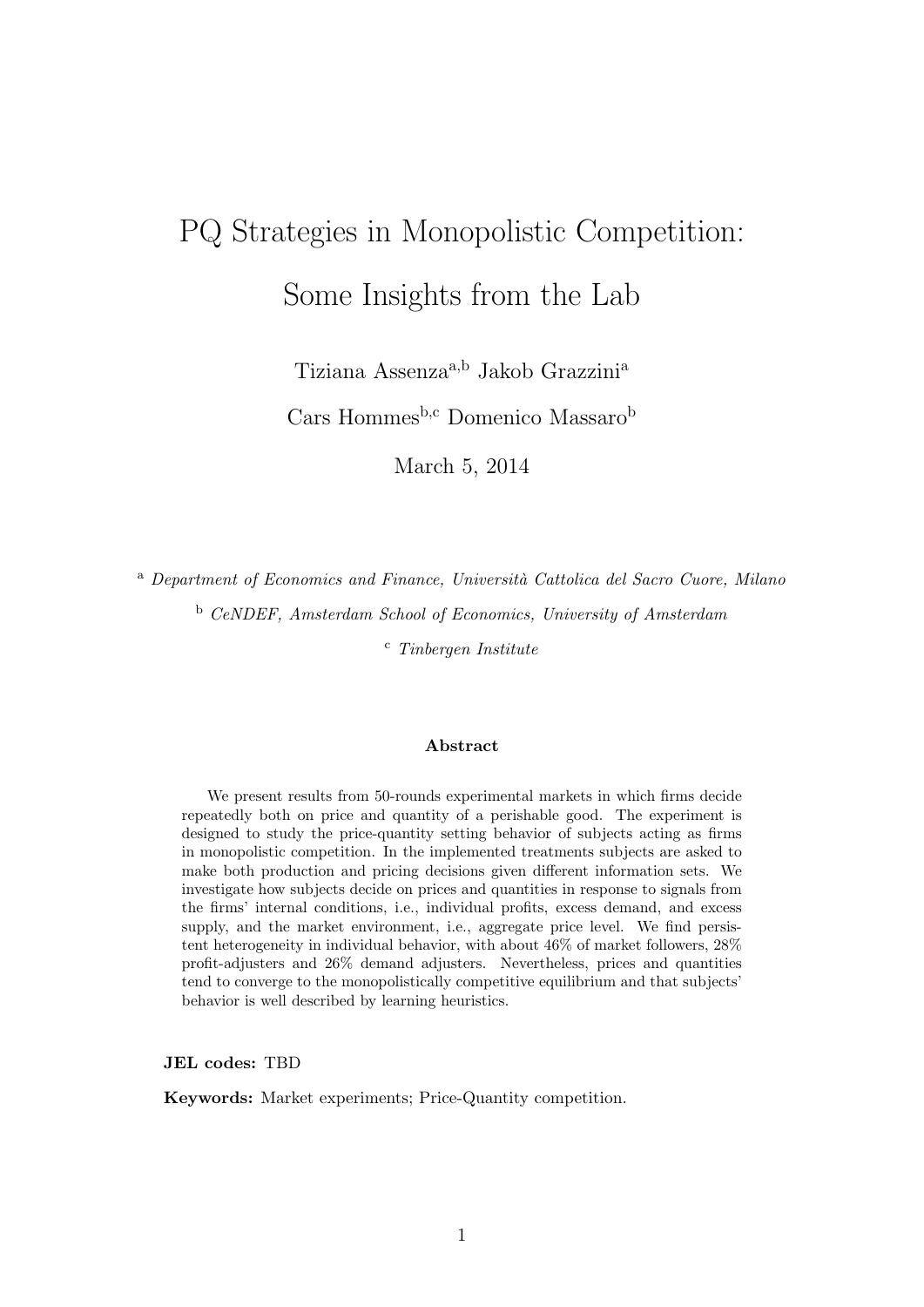# PQ Strategies in Monopolistic Competition: Some Insights from the Lab

Tiziana Assenza[a,b] Jakob Grazzini[a]

Cars Hommes[b,c] Domenico Massaro[b]

March 5, 2014

[a] *Department of Economics and Finance, Università Cattolica del Sacro Cuore, Milano*

[b] *CeNDEF, Amsterdam School of Economics, University of Amsterdam*

[c] *Tinbergen Institute*

#### Abstract

We present results from 50-rounds experimental markets in which firms decide repeatedly both on price and quantity of a perishable good. The experiment is designed to study the price-quantity setting behavior of subjects acting as firms in monopolistic competition. In the implemented treatments subjects are asked to make both production and pricing decisions given different information sets. We investigate how subjects decide on prices and quantities in response to signals from the firms' internal conditions, i.e., individual profits, excess demand, and excess supply, and the market environment, i.e., aggregate price level. We find persistent heterogeneity in individual behavior, with about 46% of market followers, 28% profit-adjusters and 26% demand adjusters. Nevertheless, prices and quantities tend to converge to the monopolistically competitive equilibrium and that subjects' behavior is well described by learning heuristics.

**JEL codes:** TBD

**Keywords:** Market experiments; Price-Quantity competition.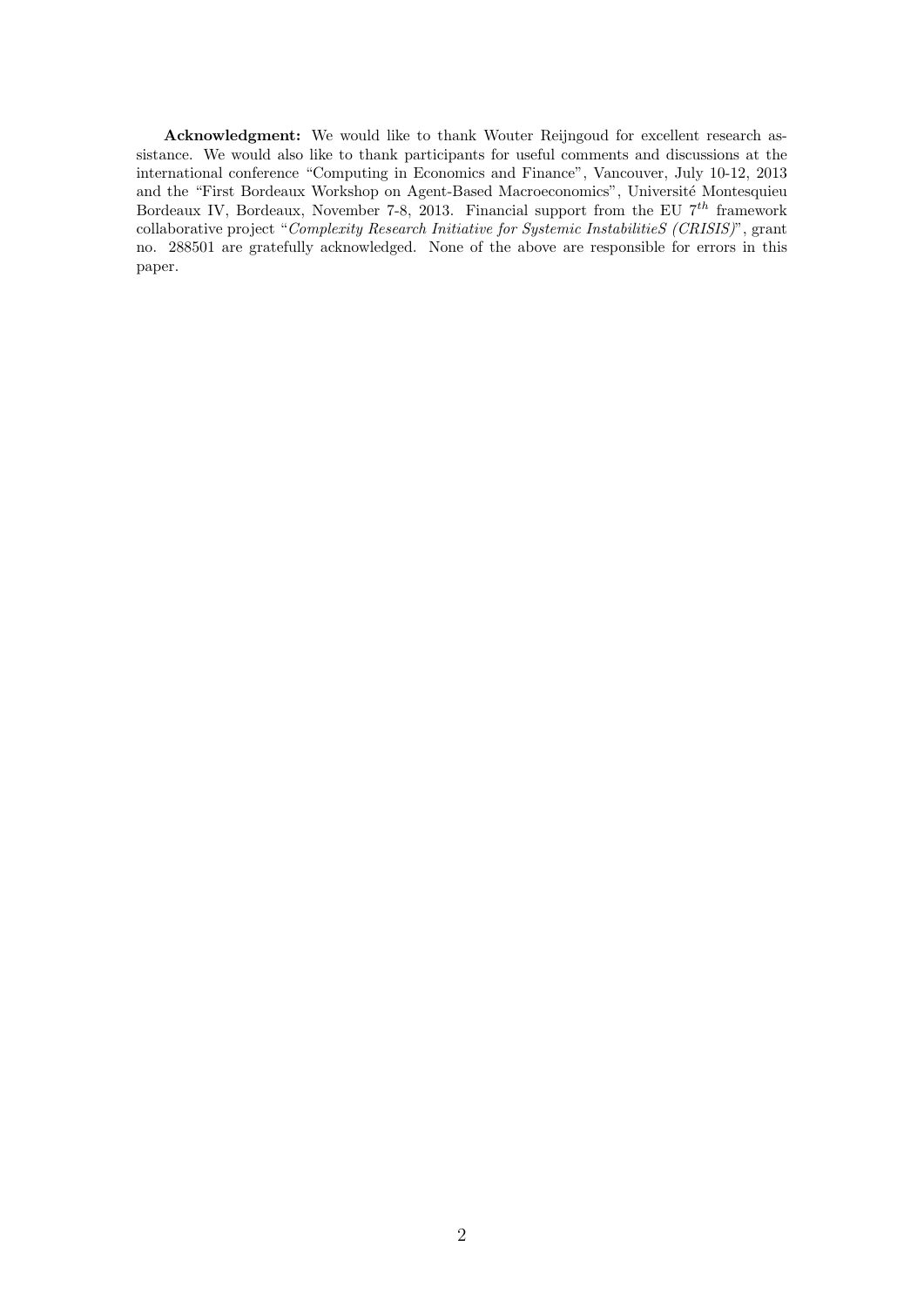**Acknowledgment:** We would like to thank Wouter Reijngoud for excellent research assistance. We would also like to thank participants for useful comments and discussions at the international conference "Computing in Economics and Finance", Vancouver, July 10-12, 2013 and the "First Bordeaux Workshop on Agent-Based Macroeconomics", Université Montesquieu Bordeaux IV, Bordeaux, November 7-8, 2013. Financial support from the EU $7^{th}$ framework collaborative project "*Complexity Research Initiative for Systemic InstabilitieS (CRISIS)*", grant no. 288501 are gratefully acknowledged. None of the above are responsible for errors in this paper.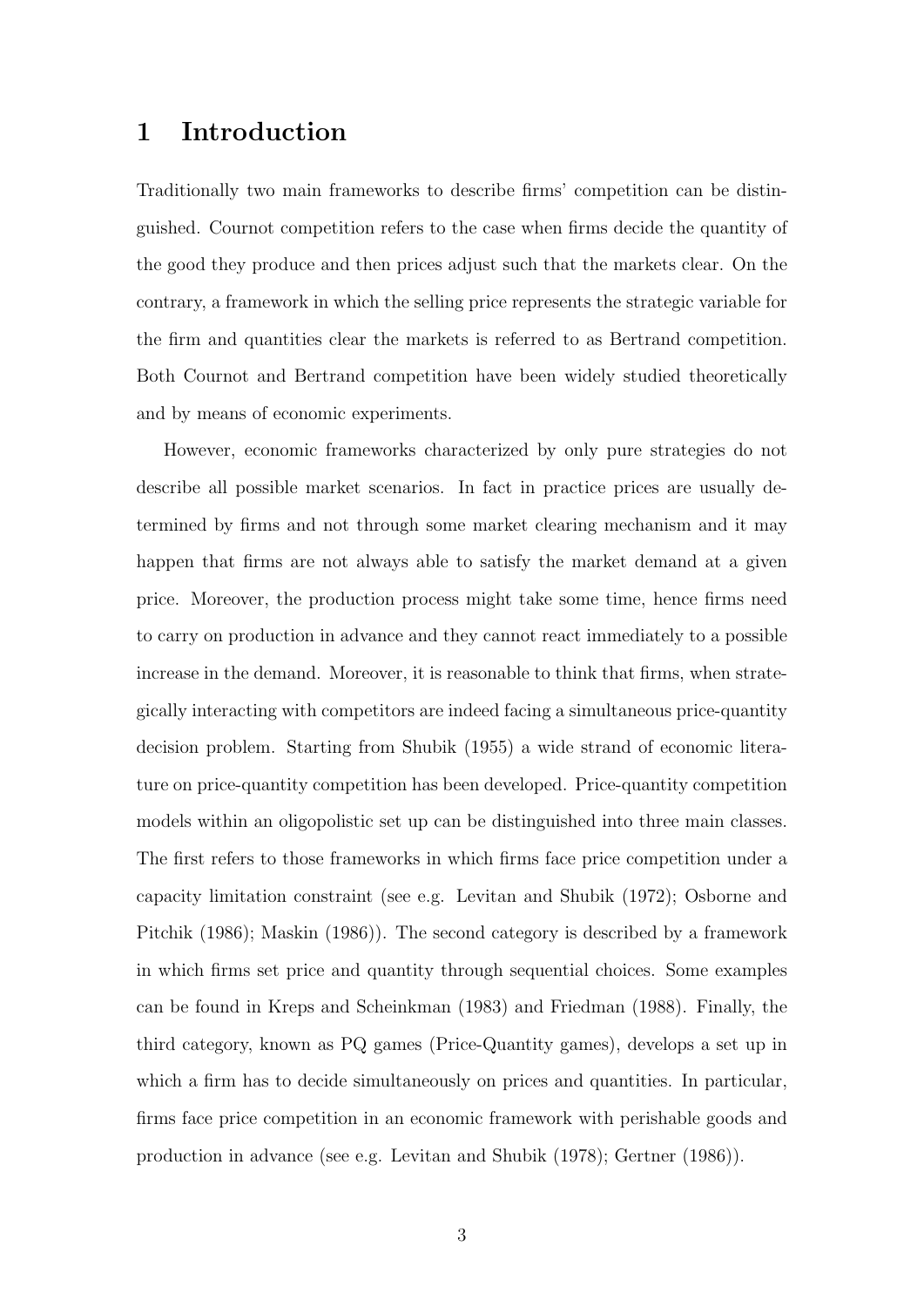# 1 Introduction

Traditionally two main frameworks to describe firms' competition can be distinguished. Cournot competition refers to the case when firms decide the quantity of the good they produce and then prices adjust such that the markets clear. On the contrary, a framework in which the selling price represents the strategic variable for the firm and quantities clear the markets is referred to as Bertrand competition. Both Cournot and Bertrand competition have been widely studied theoretically and by means of economic experiments.

However, economic frameworks characterized by only pure strategies do not describe all possible market scenarios. In fact in practice prices are usually determined by firms and not through some market clearing mechanism and it may happen that firms are not always able to satisfy the market demand at a given price. Moreover, the production process might take some time, hence firms need to carry on production in advance and they cannot react immediately to a possible increase in the demand. Moreover, it is reasonable to think that firms, when strategically interacting with competitors are indeed facing a simultaneous price-quantity decision problem. Starting from Shubik (1955) a wide strand of economic literature on price-quantity competition has been developed. Price-quantity competition models within an oligopolistic set up can be distinguished into three main classes. The first refers to those frameworks in which firms face price competition under a capacity limitation constraint (see e.g. Levitan and Shubik (1972); Osborne and Pitchik (1986); Maskin (1986)). The second category is described by a framework in which firms set price and quantity through sequential choices. Some examples can be found in Kreps and Scheinkman (1983) and Friedman (1988). Finally, the third category, known as PQ games (Price-Quantity games), develops a set up in which a firm has to decide simultaneously on prices and quantities. In particular, firms face price competition in an economic framework with perishable goods and production in advance (see e.g. Levitan and Shubik (1978); Gertner (1986)).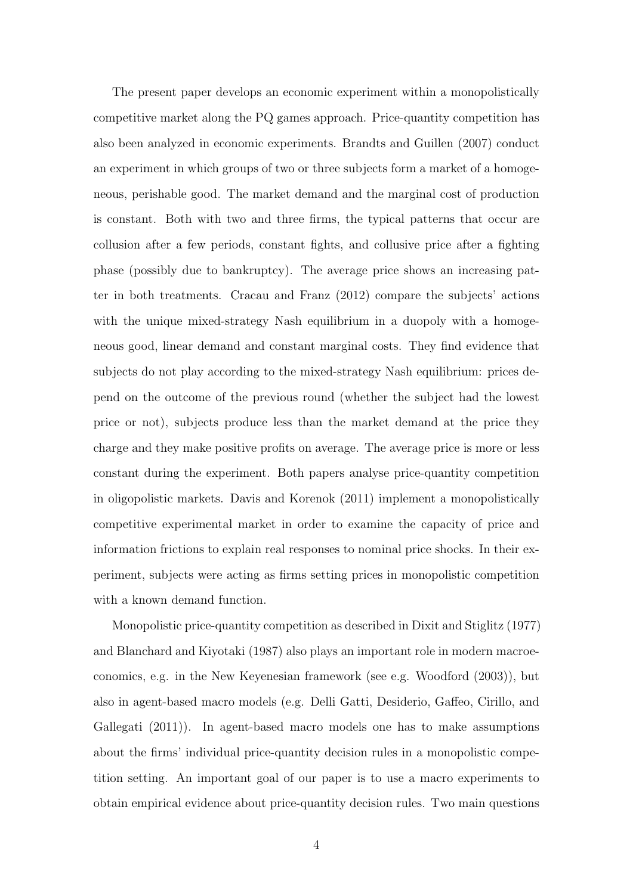The present paper develops an economic experiment within a monopolistically competitive market along the PQ games approach. Price-quantity competition has also been analyzed in economic experiments. Brandts and Guillen (2007) conduct an experiment in which groups of two or three subjects form a market of a homogeneous, perishable good. The market demand and the marginal cost of production is constant. Both with two and three firms, the typical patterns that occur are collusion after a few periods, constant fights, and collusive price after a fighting phase (possibly due to bankruptcy). The average price shows an increasing patter in both treatments. Cracau and Franz (2012) compare the subjects' actions with the unique mixed-strategy Nash equilibrium in a duopoly with a homogeneous good, linear demand and constant marginal costs. They find evidence that subjects do not play according to the mixed-strategy Nash equilibrium: prices depend on the outcome of the previous round (whether the subject had the lowest price or not), subjects produce less than the market demand at the price they charge and they make positive profits on average. The average price is more or less constant during the experiment. Both papers analyse price-quantity competition in oligopolistic markets. Davis and Korenok (2011) implement a monopolistically competitive experimental market in order to examine the capacity of price and information frictions to explain real responses to nominal price shocks. In their experiment, subjects were acting as firms setting prices in monopolistic competition with a known demand function.

Monopolistic price-quantity competition as described in Dixit and Stiglitz (1977) and Blanchard and Kiyotaki (1987) also plays an important role in modern macroeconomics, e.g. in the New Keyenesian framework (see e.g. Woodford (2003)), but also in agent-based macro models (e.g. Delli Gatti, Desiderio, Gaffeo, Cirillo, and Gallegati (2011)). In agent-based macro models one has to make assumptions about the firms' individual price-quantity decision rules in a monopolistic competition setting. An important goal of our paper is to use a macro experiments to obtain empirical evidence about price-quantity decision rules. Two main questions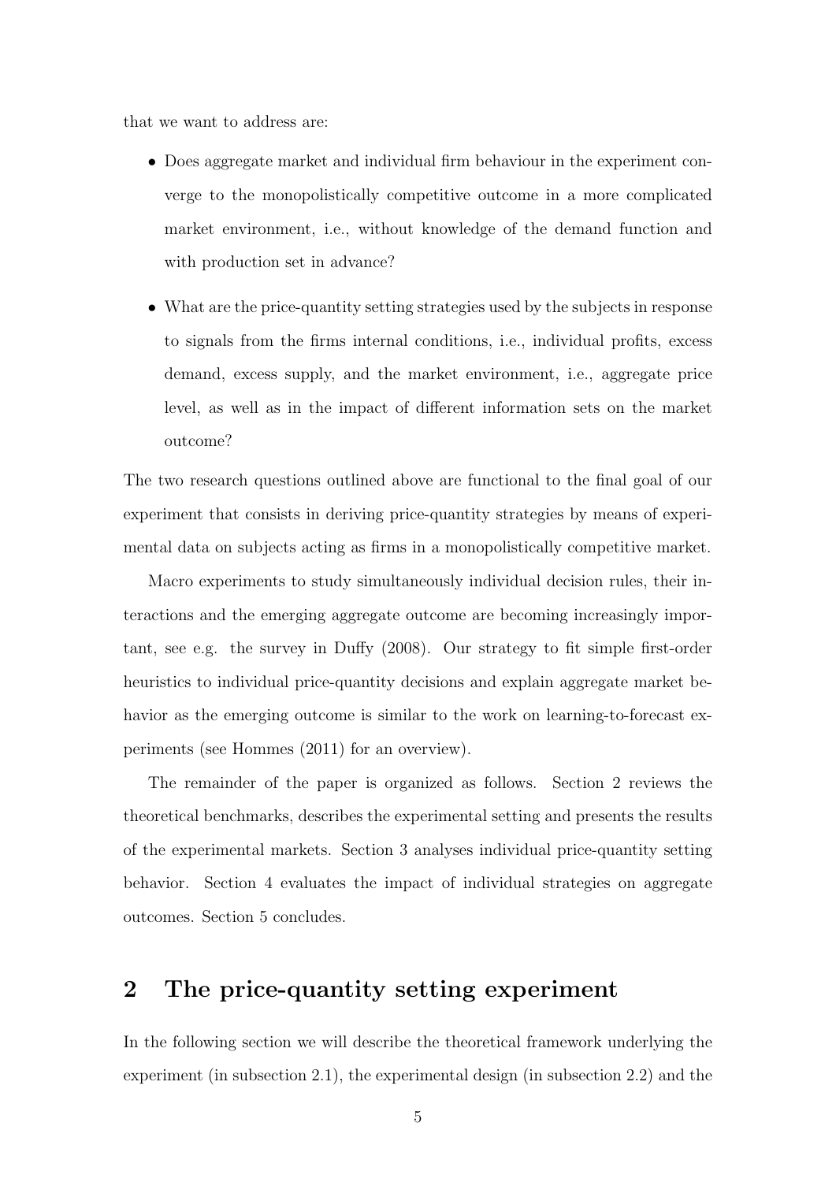that we want to address are:

- Does aggregate market and individual firm behaviour in the experiment converge to the monopolistically competitive outcome in a more complicated market environment, i.e., without knowledge of the demand function and with production set in advance?
- What are the price-quantity setting strategies used by the subjects in response to signals from the firms internal conditions, i.e., individual profits, excess demand, excess supply, and the market environment, i.e., aggregate price level, as well as in the impact of different information sets on the market outcome?

The two research questions outlined above are functional to the final goal of our experiment that consists in deriving price-quantity strategies by means of experimental data on subjects acting as firms in a monopolistically competitive market.

Macro experiments to study simultaneously individual decision rules, their interactions and the emerging aggregate outcome are becoming increasingly important, see e.g. the survey in Duffy (2008). Our strategy to fit simple first-order heuristics to individual price-quantity decisions and explain aggregate market behavior as the emerging outcome is similar to the work on learning-to-forecast experiments (see Hommes (2011) for an overview).

The remainder of the paper is organized as follows. Section 2 reviews the theoretical benchmarks, describes the experimental setting and presents the results of the experimental markets. Section 3 analyses individual price-quantity setting behavior. Section 4 evaluates the impact of individual strategies on aggregate outcomes. Section 5 concludes.

## 2 The price-quantity setting experiment

In the following section we will describe the theoretical framework underlying the experiment (in subsection 2.1), the experimental design (in subsection 2.2) and the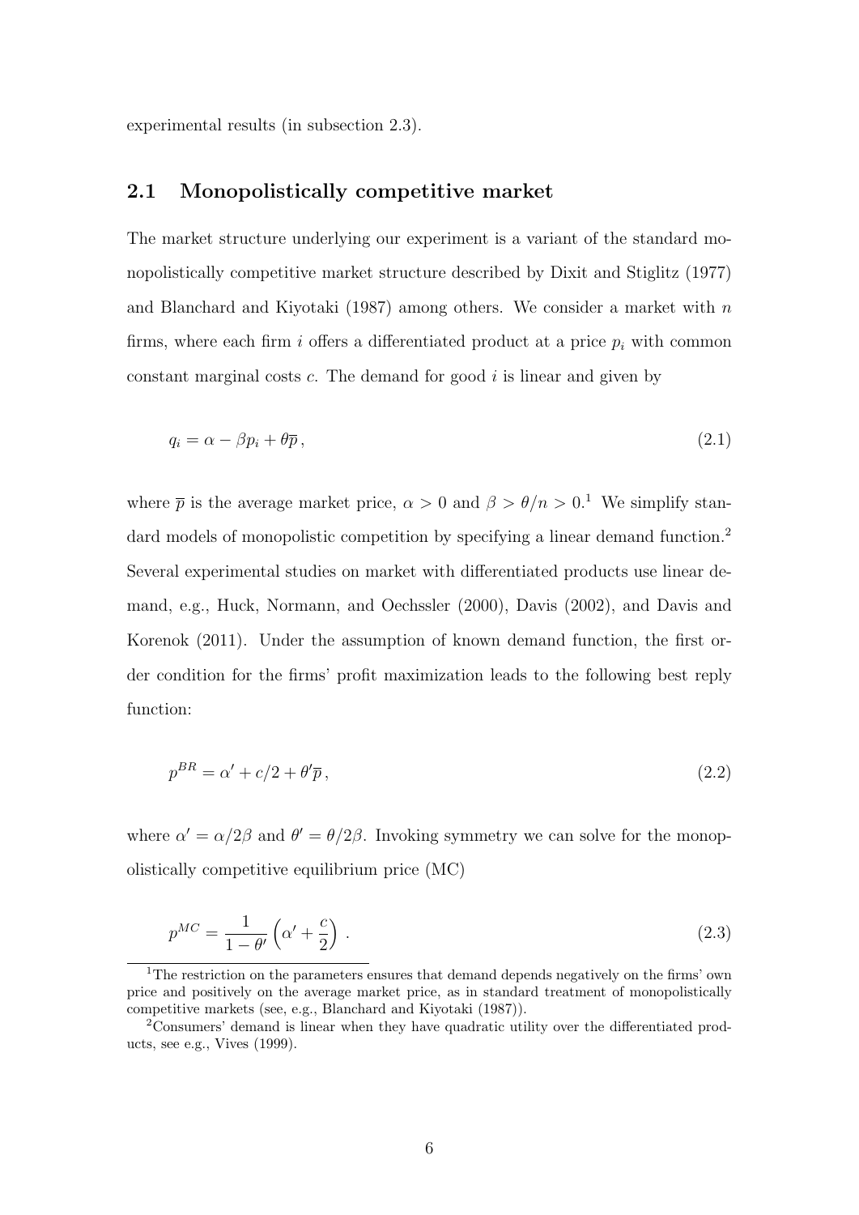experimental results (in subsection 2.3).

## 2.1 Monopolistically competitive market

The market structure underlying our experiment is a variant of the standard monopolistically competitive market structure described by Dixit and Stiglitz (1977) and Blanchard and Kiyotaki (1987) among others. We consider a market with $n$ firms, where each firm $i$ offers a differentiated product at a price $p_i$ with common constant marginal costs $c$. The demand for good $i$ is linear and given by

$$q_i = \alpha - \beta p_i + \theta \overline{p}\,, \tag{2.1}$$

where $\overline{p}$ is the average market price, $\alpha > 0$ and $\beta > \theta/n > 0$.[1] We simplify standard models of monopolistic competition by specifying a linear demand function.[2] Several experimental studies on market with differentiated products use linear demand, e.g., Huck, Normann, and Oechssler (2000), Davis (2002), and Davis and Korenok (2011). Under the assumption of known demand function, the first order condition for the firms' profit maximization leads to the following best reply function:

$$p^{BR} = \alpha' + c/2 + \theta' \overline{p}\,, \tag{2.2}$$

where $\alpha' = \alpha/2\beta$ and $\theta' = \theta/2\beta$. Invoking symmetry we can solve for the monopolistically competitive equilibrium price (MC)

$$p^{MC} = \frac{1}{1-\theta'}\left(\alpha' + \frac{c}{2}\right)\,. \tag{2.3}$$

[1] The restriction on the parameters ensures that demand depends negatively on the firms' own price and positively on the average market price, as in standard treatment of monopolistically competitive markets (see, e.g., Blanchard and Kiyotaki (1987)).

[2] Consumers' demand is linear when they have quadratic utility over the differentiated products, see e.g., Vives (1999).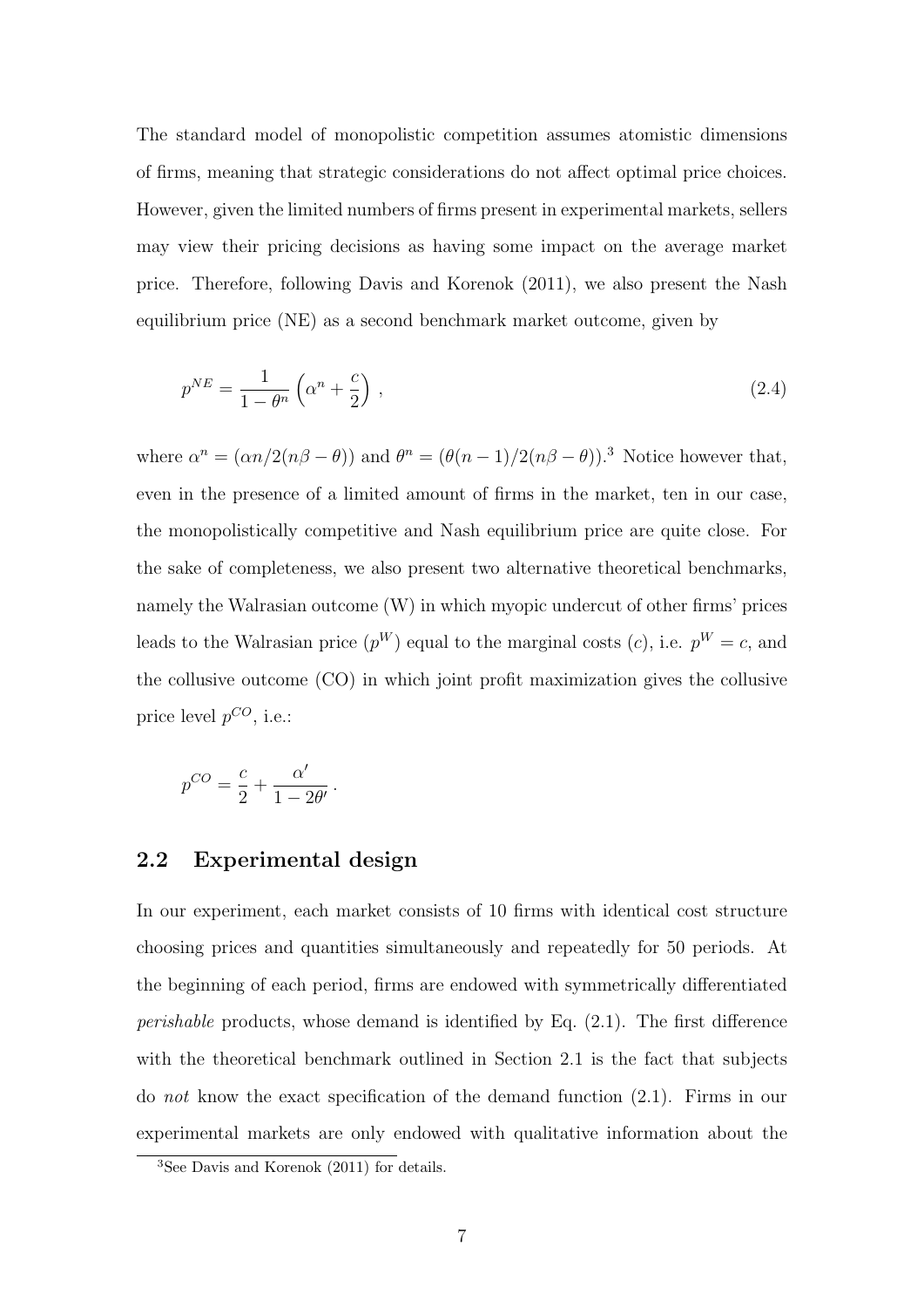The standard model of monopolistic competition assumes atomistic dimensions of firms, meaning that strategic considerations do not affect optimal price choices. However, given the limited numbers of firms present in experimental markets, sellers may view their pricing decisions as having some impact on the average market price. Therefore, following Davis and Korenok (2011), we also present the Nash equilibrium price (NE) as a second benchmark market outcome, given by

$$p^{NE} = \frac{1}{1-\theta^n}\left(\alpha^n + \frac{c}{2}\right) , \tag{2.4}$$

where $\alpha^n = (\alpha n / 2(n\beta - \theta))$ and $\theta^n = (\theta(n-1)/2(n\beta - \theta))$.[3] Notice however that, even in the presence of a limited amount of firms in the market, ten in our case, the monopolistically competitive and Nash equilibrium price are quite close. For the sake of completeness, we also present two alternative theoretical benchmarks, namely the Walrasian outcome (W) in which myopic undercut of other firms' prices leads to the Walrasian price ($p^W$) equal to the marginal costs ($c$), i.e. $p^W = c$, and the collusive outcome (CO) in which joint profit maximization gives the collusive price level $p^{CO}$, i.e.:

$$p^{CO} = \frac{c}{2} + \frac{\alpha'}{1-2\theta'} .$$

## 2.2 Experimental design

In our experiment, each market consists of 10 firms with identical cost structure choosing prices and quantities simultaneously and repeatedly for 50 periods. At the beginning of each period, firms are endowed with symmetrically differentiated *perishable* products, whose demand is identified by Eq. (2.1). The first difference with the theoretical benchmark outlined in Section 2.1 is the fact that subjects do *not* know the exact specification of the demand function (2.1). Firms in our experimental markets are only endowed with qualitative information about the

[3] See Davis and Korenok (2011) for details.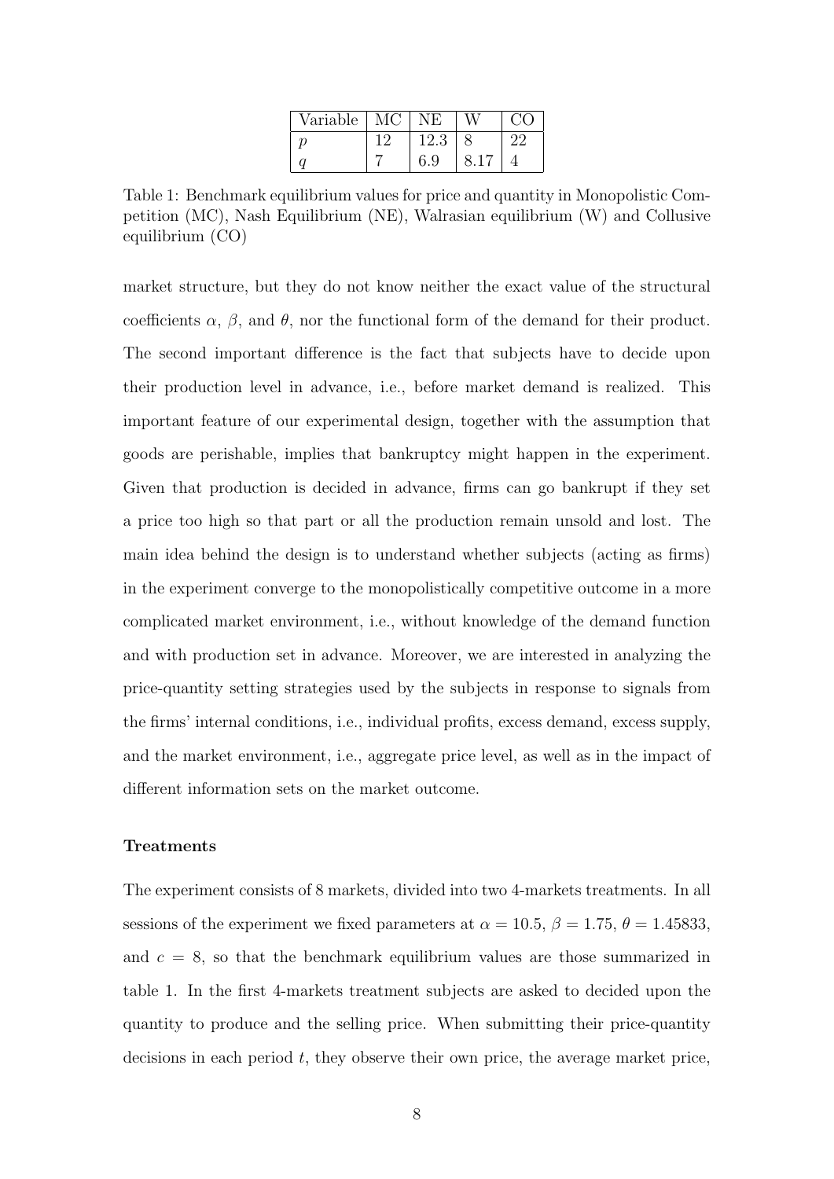| Variable | MC | NE | W | CO |
|---|---|---|---|---|
| $p$ | 12 | 12.3 | 8 | 22 |
| $q$ | 7 | 6.9 | 8.17 | 4 |

Table 1: Benchmark equilibrium values for price and quantity in Monopolistic Competition (MC), Nash Equilibrium (NE), Walrasian equilibrium (W) and Collusive equilibrium (CO)

market structure, but they do not know neither the exact value of the structural coefficients $\alpha$, $\beta$, and $\theta$, nor the functional form of the demand for their product. The second important difference is the fact that subjects have to decide upon their production level in advance, i.e., before market demand is realized. This important feature of our experimental design, together with the assumption that goods are perishable, implies that bankruptcy might happen in the experiment. Given that production is decided in advance, firms can go bankrupt if they set a price too high so that part or all the production remain unsold and lost. The main idea behind the design is to understand whether subjects (acting as firms) in the experiment converge to the monopolistically competitive outcome in a more complicated market environment, i.e., without knowledge of the demand function and with production set in advance. Moreover, we are interested in analyzing the price-quantity setting strategies used by the subjects in response to signals from the firms' internal conditions, i.e., individual profits, excess demand, excess supply, and the market environment, i.e., aggregate price level, as well as in the impact of different information sets on the market outcome.

**Treatments**

The experiment consists of 8 markets, divided into two 4-markets treatments. In all sessions of the experiment we fixed parameters at $\alpha = 10.5$, $\beta = 1.75$, $\theta = 1.45833$, and $c = 8$, so that the benchmark equilibrium values are those summarized in table 1. In the first 4-markets treatment subjects are asked to decided upon the quantity to produce and the selling price. When submitting their price-quantity decisions in each period $t$, they observe their own price, the average market price,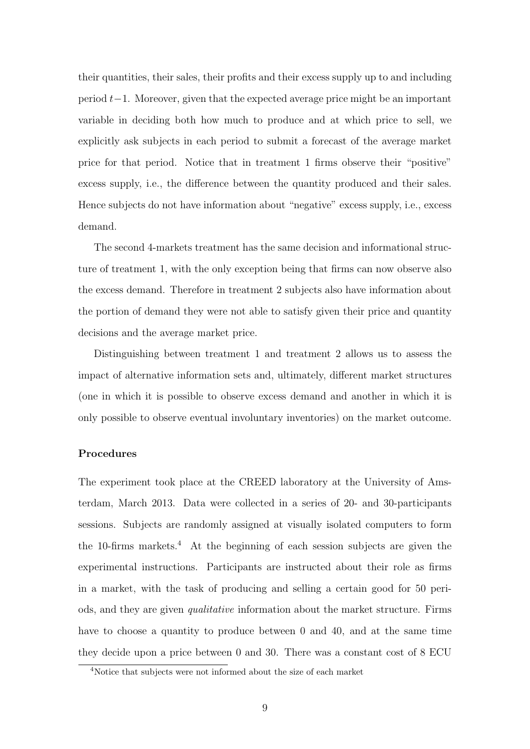their quantities, their sales, their profits and their excess supply up to and including period $t-1$. Moreover, given that the expected average price might be an important variable in deciding both how much to produce and at which price to sell, we explicitly ask subjects in each period to submit a forecast of the average market price for that period. Notice that in treatment 1 firms observe their "positive" excess supply, i.e., the difference between the quantity produced and their sales. Hence subjects do not have information about "negative" excess supply, i.e., excess demand.

The second 4-markets treatment has the same decision and informational structure of treatment 1, with the only exception being that firms can now observe also the excess demand. Therefore in treatment 2 subjects also have information about the portion of demand they were not able to satisfy given their price and quantity decisions and the average market price.

Distinguishing between treatment 1 and treatment 2 allows us to assess the impact of alternative information sets and, ultimately, different market structures (one in which it is possible to observe excess demand and another in which it is only possible to observe eventual involuntary inventories) on the market outcome.

**Procedures**

The experiment took place at the CREED laboratory at the University of Amsterdam, March 2013. Data were collected in a series of 20- and 30-participants sessions. Subjects are randomly assigned at visually isolated computers to form the 10-firms markets.[4] At the beginning of each session subjects are given the experimental instructions. Participants are instructed about their role as firms in a market, with the task of producing and selling a certain good for 50 periods, and they are given *qualitative* information about the market structure. Firms have to choose a quantity to produce between 0 and 40, and at the same time they decide upon a price between 0 and 30. There was a constant cost of 8 ECU

[4] Notice that subjects were not informed about the size of each market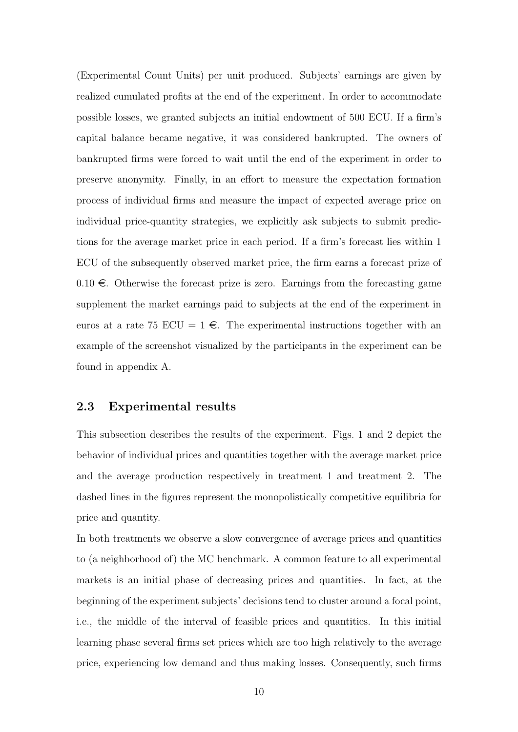(Experimental Count Units) per unit produced. Subjects' earnings are given by realized cumulated profits at the end of the experiment. In order to accommodate possible losses, we granted subjects an initial endowment of 500 ECU. If a firm's capital balance became negative, it was considered bankrupted. The owners of bankrupted firms were forced to wait until the end of the experiment in order to preserve anonymity. Finally, in an effort to measure the expectation formation process of individual firms and measure the impact of expected average price on individual price-quantity strategies, we explicitly ask subjects to submit predictions for the average market price in each period. If a firm's forecast lies within 1 ECU of the subsequently observed market price, the firm earns a forecast prize of 0.10 €. Otherwise the forecast prize is zero. Earnings from the forecasting game supplement the market earnings paid to subjects at the end of the experiment in euros at a rate 75 ECU = 1 €. The experimental instructions together with an example of the screenshot visualized by the participants in the experiment can be found in appendix A.

### 2.3 Experimental results

This subsection describes the results of the experiment. Figs. 1 and 2 depict the behavior of individual prices and quantities together with the average market price and the average production respectively in treatment 1 and treatment 2. The dashed lines in the figures represent the monopolistically competitive equilibria for price and quantity.

In both treatments we observe a slow convergence of average prices and quantities to (a neighborhood of) the MC benchmark. A common feature to all experimental markets is an initial phase of decreasing prices and quantities. In fact, at the beginning of the experiment subjects' decisions tend to cluster around a focal point, i.e., the middle of the interval of feasible prices and quantities. In this initial learning phase several firms set prices which are too high relatively to the average price, experiencing low demand and thus making losses. Consequently, such firms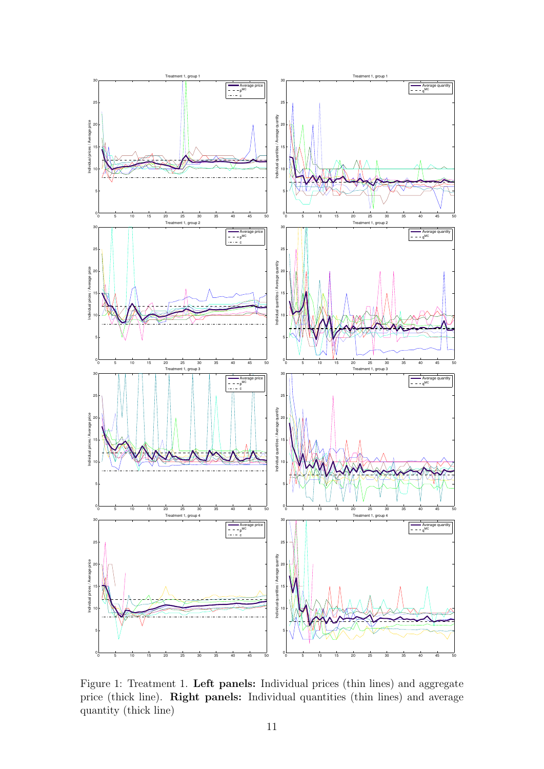Figure 1: Treatment 1. **Left panels:** Individual prices (thin lines) and aggregate price (thick line). **Right panels:** Individual quantities (thin lines) and average quantity (thick line)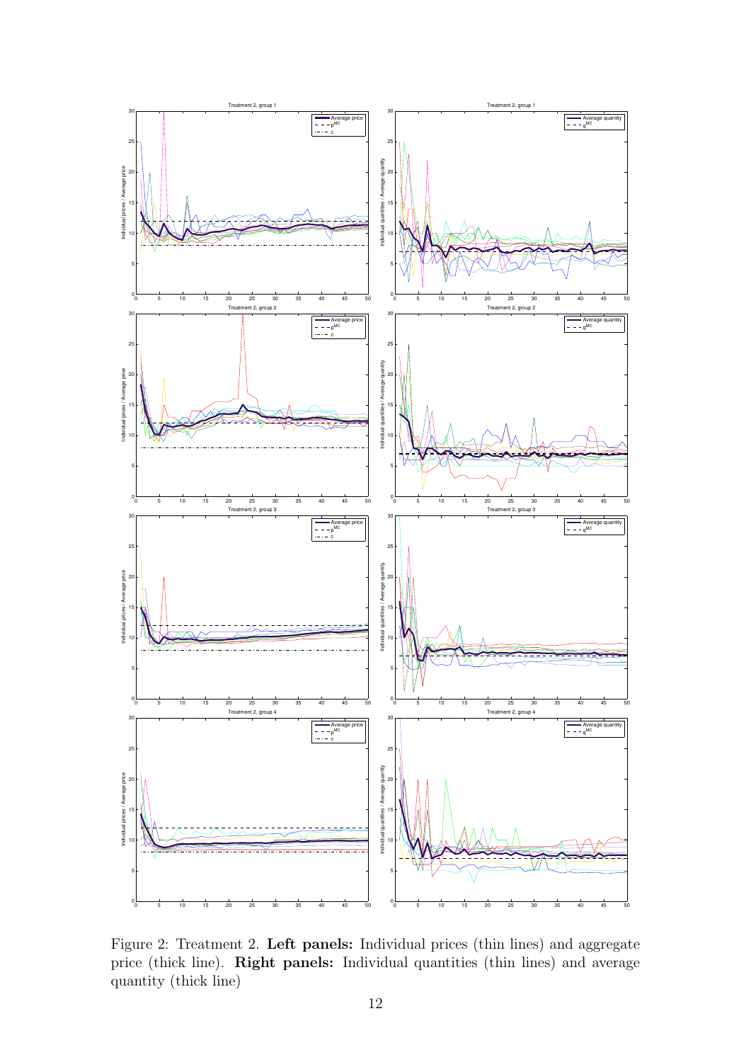Figure 2: Treatment 2. **Left panels:** Individual prices (thin lines) and aggregate price (thick line). **Right panels:** Individual quantities (thin lines) and average quantity (thick line)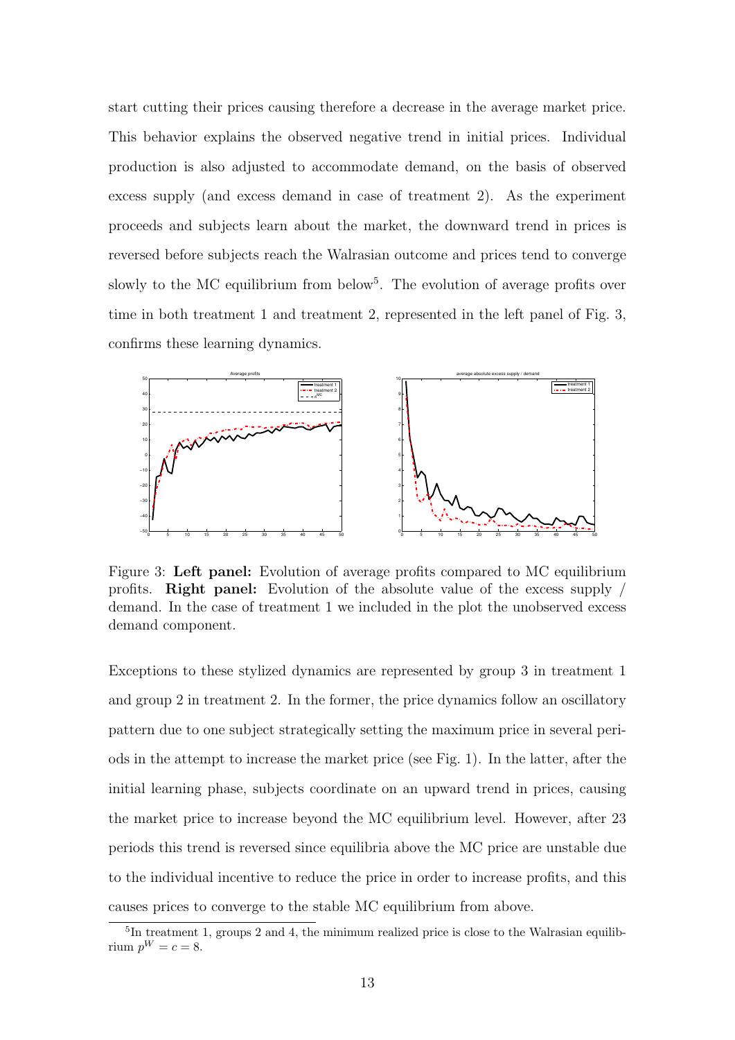start cutting their prices causing therefore a decrease in the average market price. This behavior explains the observed negative trend in initial prices. Individual production is also adjusted to accommodate demand, on the basis of observed excess supply (and excess demand in case of treatment 2). As the experiment proceeds and subjects learn about the market, the downward trend in prices is reversed before subjects reach the Walrasian outcome and prices tend to converge slowly to the MC equilibrium from below[5]. The evolution of average profits over time in both treatment 1 and treatment 2, represented in the left panel of Fig. 3, confirms these learning dynamics.

Figure 3: **Left panel:** Evolution of average profits compared to MC equilibrium profits. **Right panel:** Evolution of the absolute value of the excess supply / demand. In the case of treatment 1 we included in the plot the unobserved excess demand component.

Exceptions to these stylized dynamics are represented by group 3 in treatment 1 and group 2 in treatment 2. In the former, the price dynamics follow an oscillatory pattern due to one subject strategically setting the maximum price in several periods in the attempt to increase the market price (see Fig. 1). In the latter, after the initial learning phase, subjects coordinate on an upward trend in prices, causing the market price to increase beyond the MC equilibrium level. However, after 23 periods this trend is reversed since equilibria above the MC price are unstable due to the individual incentive to reduce the price in order to increase profits, and this causes prices to converge to the stable MC equilibrium from above.

[5] In treatment 1, groups 2 and 4, the minimum realized price is close to the Walrasian equilibrium $p^W = c = 8$.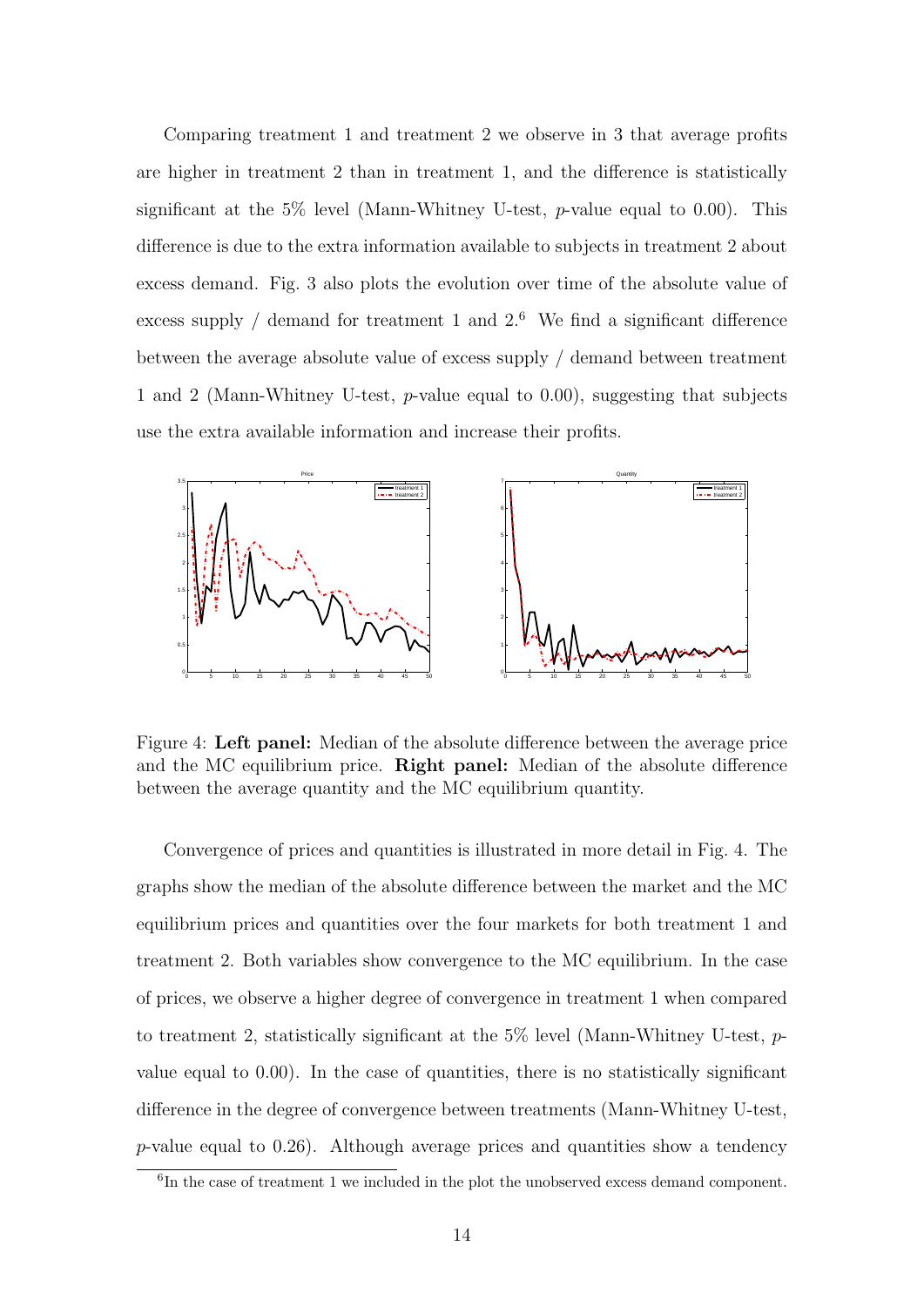Comparing treatment 1 and treatment 2 we observe in 3 that average profits are higher in treatment 2 than in treatment 1, and the difference is statistically significant at the 5% level (Mann-Whitney U-test, $p$-value equal to 0.00). This difference is due to the extra information available to subjects in treatment 2 about excess demand. Fig. 3 also plots the evolution over time of the absolute value of excess supply / demand for treatment 1 and 2.[6] We find a significant difference between the average absolute value of excess supply / demand between treatment 1 and 2 (Mann-Whitney U-test, $p$-value equal to 0.00), suggesting that subjects use the extra available information and increase their profits.

Figure 4: **Left panel:** Median of the absolute difference between the average price and the MC equilibrium price. **Right panel:** Median of the absolute difference between the average quantity and the MC equilibrium quantity.

Convergence of prices and quantities is illustrated in more detail in Fig. 4. The graphs show the median of the absolute difference between the market and the MC equilibrium prices and quantities over the four markets for both treatment 1 and treatment 2. Both variables show convergence to the MC equilibrium. In the case of prices, we observe a higher degree of convergence in treatment 1 when compared to treatment 2, statistically significant at the 5% level (Mann-Whitney U-test, $p$-value equal to 0.00). In the case of quantities, there is no statistically significant difference in the degree of convergence between treatments (Mann-Whitney U-test, $p$-value equal to 0.26). Although average prices and quantities show a tendency

[6] In the case of treatment 1 we included in the plot the unobserved excess demand component.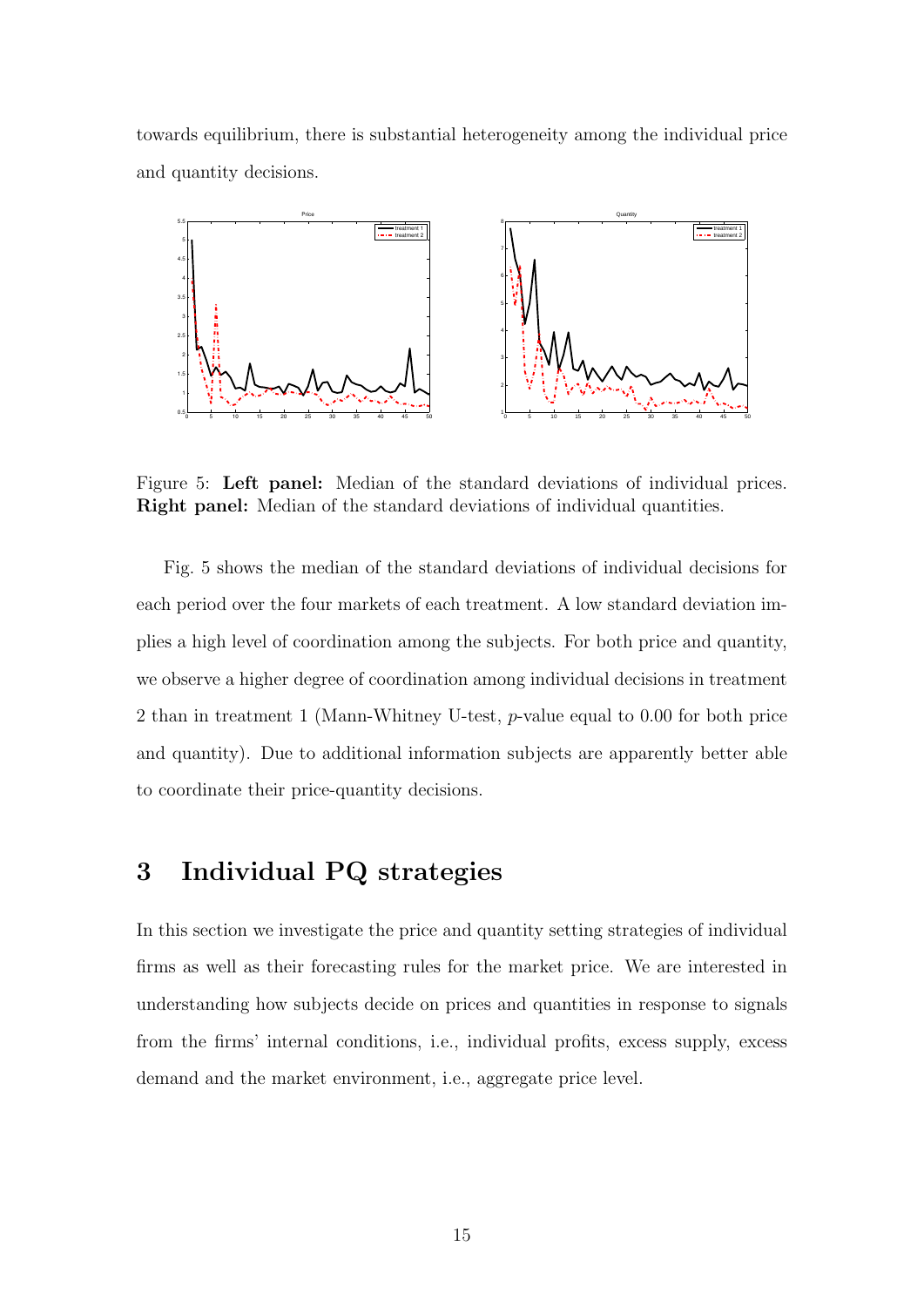towards equilibrium, there is substantial heterogeneity among the individual price and quantity decisions.

Figure 5: **Left panel:** Median of the standard deviations of individual prices. **Right panel:** Median of the standard deviations of individual quantities.

Fig. 5 shows the median of the standard deviations of individual decisions for each period over the four markets of each treatment. A low standard deviation implies a high level of coordination among the subjects. For both price and quantity, we observe a higher degree of coordination among individual decisions in treatment 2 than in treatment 1 (Mann-Whitney U-test, $p$-value equal to 0.00 for both price and quantity). Due to additional information subjects are apparently better able to coordinate their price-quantity decisions.

# 3 Individual PQ strategies

In this section we investigate the price and quantity setting strategies of individual firms as well as their forecasting rules for the market price. We are interested in understanding how subjects decide on prices and quantities in response to signals from the firms' internal conditions, i.e., individual profits, excess supply, excess demand and the market environment, i.e., aggregate price level.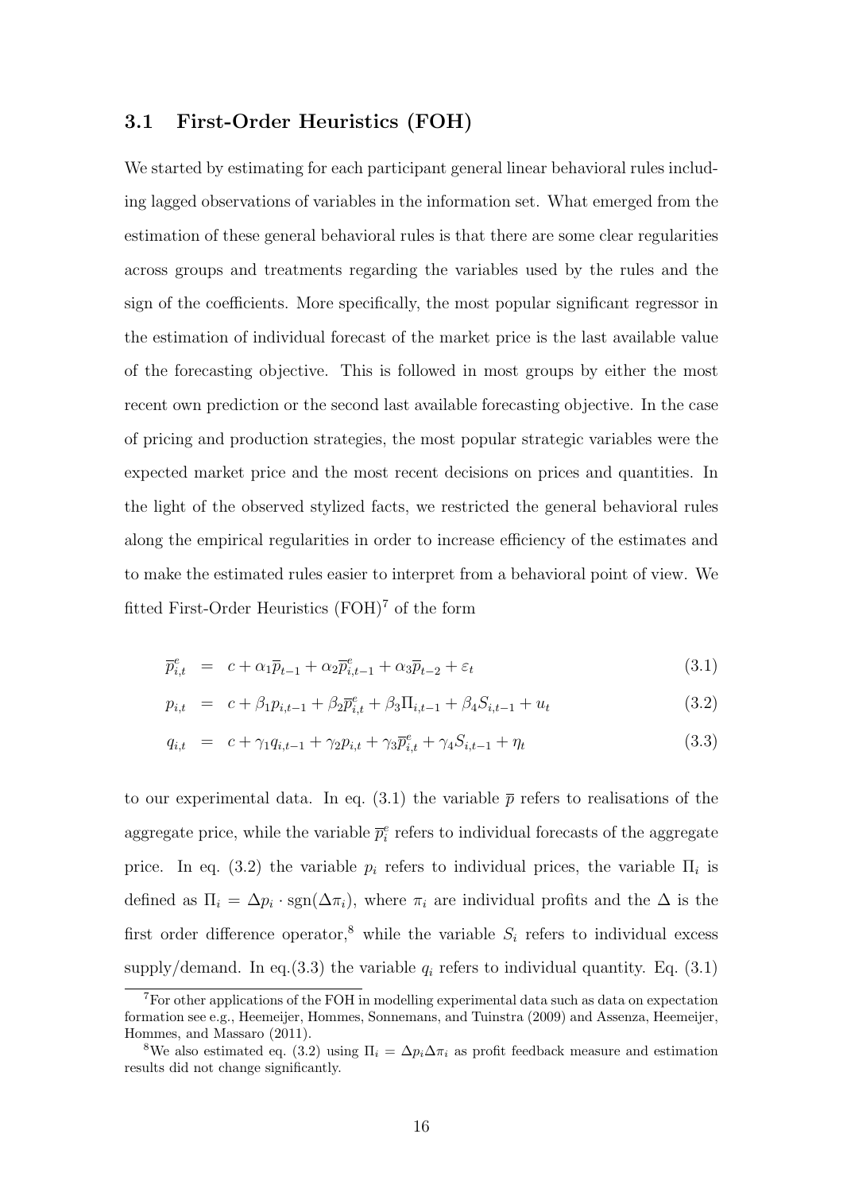### 3.1 First-Order Heuristics (FOH)

We started by estimating for each participant general linear behavioral rules including lagged observations of variables in the information set. What emerged from the estimation of these general behavioral rules is that there are some clear regularities across groups and treatments regarding the variables used by the rules and the sign of the coefficients. More specifically, the most popular significant regressor in the estimation of individual forecast of the market price is the last available value of the forecasting objective. This is followed in most groups by either the most recent own prediction or the second last available forecasting objective. In the case of pricing and production strategies, the most popular strategic variables were the expected market price and the most recent decisions on prices and quantities. In the light of the observed stylized facts, we restricted the general behavioral rules along the empirical regularities in order to increase efficiency of the estimates and to make the estimated rules easier to interpret from a behavioral point of view. We fitted First-Order Heuristics (FOH)[7] of the form

$$\overline{p}^e_{i,t} = c + \alpha_1 \overline{p}_{t-1} + \alpha_2 \overline{p}^e_{i,t-1} + \alpha_3 \overline{p}_{t-2} + \varepsilon_t \tag{3.1}$$

$$p_{i,t} = c + \beta_1 p_{i,t-1} + \beta_2 \overline{p}^e_{i,t} + \beta_3 \Pi_{i,t-1} + \beta_4 S_{i,t-1} + u_t \tag{3.2}$$

$$q_{i,t} = c + \gamma_1 q_{i,t-1} + \gamma_2 p_{i,t} + \gamma_3 \overline{p}^e_{i,t} + \gamma_4 S_{i,t-1} + \eta_t \tag{3.3}$$

to our experimental data. In eq. (3.1) the variable $\overline{p}$ refers to realisations of the aggregate price, while the variable $\overline{p}^e_i$ refers to individual forecasts of the aggregate price. In eq. (3.2) the variable $p_i$ refers to individual prices, the variable $\Pi_i$ is defined as $\Pi_i = \Delta p_i \cdot \text{sgn}(\Delta \pi_i)$, where $\pi_i$ are individual profits and the $\Delta$ is the first order difference operator,[8] while the variable $S_i$ refers to individual excess supply/demand. In eq.(3.3) the variable $q_i$ refers to individual quantity. Eq. (3.1)

---

[7] For other applications of the FOH in modelling experimental data such as data on expectation formation see e.g., Heemeijer, Hommes, Sonnemans, and Tuinstra (2009) and Assenza, Heemeijer, Hommes, and Massaro (2011).

[8] We also estimated eq. (3.2) using $\Pi_i = \Delta p_i \Delta \pi_i$ as profit feedback measure and estimation results did not change significantly.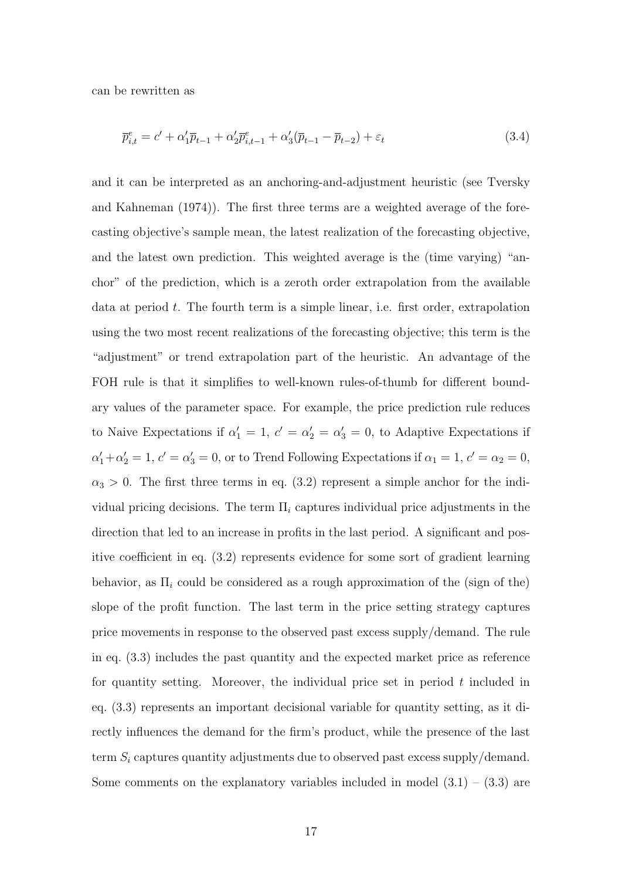can be rewritten as

$$\overline{p}^e_{i,t} = c' + \alpha'_1 \overline{p}_{t-1} + \alpha'_2 \overline{p}^e_{i,t-1} + \alpha'_3 (\overline{p}_{t-1} - \overline{p}_{t-2}) + \varepsilon_t \tag{3.4}$$

and it can be interpreted as an anchoring-and-adjustment heuristic (see Tversky and Kahneman (1974)). The first three terms are a weighted average of the forecasting objective's sample mean, the latest realization of the forecasting objective, and the latest own prediction. This weighted average is the (time varying) "anchor" of the prediction, which is a zeroth order extrapolation from the available data at period $t$. The fourth term is a simple linear, i.e. first order, extrapolation using the two most recent realizations of the forecasting objective; this term is the "adjustment" or trend extrapolation part of the heuristic. An advantage of the FOH rule is that it simplifies to well-known rules-of-thumb for different boundary values of the parameter space. For example, the price prediction rule reduces to Naive Expectations if $\alpha'_1 = 1$, $c' = \alpha'_2 = \alpha'_3 = 0$, to Adaptive Expectations if $\alpha'_1 + \alpha'_2 = 1$, $c' = \alpha'_3 = 0$, or to Trend Following Expectations if $\alpha_1 = 1$, $c' = \alpha_2 = 0$, $\alpha_3 > 0$. The first three terms in eq. (3.2) represent a simple anchor for the individual pricing decisions. The term $\Pi_i$ captures individual price adjustments in the direction that led to an increase in profits in the last period. A significant and positive coefficient in eq. (3.2) represents evidence for some sort of gradient learning behavior, as $\Pi_i$ could be considered as a rough approximation of the (sign of the) slope of the profit function. The last term in the price setting strategy captures price movements in response to the observed past excess supply/demand. The rule in eq. (3.3) includes the past quantity and the expected market price as reference for quantity setting. Moreover, the individual price set in period $t$ included in eq. (3.3) represents an important decisional variable for quantity setting, as it directly influences the demand for the firm's product, while the presence of the last term $S_i$ captures quantity adjustments due to observed past excess supply/demand. Some comments on the explanatory variables included in model (3.1) – (3.3) are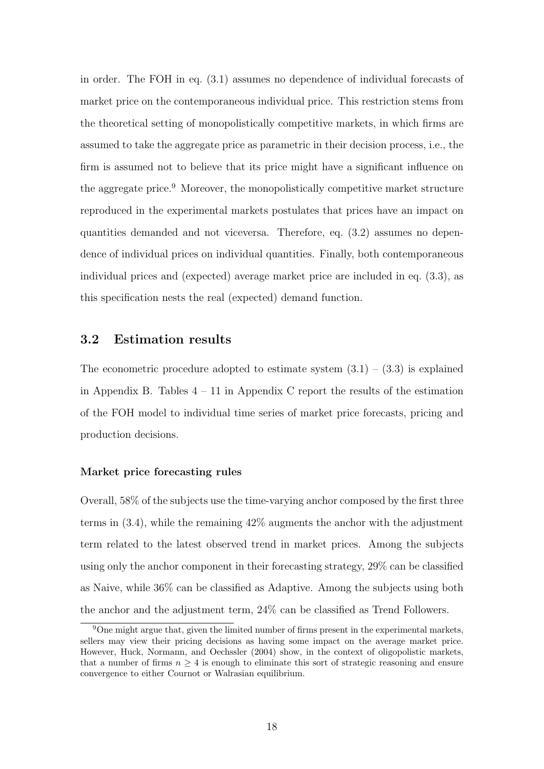in order. The FOH in eq. (3.1) assumes no dependence of individual forecasts of market price on the contemporaneous individual price. This restriction stems from the theoretical setting of monopolistically competitive markets, in which firms are assumed to take the aggregate price as parametric in their decision process, i.e., the firm is assumed not to believe that its price might have a significant influence on the aggregate price.[9] Moreover, the monopolistically competitive market structure reproduced in the experimental markets postulates that prices have an impact on quantities demanded and not viceversa. Therefore, eq. (3.2) assumes no dependence of individual prices on individual quantities. Finally, both contemporaneous individual prices and (expected) average market price are included in eq. (3.3), as this specification nests the real (expected) demand function.

## 3.2 Estimation results

The econometric procedure adopted to estimate system (3.1) – (3.3) is explained in Appendix B. Tables 4 – 11 in Appendix C report the results of the estimation of the FOH model to individual time series of market price forecasts, pricing and production decisions.

#### Market price forecasting rules

Overall, 58% of the subjects use the time-varying anchor composed by the first three terms in (3.4), while the remaining 42% augments the anchor with the adjustment term related to the latest observed trend in market prices. Among the subjects using only the anchor component in their forecasting strategy, 29% can be classified as Naive, while 36% can be classified as Adaptive. Among the subjects using both the anchor and the adjustment term, 24% can be classified as Trend Followers.

[9] One might argue that, given the limited number of firms present in the experimental markets, sellers may view their pricing decisions as having some impact on the average market price. However, Huck, Normann, and Oechssler (2004) show, in the context of oligopolistic markets, that a number of firms $n \geq 4$ is enough to eliminate this sort of strategic reasoning and ensure convergence to either Cournot or Walrasian equilibrium.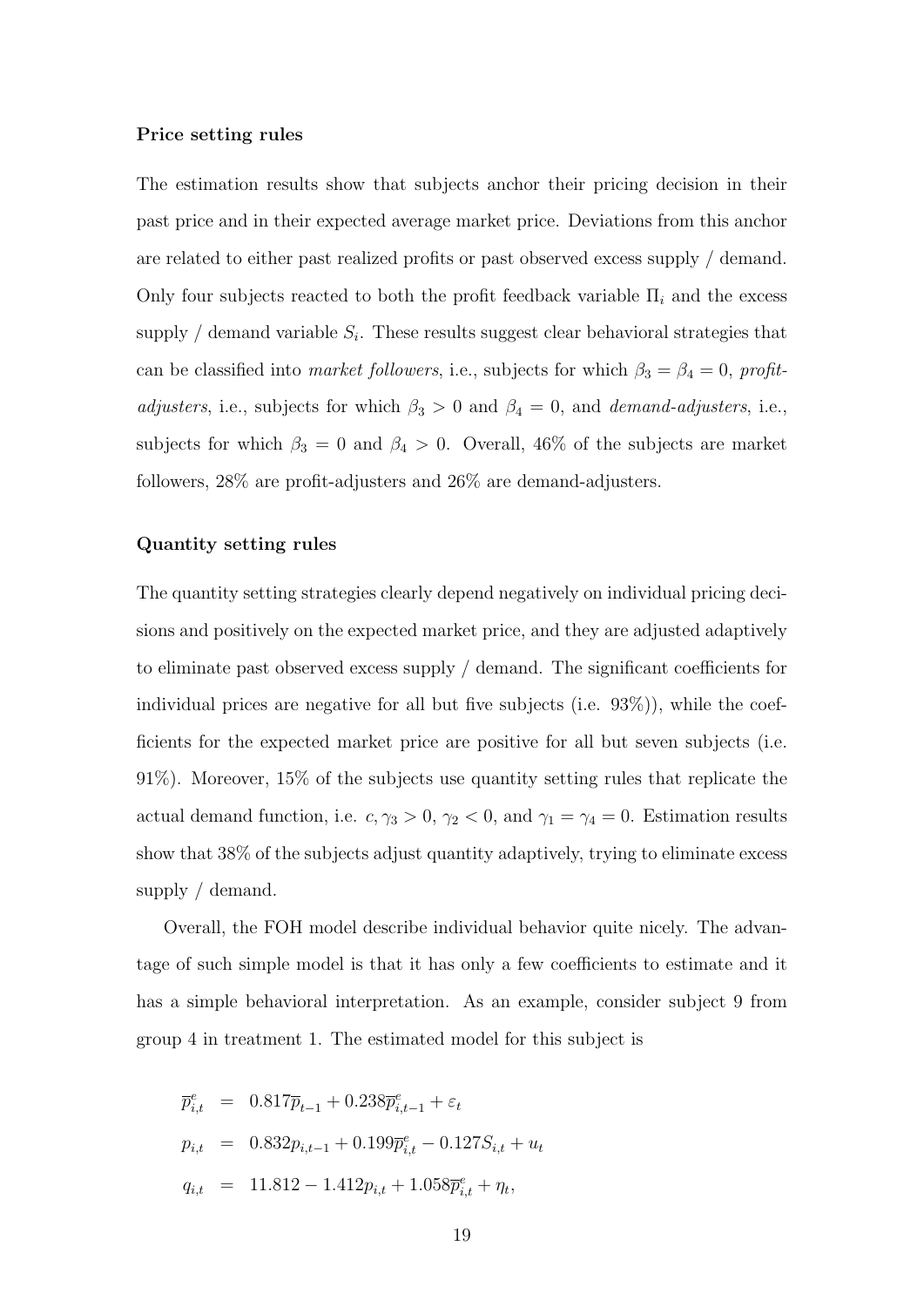**Price setting rules**

The estimation results show that subjects anchor their pricing decision in their past price and in their expected average market price. Deviations from this anchor are related to either past realized profits or past observed excess supply / demand. Only four subjects reacted to both the profit feedback variable $\Pi_i$ and the excess supply / demand variable $S_i$. These results suggest clear behavioral strategies that can be classified into *market followers*, i.e., subjects for which $\beta_3 = \beta_4 = 0$, *profit-adjusters*, i.e., subjects for which $\beta_3 > 0$ and $\beta_4 = 0$, and *demand-adjusters*, i.e., subjects for which $\beta_3 = 0$ and $\beta_4 > 0$. Overall, 46% of the subjects are market followers, 28% are profit-adjusters and 26% are demand-adjusters.

**Quantity setting rules**

The quantity setting strategies clearly depend negatively on individual pricing decisions and positively on the expected market price, and they are adjusted adaptively to eliminate past observed excess supply / demand. The significant coefficients for individual prices are negative for all but five subjects (i.e. 93%)), while the coefficients for the expected market price are positive for all but seven subjects (i.e. 91%). Moreover, 15% of the subjects use quantity setting rules that replicate the actual demand function, i.e. $c, \gamma_3 > 0$, $\gamma_2 < 0$, and $\gamma_1 = \gamma_4 = 0$. Estimation results show that 38% of the subjects adjust quantity adaptively, trying to eliminate excess supply / demand.

Overall, the FOH model describe individual behavior quite nicely. The advantage of such simple model is that it has only a few coefficients to estimate and it has a simple behavioral interpretation. As an example, consider subject 9 from group 4 in treatment 1. The estimated model for this subject is

$$
\begin{aligned}
\overline{p}^e_{i,t} &= 0.817\overline{p}_{t-1} + 0.238\overline{p}^e_{i,t-1} + \varepsilon_t \\
p_{i,t} &= 0.832p_{i,t-1} + 0.199\overline{p}^e_{i,t} - 0.127S_{i,t} + u_t \\
q_{i,t} &= 11.812 - 1.412p_{i,t} + 1.058\overline{p}^e_{i,t} + \eta_t,
\end{aligned}
$$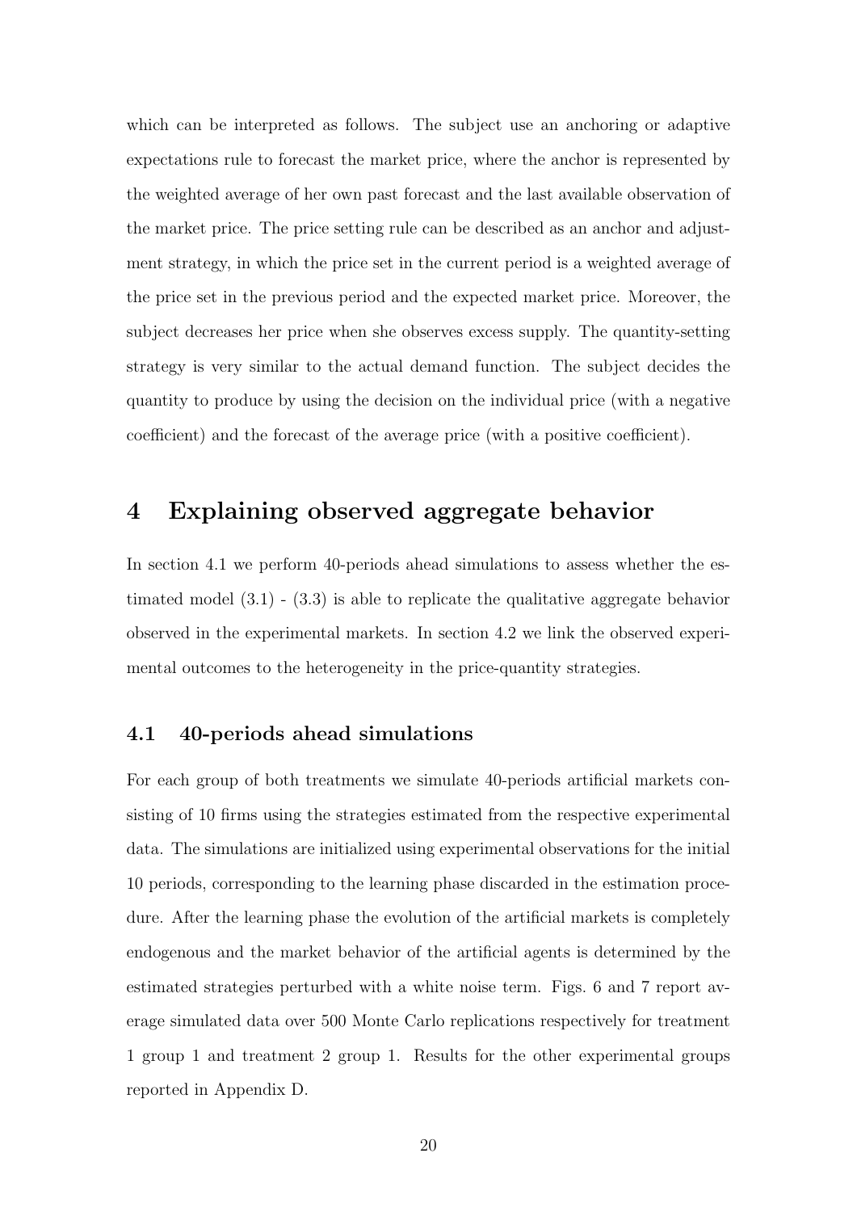which can be interpreted as follows. The subject use an anchoring or adaptive expectations rule to forecast the market price, where the anchor is represented by the weighted average of her own past forecast and the last available observation of the market price. The price setting rule can be described as an anchor and adjustment strategy, in which the price set in the current period is a weighted average of the price set in the previous period and the expected market price. Moreover, the subject decreases her price when she observes excess supply. The quantity-setting strategy is very similar to the actual demand function. The subject decides the quantity to produce by using the decision on the individual price (with a negative coefficient) and the forecast of the average price (with a positive coefficient).

# 4 Explaining observed aggregate behavior

In section 4.1 we perform 40-periods ahead simulations to assess whether the estimated model (3.1) - (3.3) is able to replicate the qualitative aggregate behavior observed in the experimental markets. In section 4.2 we link the observed experimental outcomes to the heterogeneity in the price-quantity strategies.

## 4.1 40-periods ahead simulations

For each group of both treatments we simulate 40-periods artificial markets consisting of 10 firms using the strategies estimated from the respective experimental data. The simulations are initialized using experimental observations for the initial 10 periods, corresponding to the learning phase discarded in the estimation procedure. After the learning phase the evolution of the artificial markets is completely endogenous and the market behavior of the artificial agents is determined by the estimated strategies perturbed with a white noise term. Figs. 6 and 7 report average simulated data over 500 Monte Carlo replications respectively for treatment 1 group 1 and treatment 2 group 1. Results for the other experimental groups reported in Appendix D.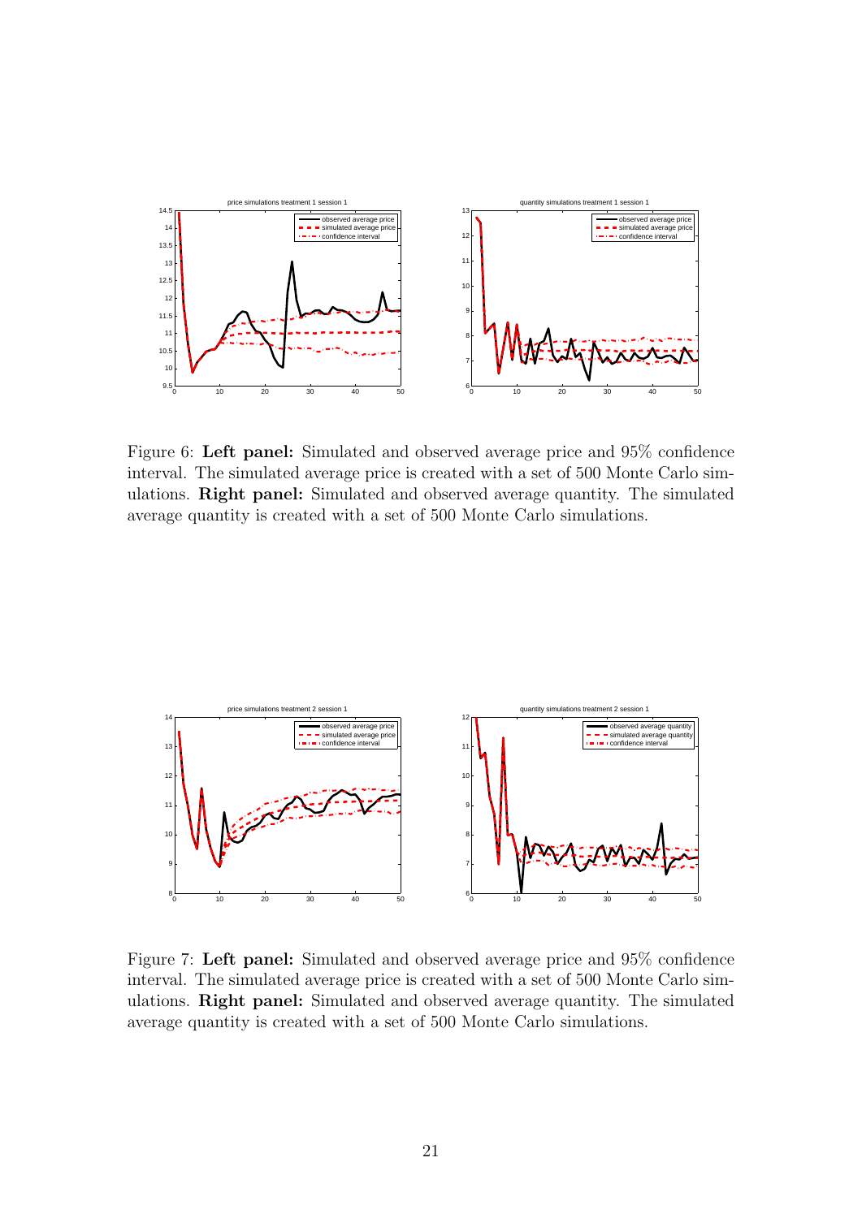Figure 6: **Left panel:** Simulated and observed average price and 95% confidence interval. The simulated average price is created with a set of 500 Monte Carlo simulations. **Right panel:** Simulated and observed average quantity. The simulated average quantity is created with a set of 500 Monte Carlo simulations.

Figure 7: **Left panel:** Simulated and observed average price and 95% confidence interval. The simulated average price is created with a set of 500 Monte Carlo simulations. **Right panel:** Simulated and observed average quantity. The simulated average quantity is created with a set of 500 Monte Carlo simulations.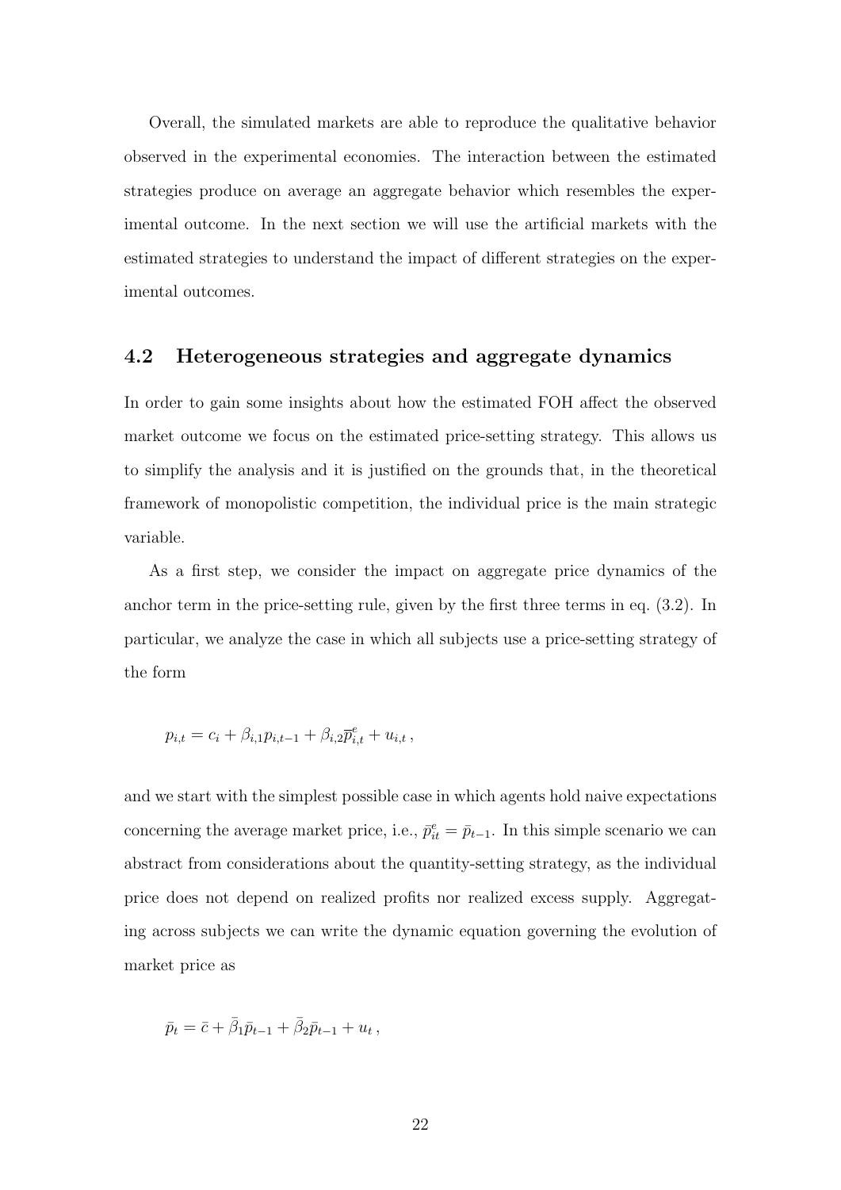Overall, the simulated markets are able to reproduce the qualitative behavior observed in the experimental economies. The interaction between the estimated strategies produce on average an aggregate behavior which resembles the experimental outcome. In the next section we will use the artificial markets with the estimated strategies to understand the impact of different strategies on the experimental outcomes.

## 4.2 Heterogeneous strategies and aggregate dynamics

In order to gain some insights about how the estimated FOH affect the observed market outcome we focus on the estimated price-setting strategy. This allows us to simplify the analysis and it is justified on the grounds that, in the theoretical framework of monopolistic competition, the individual price is the main strategic variable.

As a first step, we consider the impact on aggregate price dynamics of the anchor term in the price-setting rule, given by the first three terms in eq. (3.2). In particular, we analyze the case in which all subjects use a price-setting strategy of the form

$$p_{i,t} = c_i + \beta_{i,1} p_{i,t-1} + \beta_{i,2} \overline{p}^e_{i,t} + u_{i,t} \,,$$

and we start with the simplest possible case in which agents hold naive expectations concerning the average market price, i.e., $\bar{p}^e_{it} = \bar{p}_{t-1}$. In this simple scenario we can abstract from considerations about the quantity-setting strategy, as the individual price does not depend on realized profits nor realized excess supply. Aggregating across subjects we can write the dynamic equation governing the evolution of market price as

$$\bar{p}_t = \bar{c} + \bar{\beta}_1 \bar{p}_{t-1} + \bar{\beta}_2 \bar{p}_{t-1} + u_t \,,$$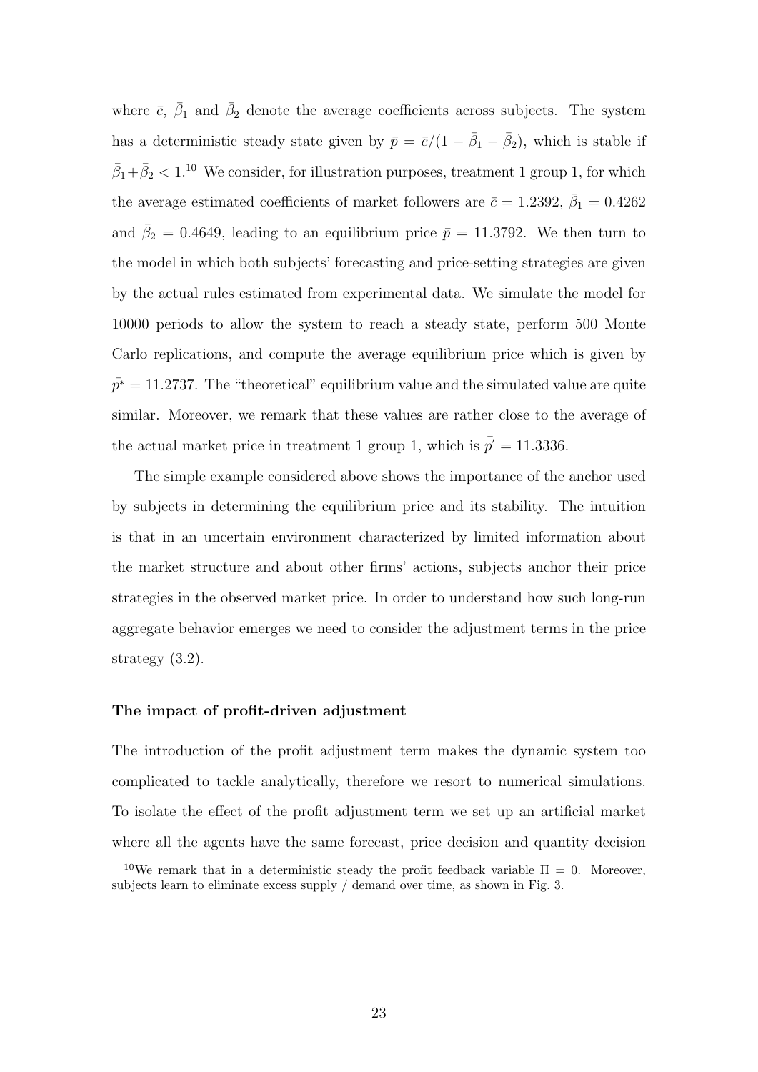where $\bar{c}$, $\bar{\beta}_1$ and $\bar{\beta}_2$ denote the average coefficients across subjects. The system has a deterministic steady state given by $\bar{p} = \bar{c}/(1 - \bar{\beta}_1 - \bar{\beta}_2)$, which is stable if $\bar{\beta}_1 + \bar{\beta}_2 < 1$.[10] We consider, for illustration purposes, treatment 1 group 1, for which the average estimated coefficients of market followers are $\bar{c} = 1.2392$, $\bar{\beta}_1 = 0.4262$ and $\bar{\beta}_2 = 0.4649$, leading to an equilibrium price $\bar{p} = 11.3792$. We then turn to the model in which both subjects' forecasting and price-setting strategies are given by the actual rules estimated from experimental data. We simulate the model for 10000 periods to allow the system to reach a steady state, perform 500 Monte Carlo replications, and compute the average equilibrium price which is given by $\bar{p^*} = 11.2737$. The "theoretical" equilibrium value and the simulated value are quite similar. Moreover, we remark that these values are rather close to the average of the actual market price in treatment 1 group 1, which is $\bar{p'} = 11.3336$.

The simple example considered above shows the importance of the anchor used by subjects in determining the equilibrium price and its stability. The intuition is that in an uncertain environment characterized by limited information about the market structure and about other firms' actions, subjects anchor their price strategies in the observed market price. In order to understand how such long-run aggregate behavior emerges we need to consider the adjustment terms in the price strategy (3.2).

#### The impact of profit-driven adjustment

The introduction of the profit adjustment term makes the dynamic system too complicated to tackle analytically, therefore we resort to numerical simulations. To isolate the effect of the profit adjustment term we set up an artificial market where all the agents have the same forecast, price decision and quantity decision

[10] We remark that in a deterministic steady the profit feedback variable $\Pi = 0$. Moreover, subjects learn to eliminate excess supply / demand over time, as shown in Fig. 3.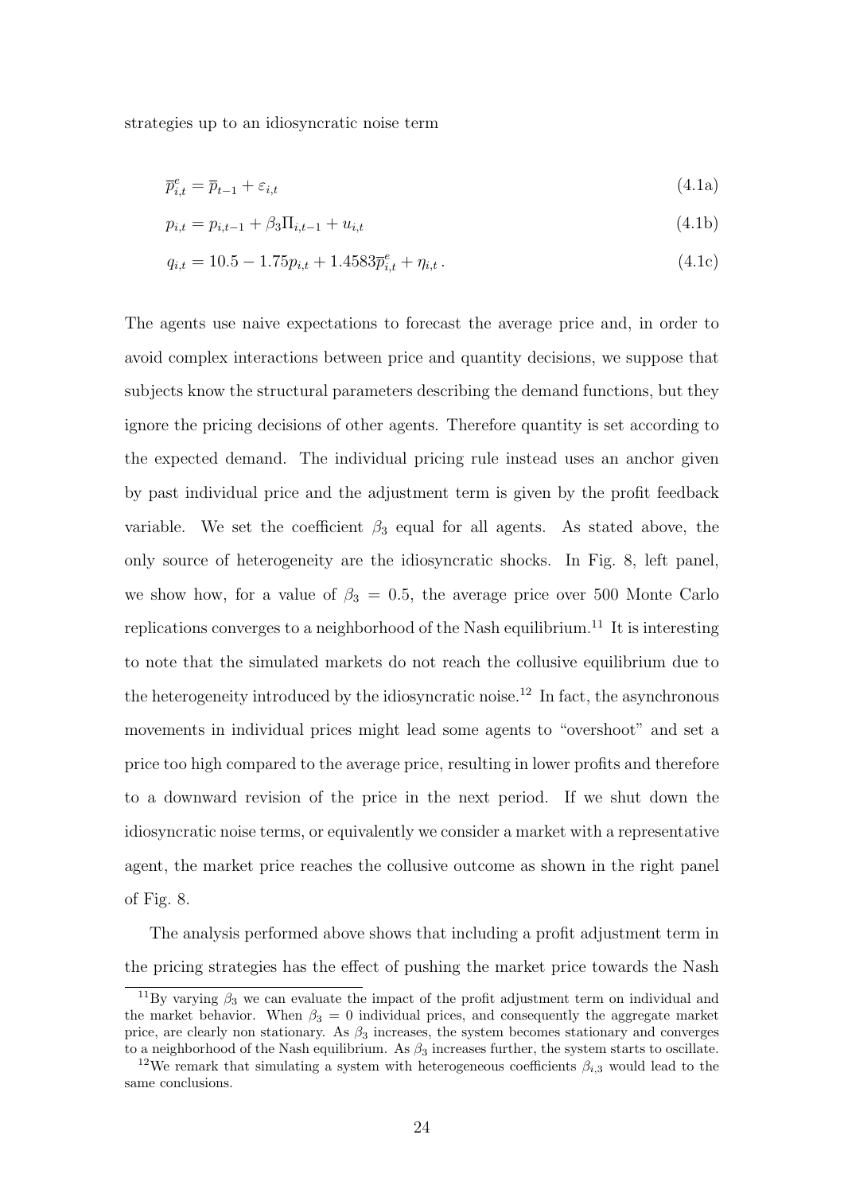strategies up to an idiosyncratic noise term

$$\overline{p}^e_{i,t} = \overline{p}_{t-1} + \varepsilon_{i,t} \tag{4.1a}$$

$$p_{i,t} = p_{i,t-1} + \beta_3 \Pi_{i,t-1} + u_{i,t} \tag{4.1b}$$

$$q_{i,t} = 10.5 - 1.75 p_{i,t} + 1.4583 \overline{p}^e_{i,t} + \eta_{i,t} \, . \tag{4.1c}$$

The agents use naive expectations to forecast the average price and, in order to avoid complex interactions between price and quantity decisions, we suppose that subjects know the structural parameters describing the demand functions, but they ignore the pricing decisions of other agents. Therefore quantity is set according to the expected demand. The individual pricing rule instead uses an anchor given by past individual price and the adjustment term is given by the profit feedback variable. We set the coefficient $\beta_3$ equal for all agents. As stated above, the only source of heterogeneity are the idiosyncratic shocks. In Fig. 8, left panel, we show how, for a value of $\beta_3 = 0.5$, the average price over 500 Monte Carlo replications converges to a neighborhood of the Nash equilibrium.[11] It is interesting to note that the simulated markets do not reach the collusive equilibrium due to the heterogeneity introduced by the idiosyncratic noise.[12] In fact, the asynchronous movements in individual prices might lead some agents to "overshoot" and set a price too high compared to the average price, resulting in lower profits and therefore to a downward revision of the price in the next period. If we shut down the idiosyncratic noise terms, or equivalently we consider a market with a representative agent, the market price reaches the collusive outcome as shown in the right panel of Fig. 8.

The analysis performed above shows that including a profit adjustment term in the pricing strategies has the effect of pushing the market price towards the Nash

[11] By varying $\beta_3$ we can evaluate the impact of the profit adjustment term on individual and the market behavior. When $\beta_3 = 0$ individual prices, and consequently the aggregate market price, are clearly non stationary. As $\beta_3$ increases, the system becomes stationary and converges to a neighborhood of the Nash equilibrium. As $\beta_3$ increases further, the system starts to oscillate.

[12] We remark that simulating a system with heterogeneous coefficients $\beta_{i,3}$ would lead to the same conclusions.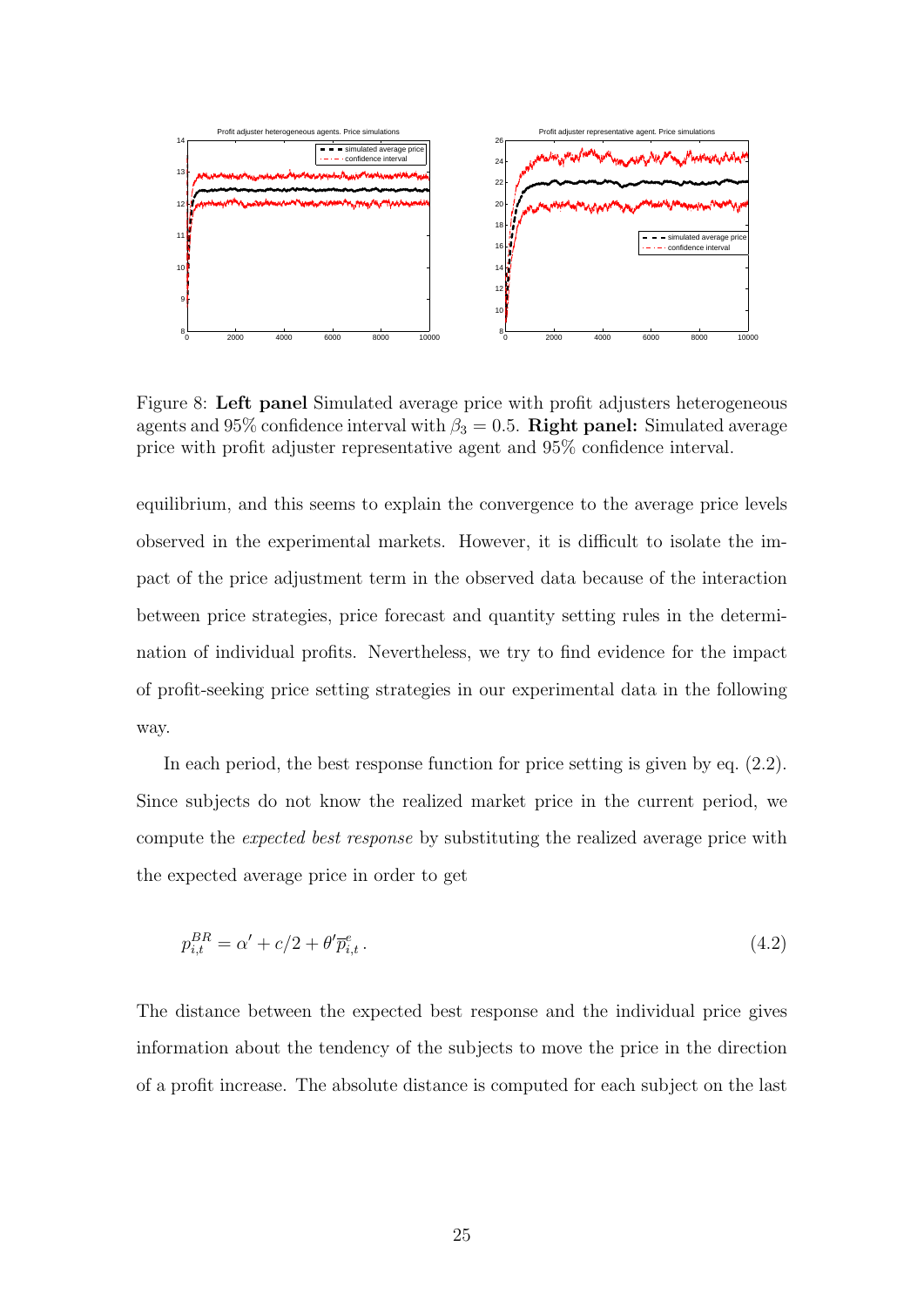Figure 8: **Left panel** Simulated average price with profit adjusters heterogeneous agents and 95% confidence interval with $\beta_3 = 0.5$. **Right panel:** Simulated average price with profit adjuster representative agent and 95% confidence interval.

equilibrium, and this seems to explain the convergence to the average price levels observed in the experimental markets. However, it is difficult to isolate the impact of the price adjustment term in the observed data because of the interaction between price strategies, price forecast and quantity setting rules in the determination of individual profits. Nevertheless, we try to find evidence for the impact of profit-seeking price setting strategies in our experimental data in the following way.

In each period, the best response function for price setting is given by eq. (2.2). Since subjects do not know the realized market price in the current period, we compute the *expected best response* by substituting the realized average price with the expected average price in order to get

$$p_{i,t}^{BR} = \alpha' + c/2 + \theta' \overline{p}_{i,t}^{e} \, . \tag{4.2}$$

The distance between the expected best response and the individual price gives information about the tendency of the subjects to move the price in the direction of a profit increase. The absolute distance is computed for each subject on the last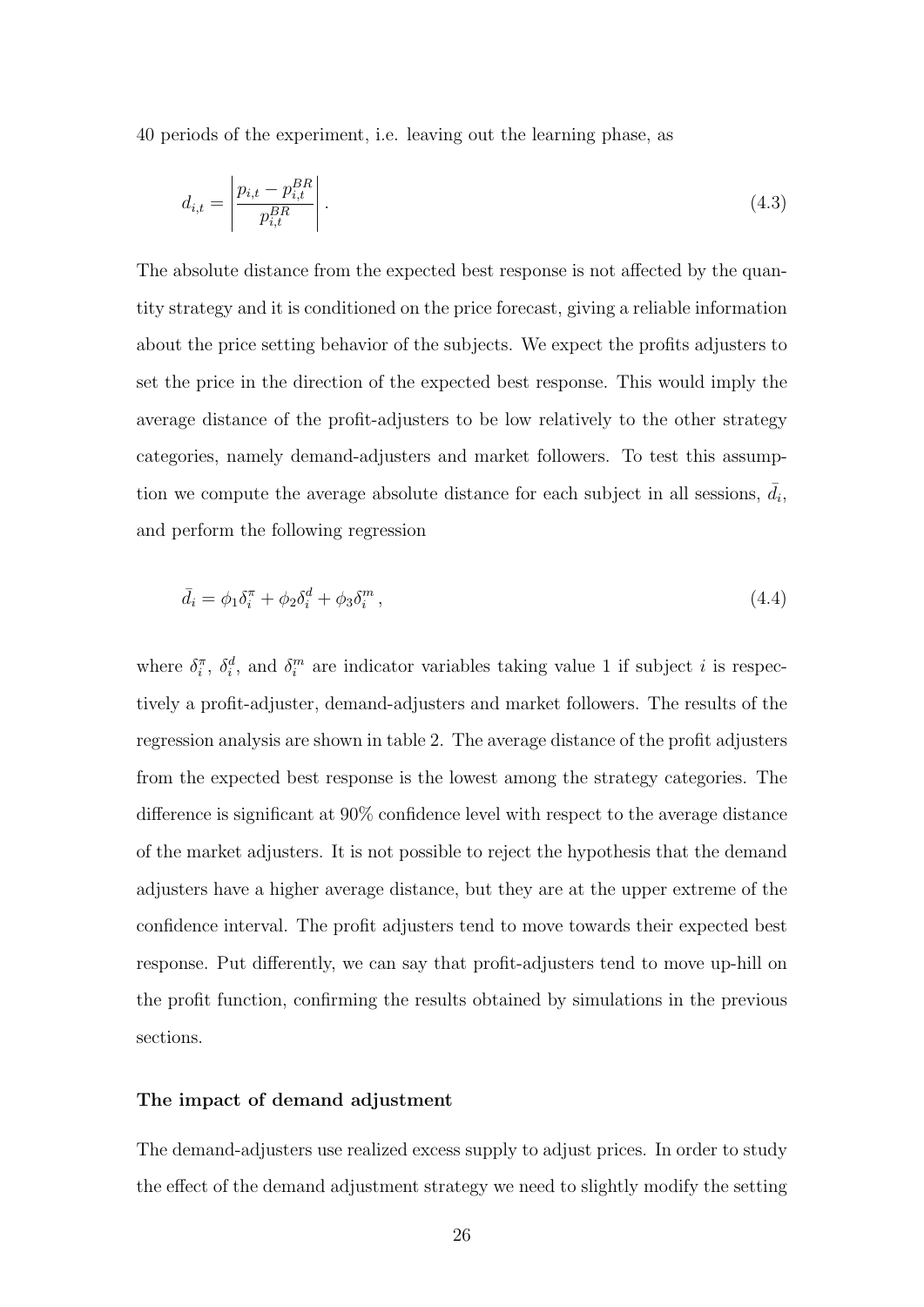40 periods of the experiment, i.e. leaving out the learning phase, as

$$d_{i,t} = \left| \frac{p_{i,t} - p_{i,t}^{BR}}{p_{i,t}^{BR}} \right| . \tag{4.3}$$

The absolute distance from the expected best response is not affected by the quantity strategy and it is conditioned on the price forecast, giving a reliable information about the price setting behavior of the subjects. We expect the profits adjusters to set the price in the direction of the expected best response. This would imply the average distance of the profit-adjusters to be low relatively to the other strategy categories, namely demand-adjusters and market followers. To test this assumption we compute the average absolute distance for each subject in all sessions, $\bar{d}_i$, and perform the following regression

$$\bar{d}_i = \phi_1 \delta_i^{\pi} + \phi_2 \delta_i^{d} + \phi_3 \delta_i^{m} \, , \tag{4.4}$$

where $\delta_i^{\pi}$, $\delta_i^{d}$, and $\delta_i^{m}$ are indicator variables taking value 1 if subject $i$ is respectively a profit-adjuster, demand-adjusters and market followers. The results of the regression analysis are shown in table 2. The average distance of the profit adjusters from the expected best response is the lowest among the strategy categories. The difference is significant at 90% confidence level with respect to the average distance of the market adjusters. It is not possible to reject the hypothesis that the demand adjusters have a higher average distance, but they are at the upper extreme of the confidence interval. The profit adjusters tend to move towards their expected best response. Put differently, we can say that profit-adjusters tend to move up-hill on the profit function, confirming the results obtained by simulations in the previous sections.

**The impact of demand adjustment**

The demand-adjusters use realized excess supply to adjust prices. In order to study the effect of the demand adjustment strategy we need to slightly modify the setting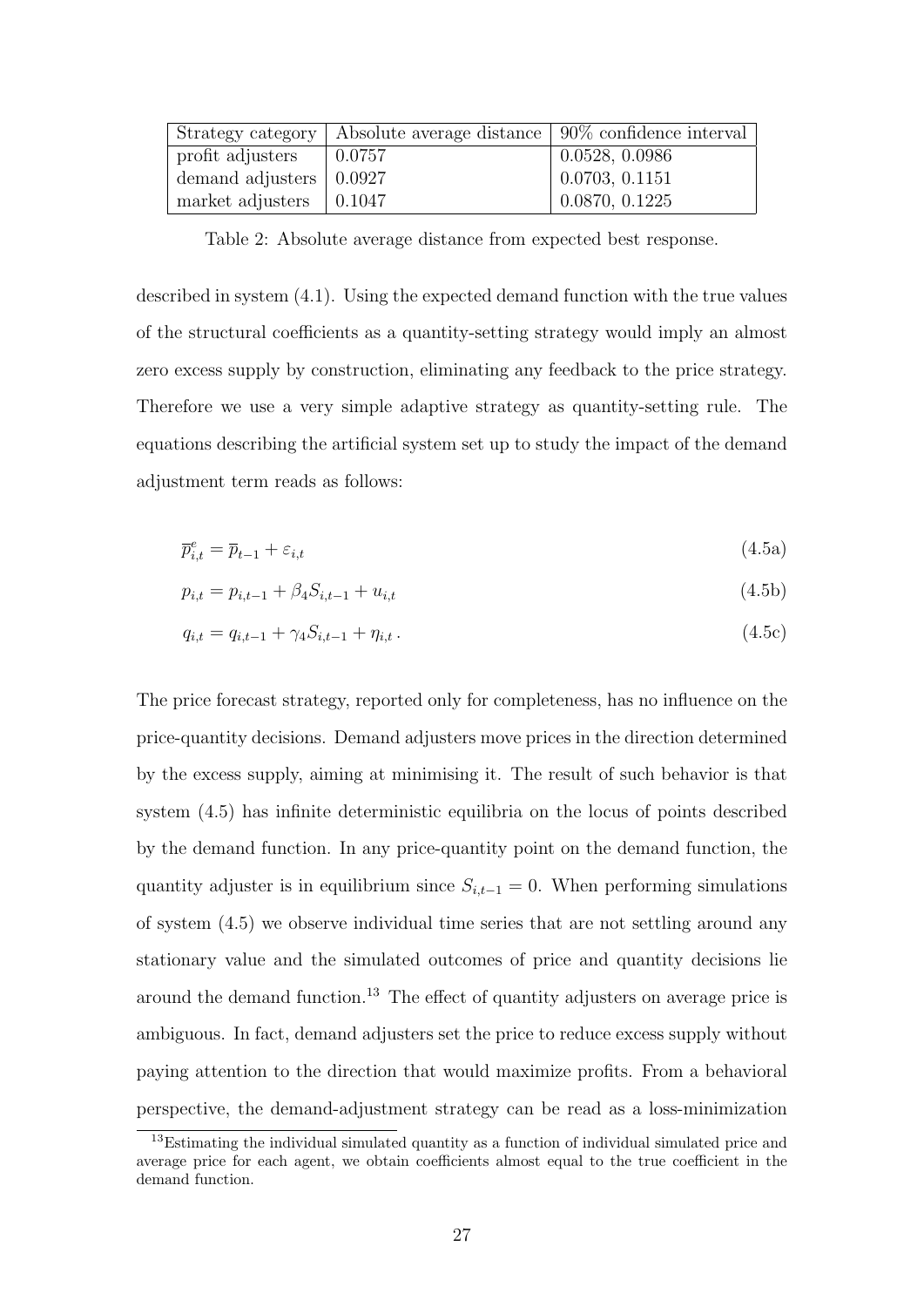| Strategy category | Absolute average distance | 90% confidence interval |
|---|---|---|
| profit adjusters | 0.0757 | 0.0528, 0.0986 |
| demand adjusters | 0.0927 | 0.0703, 0.1151 |
| market adjusters | 0.1047 | 0.0870, 0.1225 |

Table 2: Absolute average distance from expected best response.

described in system (4.1). Using the expected demand function with the true values of the structural coefficients as a quantity-setting strategy would imply an almost zero excess supply by construction, eliminating any feedback to the price strategy. Therefore we use a very simple adaptive strategy as quantity-setting rule. The equations describing the artificial system set up to study the impact of the demand adjustment term reads as follows:

$$\overline{p}^e_{i,t} = \overline{p}_{t-1} + \varepsilon_{i,t} \tag{4.5a}$$

$$p_{i,t} = p_{i,t-1} + \beta_4 S_{i,t-1} + u_{i,t} \tag{4.5b}$$

$$q_{i,t} = q_{i,t-1} + \gamma_4 S_{i,t-1} + \eta_{i,t}\,. \tag{4.5c}$$

The price forecast strategy, reported only for completeness, has no influence on the price-quantity decisions. Demand adjusters move prices in the direction determined by the excess supply, aiming at minimising it. The result of such behavior is that system (4.5) has infinite deterministic equilibria on the locus of points described by the demand function. In any price-quantity point on the demand function, the quantity adjuster is in equilibrium since $S_{i,t-1} = 0$. When performing simulations of system (4.5) we observe individual time series that are not settling around any stationary value and the simulated outcomes of price and quantity decisions lie around the demand function.[13] The effect of quantity adjusters on average price is ambiguous. In fact, demand adjusters set the price to reduce excess supply without paying attention to the direction that would maximize profits. From a behavioral perspective, the demand-adjustment strategy can be read as a loss-minimization

[13] Estimating the individual simulated quantity as a function of individual simulated price and average price for each agent, we obtain coefficients almost equal to the true coefficient in the demand function.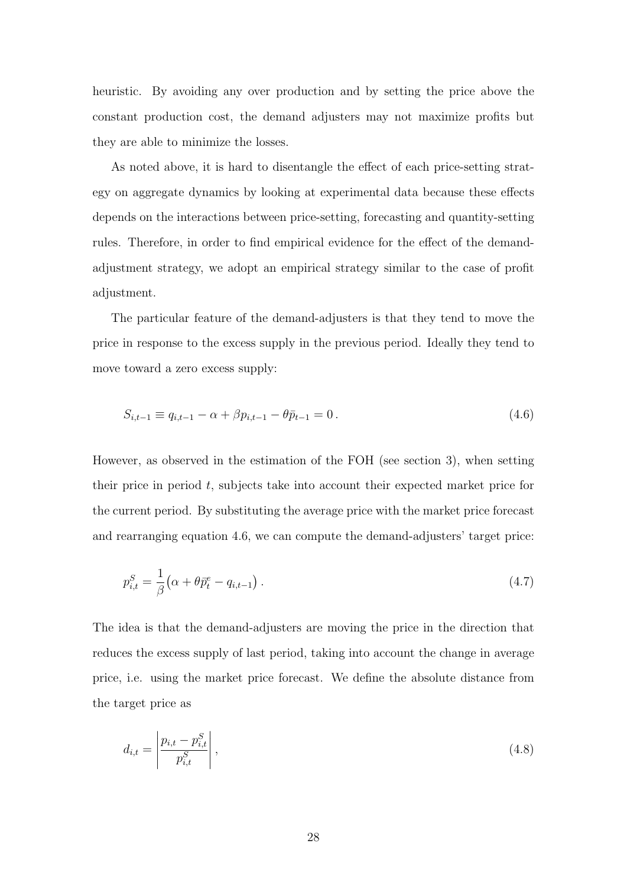heuristic. By avoiding any over production and by setting the price above the constant production cost, the demand adjusters may not maximize profits but they are able to minimize the losses.

As noted above, it is hard to disentangle the effect of each price-setting strategy on aggregate dynamics by looking at experimental data because these effects depends on the interactions between price-setting, forecasting and quantity-setting rules. Therefore, in order to find empirical evidence for the effect of the demand-adjustment strategy, we adopt an empirical strategy similar to the case of profit adjustment.

The particular feature of the demand-adjusters is that they tend to move the price in response to the excess supply in the previous period. Ideally they tend to move toward a zero excess supply:

$$S_{i,t-1} \equiv q_{i,t-1} - \alpha + \beta p_{i,t-1} - \theta \bar{p}_{t-1} = 0\,. \tag{4.6}$$

However, as observed in the estimation of the FOH (see section 3), when setting their price in period $t$, subjects take into account their expected market price for the current period. By substituting the average price with the market price forecast and rearranging equation 4.6, we can compute the demand-adjusters' target price:

$$p^S_{i,t} = \frac{1}{\beta}\big(\alpha + \theta \bar{p}^e_t - q_{i,t-1}\big)\,. \tag{4.7}$$

The idea is that the demand-adjusters are moving the price in the direction that reduces the excess supply of last period, taking into account the change in average price, i.e. using the market price forecast. We define the absolute distance from the target price as

$$d_{i,t} = \left| \frac{p_{i,t} - p^S_{i,t}}{p^S_{i,t}} \right|, \tag{4.8}$$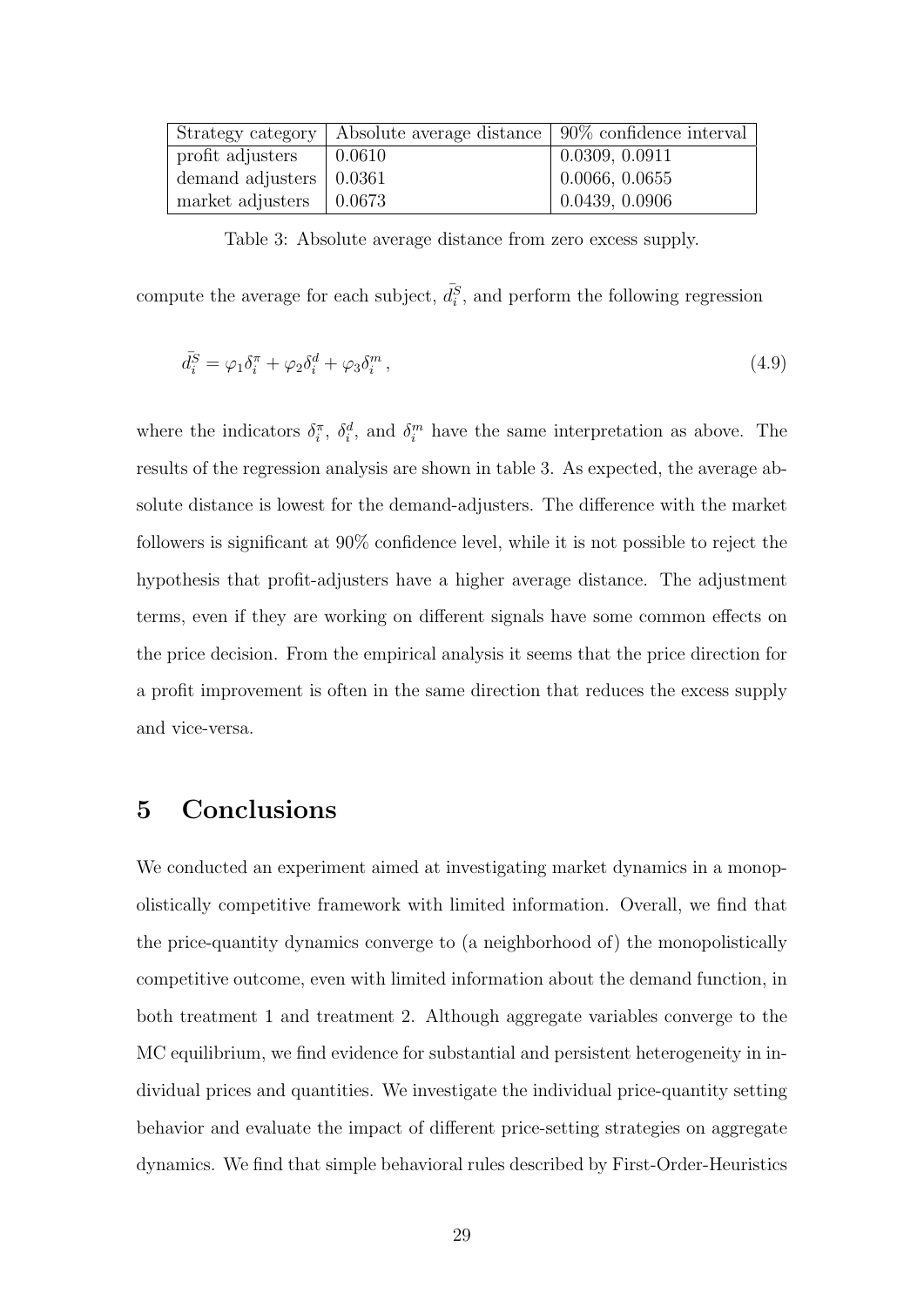| Strategy category | Absolute average distance | 90% confidence interval |
| --- | --- | --- |
| profit adjusters | 0.0610 | 0.0309, 0.0911 |
| demand adjusters | 0.0361 | 0.0066, 0.0655 |
| market adjusters | 0.0673 | 0.0439, 0.0906 |

Table 3: Absolute average distance from zero excess supply.

compute the average for each subject, $\bar{d}_i^S$, and perform the following regression

$$\bar{d}_i^S = \varphi_1 \delta_i^\pi + \varphi_2 \delta_i^d + \varphi_3 \delta_i^m \,, \tag{4.9}$$

where the indicators $\delta_i^\pi$, $\delta_i^d$, and $\delta_i^m$ have the same interpretation as above. The results of the regression analysis are shown in table 3. As expected, the average absolute distance is lowest for the demand-adjusters. The difference with the market followers is significant at 90% confidence level, while it is not possible to reject the hypothesis that profit-adjusters have a higher average distance. The adjustment terms, even if they are working on different signals have some common effects on the price decision. From the empirical analysis it seems that the price direction for a profit improvement is often in the same direction that reduces the excess supply and vice-versa.

# 5 Conclusions

We conducted an experiment aimed at investigating market dynamics in a monopolistically competitive framework with limited information. Overall, we find that the price-quantity dynamics converge to (a neighborhood of) the monopolistically competitive outcome, even with limited information about the demand function, in both treatment 1 and treatment 2. Although aggregate variables converge to the MC equilibrium, we find evidence for substantial and persistent heterogeneity in individual prices and quantities. We investigate the individual price-quantity setting behavior and evaluate the impact of different price-setting strategies on aggregate dynamics. We find that simple behavioral rules described by First-Order-Heuristics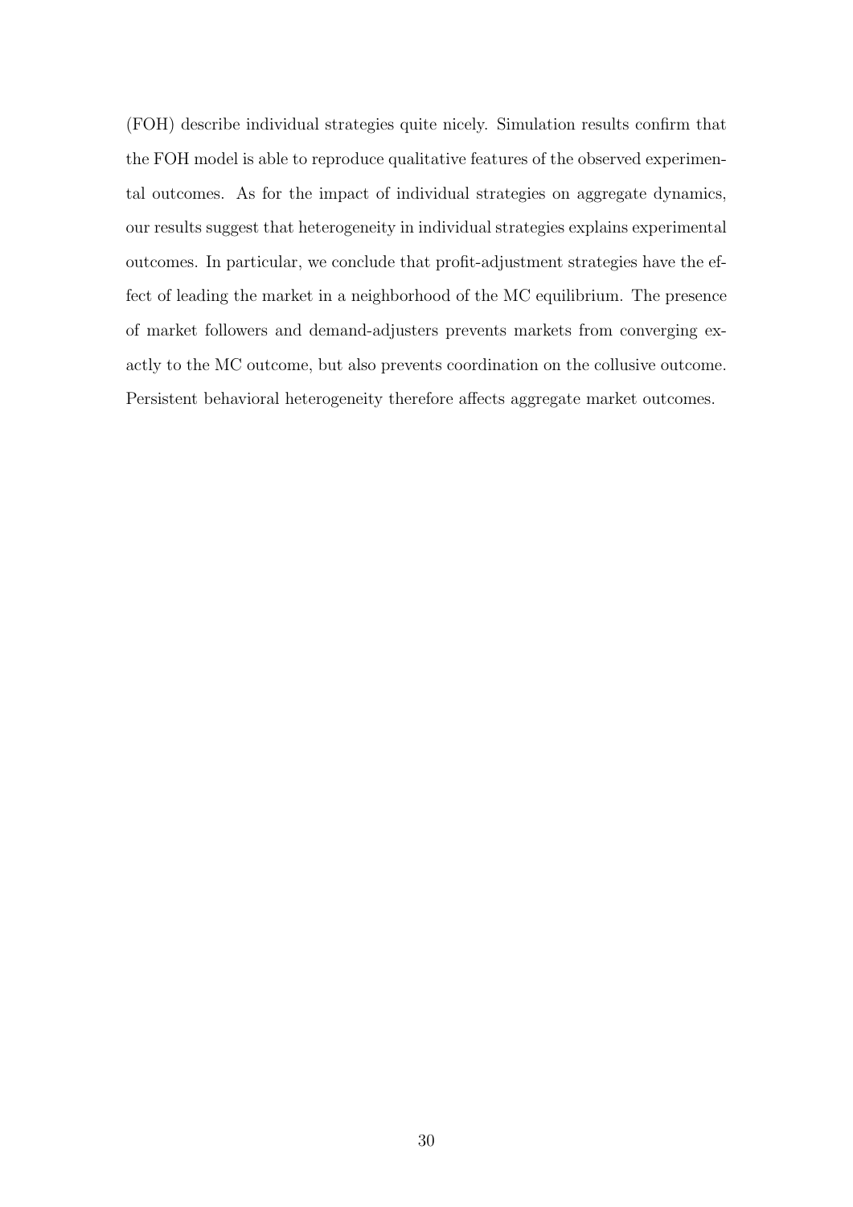(FOH) describe individual strategies quite nicely. Simulation results confirm that the FOH model is able to reproduce qualitative features of the observed experimental outcomes. As for the impact of individual strategies on aggregate dynamics, our results suggest that heterogeneity in individual strategies explains experimental outcomes. In particular, we conclude that profit-adjustment strategies have the effect of leading the market in a neighborhood of the MC equilibrium. The presence of market followers and demand-adjusters prevents markets from converging exactly to the MC outcome, but also prevents coordination on the collusive outcome. Persistent behavioral heterogeneity therefore affects aggregate market outcomes.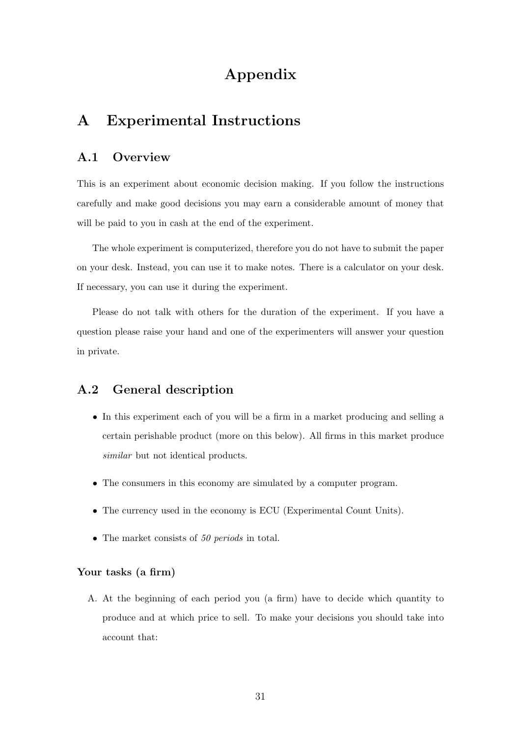# Appendix

## A Experimental Instructions

### A.1 Overview

This is an experiment about economic decision making. If you follow the instructions carefully and make good decisions you may earn a considerable amount of money that will be paid to you in cash at the end of the experiment.

The whole experiment is computerized, therefore you do not have to submit the paper on your desk. Instead, you can use it to make notes. There is a calculator on your desk. If necessary, you can use it during the experiment.

Please do not talk with others for the duration of the experiment. If you have a question please raise your hand and one of the experimenters will answer your question in private.

### A.2 General description

- In this experiment each of you will be a firm in a market producing and selling a certain perishable product (more on this below). All firms in this market produce *similar* but not identical products.
- The consumers in this economy are simulated by a computer program.
- The currency used in the economy is ECU (Experimental Count Units).
- The market consists of *50 periods* in total.

#### Your tasks (a firm)

A. At the beginning of each period you (a firm) have to decide which quantity to produce and at which price to sell. To make your decisions you should take into account that: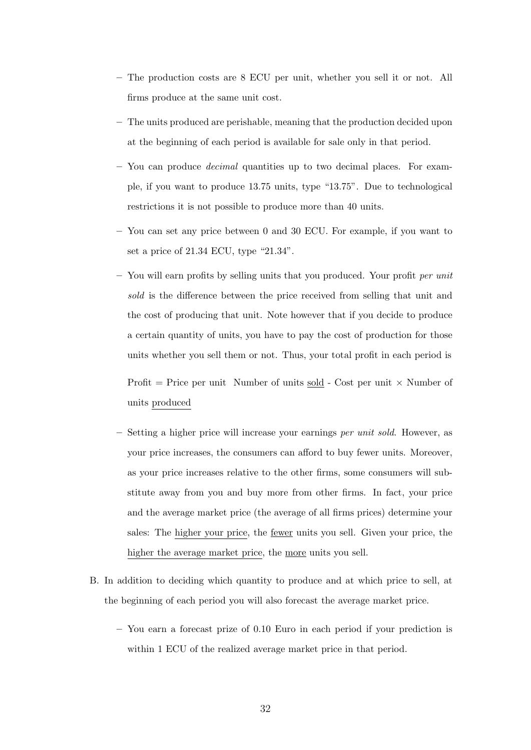- The production costs are 8 ECU per unit, whether you sell it or not. All firms produce at the same unit cost.

- The units produced are perishable, meaning that the production decided upon at the beginning of each period is available for sale only in that period.

- You can produce *decimal* quantities up to two decimal places. For example, if you want to produce 13.75 units, type "13.75". Due to technological restrictions it is not possible to produce more than 40 units.

- You can set any price between 0 and 30 ECU. For example, if you want to set a price of 21.34 ECU, type "21.34".

- You will earn profits by selling units that you produced. Your profit *per unit sold* is the difference between the price received from selling that unit and the cost of producing that unit. Note however that if you decide to produce a certain quantity of units, you have to pay the cost of production for those units whether you sell them or not. Thus, your total profit in each period is

  Profit = Price per unit  Number of units <u>sold</u> - Cost per unit × Number of units <u>produced</u>

- Setting a higher price will increase your earnings *per unit sold*. However, as your price increases, the consumers can afford to buy fewer units. Moreover, as your price increases relative to the other firms, some consumers will substitute away from you and buy more from other firms. In fact, your price and the average market price (the average of all firms prices) determine your sales: The <u>higher your price</u>, the <u>fewer</u> units you sell. Given your price, the <u>higher the average market price</u>, the <u>more</u> units you sell.

B. In addition to deciding which quantity to produce and at which price to sell, at the beginning of each period you will also forecast the average market price.

- You earn a forecast prize of 0.10 Euro in each period if your prediction is within 1 ECU of the realized average market price in that period.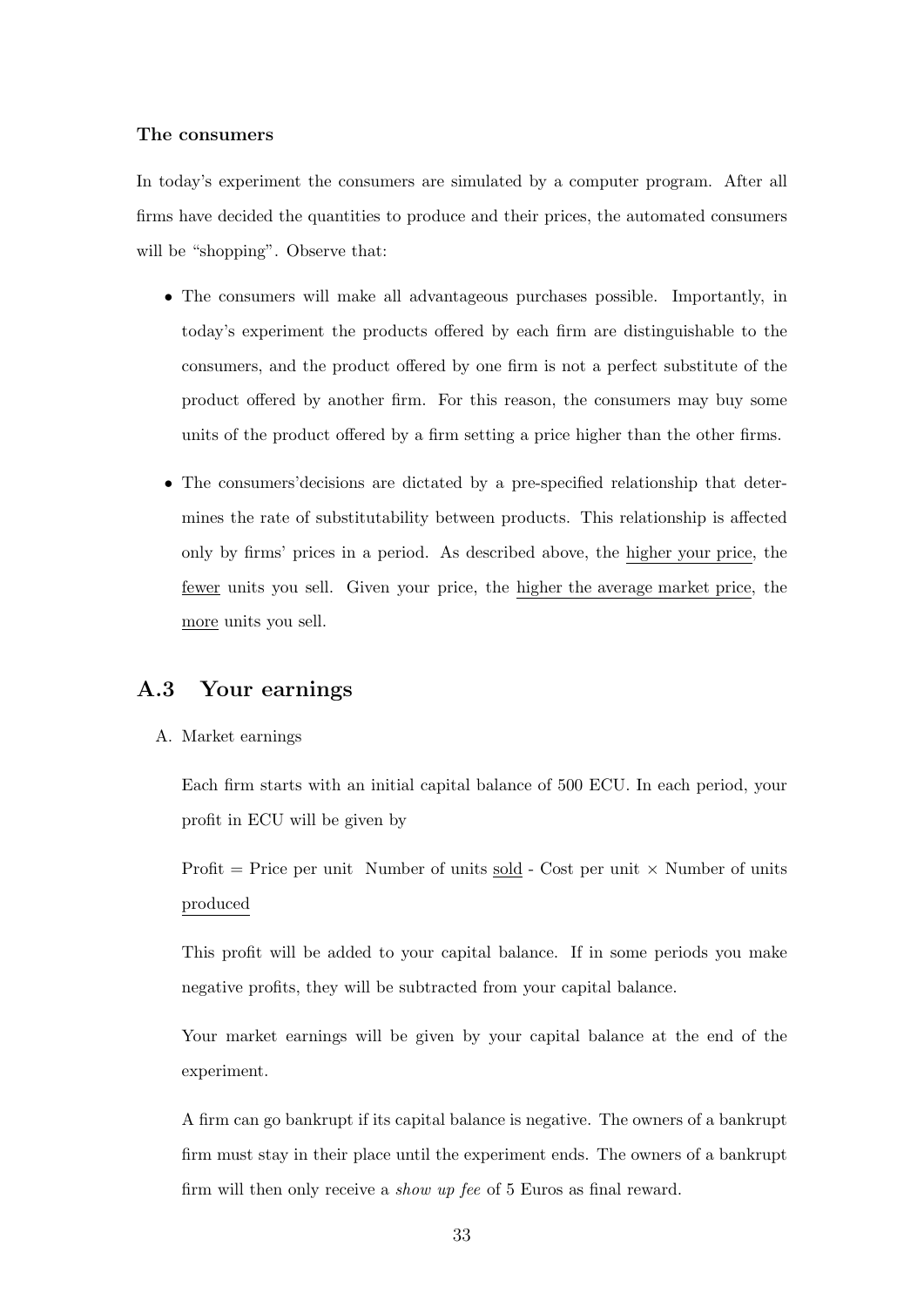**The consumers**

In today's experiment the consumers are simulated by a computer program. After all firms have decided the quantities to produce and their prices, the automated consumers will be "shopping". Observe that:

- The consumers will make all advantageous purchases possible. Importantly, in today's experiment the products offered by each firm are distinguishable to the consumers, and the product offered by one firm is not a perfect substitute of the product offered by another firm. For this reason, the consumers may buy some units of the product offered by a firm setting a price higher than the other firms.
- The consumers'decisions are dictated by a pre-specified relationship that determines the rate of substitutability between products. This relationship is affected only by firms' prices in a period. As described above, the higher your price, the fewer units you sell. Given your price, the higher the average market price, the more units you sell.

## A.3 Your earnings

A. Market earnings

Each firm starts with an initial capital balance of 500 ECU. In each period, your profit in ECU will be given by

Profit = Price per unit  Number of units sold - Cost per unit $\times$ Number of units produced

This profit will be added to your capital balance. If in some periods you make negative profits, they will be subtracted from your capital balance.

Your market earnings will be given by your capital balance at the end of the experiment.

A firm can go bankrupt if its capital balance is negative. The owners of a bankrupt firm must stay in their place until the experiment ends. The owners of a bankrupt firm will then only receive a *show up fee* of 5 Euros as final reward.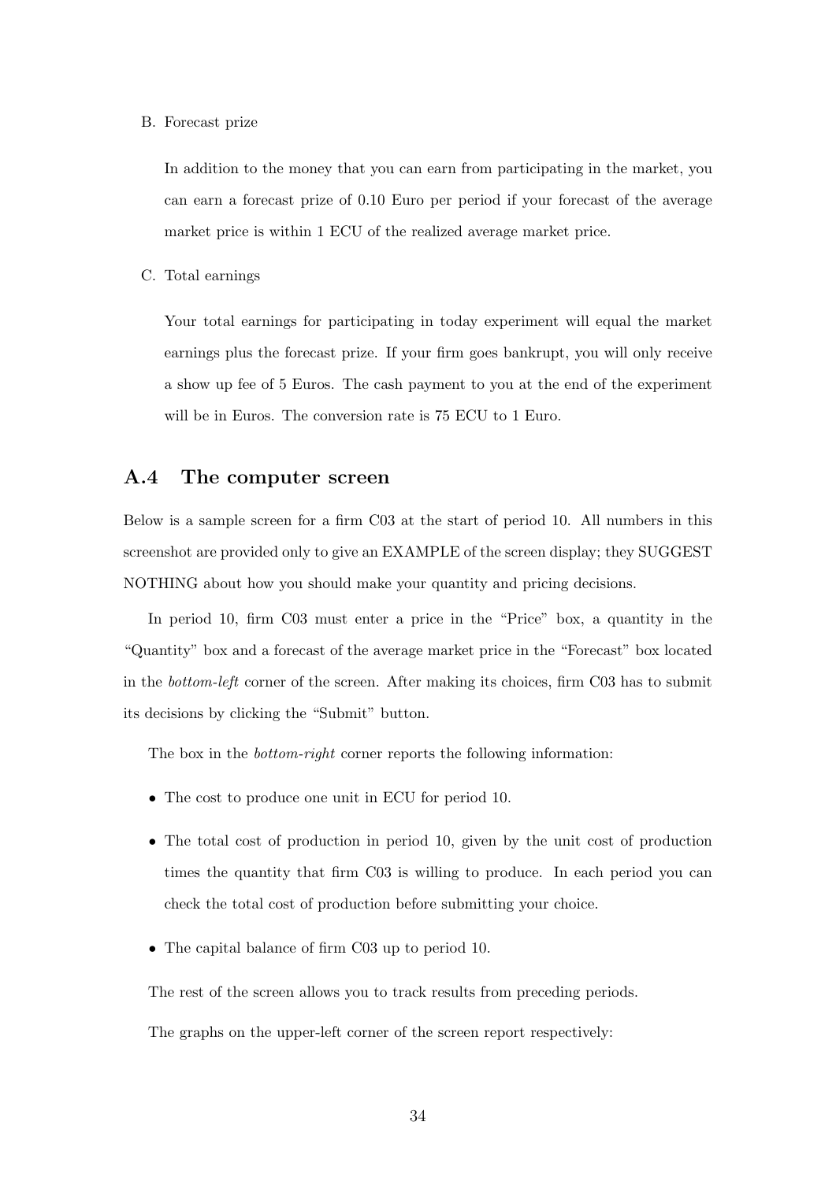B. Forecast prize

In addition to the money that you can earn from participating in the market, you can earn a forecast prize of 0.10 Euro per period if your forecast of the average market price is within 1 ECU of the realized average market price.

C. Total earnings

Your total earnings for participating in today experiment will equal the market earnings plus the forecast prize. If your firm goes bankrupt, you will only receive a show up fee of 5 Euros. The cash payment to you at the end of the experiment will be in Euros. The conversion rate is 75 ECU to 1 Euro.

## A.4 The computer screen

Below is a sample screen for a firm C03 at the start of period 10. All numbers in this screenshot are provided only to give an EXAMPLE of the screen display; they SUGGEST NOTHING about how you should make your quantity and pricing decisions.

In period 10, firm C03 must enter a price in the "Price" box, a quantity in the "Quantity" box and a forecast of the average market price in the "Forecast" box located in the *bottom-left* corner of the screen. After making its choices, firm C03 has to submit its decisions by clicking the "Submit" button.

The box in the *bottom-right* corner reports the following information:

- The cost to produce one unit in ECU for period 10.
- The total cost of production in period 10, given by the unit cost of production times the quantity that firm C03 is willing to produce. In each period you can check the total cost of production before submitting your choice.
- The capital balance of firm C03 up to period 10.

The rest of the screen allows you to track results from preceding periods.

The graphs on the upper-left corner of the screen report respectively: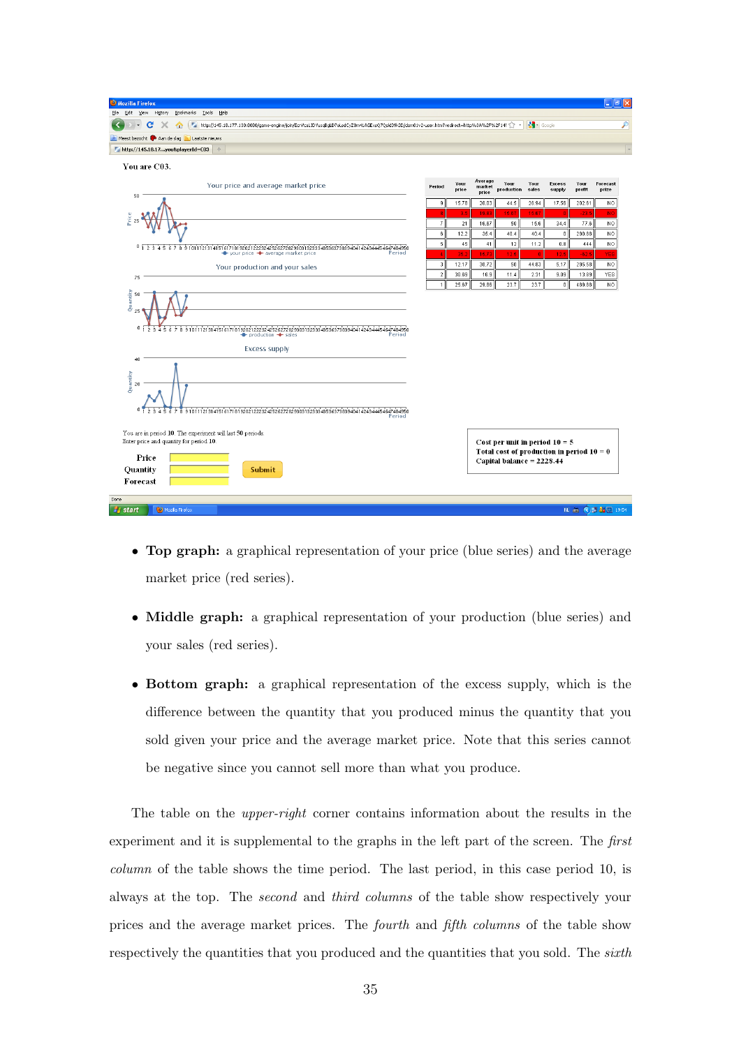- **Top graph:** a graphical representation of your price (blue series) and the average market price (red series).
- **Middle graph:** a graphical representation of your production (blue series) and your sales (red series).
- **Bottom graph:** a graphical representation of the excess supply, which is the difference between the quantity that you produced minus the quantity that you sold given your price and the average market price. Note that this series cannot be negative since you cannot sell more than what you produce.

The table on the *upper-right* corner contains information about the results in the experiment and it is supplemental to the graphs in the left part of the screen. The *first column* of the table shows the time period. The last period, in this case period 10, is always at the top. The *second* and *third columns* of the table show respectively your prices and the average market prices. The *fourth* and *fifth columns* of the table show respectively the quantities that you produced and the quantities that you sold. The *sixth*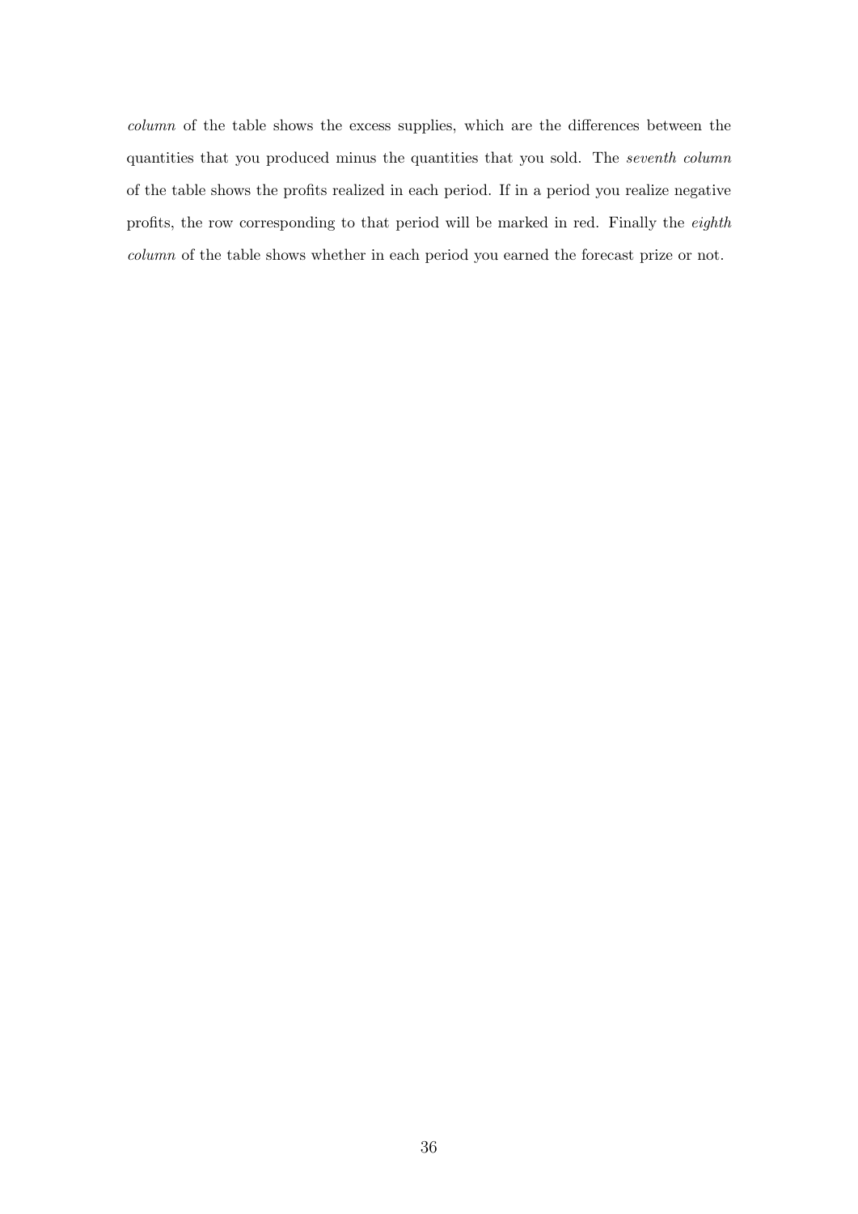*column* of the table shows the excess supplies, which are the differences between the quantities that you produced minus the quantities that you sold. The *seventh column* of the table shows the profits realized in each period. If in a period you realize negative profits, the row corresponding to that period will be marked in red. Finally the *eighth column* of the table shows whether in each period you earned the forecast prize or not.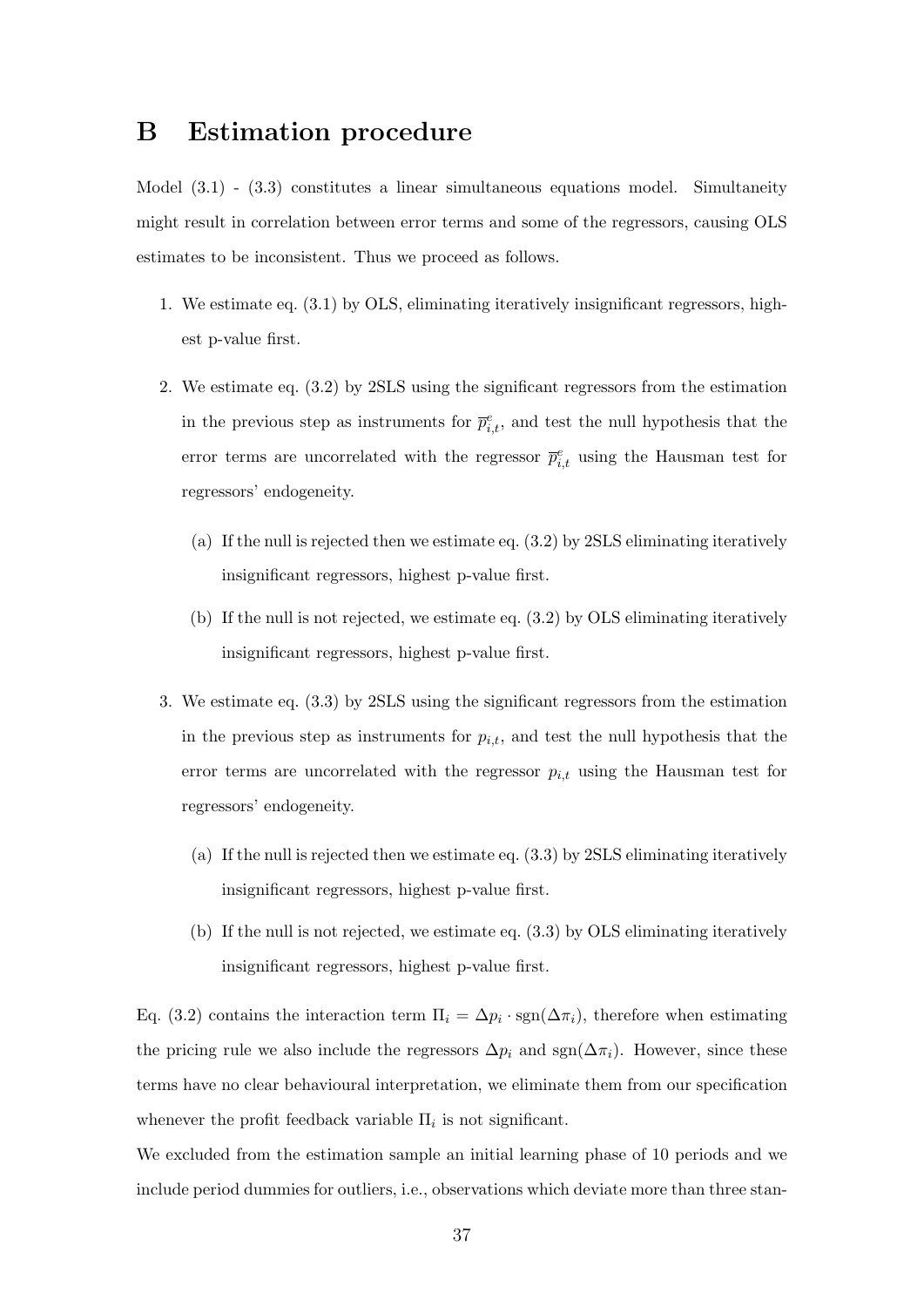# B Estimation procedure

Model (3.1) - (3.3) constitutes a linear simultaneous equations model. Simultaneity might result in correlation between error terms and some of the regressors, causing OLS estimates to be inconsistent. Thus we proceed as follows.

1. We estimate eq. (3.1) by OLS, eliminating iteratively insignificant regressors, highest p-value first.
2. We estimate eq. (3.2) by 2SLS using the significant regressors from the estimation in the previous step as instruments for $\overline{p}^e_{i,t}$, and test the null hypothesis that the error terms are uncorrelated with the regressor $\overline{p}^e_{i,t}$ using the Hausman test for regressors' endogeneity.
   (a) If the null is rejected then we estimate eq. (3.2) by 2SLS eliminating iteratively insignificant regressors, highest p-value first.
   (b) If the null is not rejected, we estimate eq. (3.2) by OLS eliminating iteratively insignificant regressors, highest p-value first.
3. We estimate eq. (3.3) by 2SLS using the significant regressors from the estimation in the previous step as instruments for $p_{i,t}$, and test the null hypothesis that the error terms are uncorrelated with the regressor $p_{i,t}$ using the Hausman test for regressors' endogeneity.
   (a) If the null is rejected then we estimate eq. (3.3) by 2SLS eliminating iteratively insignificant regressors, highest p-value first.
   (b) If the null is not rejected, we estimate eq. (3.3) by OLS eliminating iteratively insignificant regressors, highest p-value first.

Eq. (3.2) contains the interaction term $\Pi_i = \Delta p_i \cdot \text{sgn}(\Delta \pi_i)$, therefore when estimating the pricing rule we also include the regressors $\Delta p_i$ and $\text{sgn}(\Delta \pi_i)$. However, since these terms have no clear behavioural interpretation, we eliminate them from our specification whenever the profit feedback variable $\Pi_i$ is not significant.

We excluded from the estimation sample an initial learning phase of 10 periods and we include period dummies for outliers, i.e., observations which deviate more than three stan-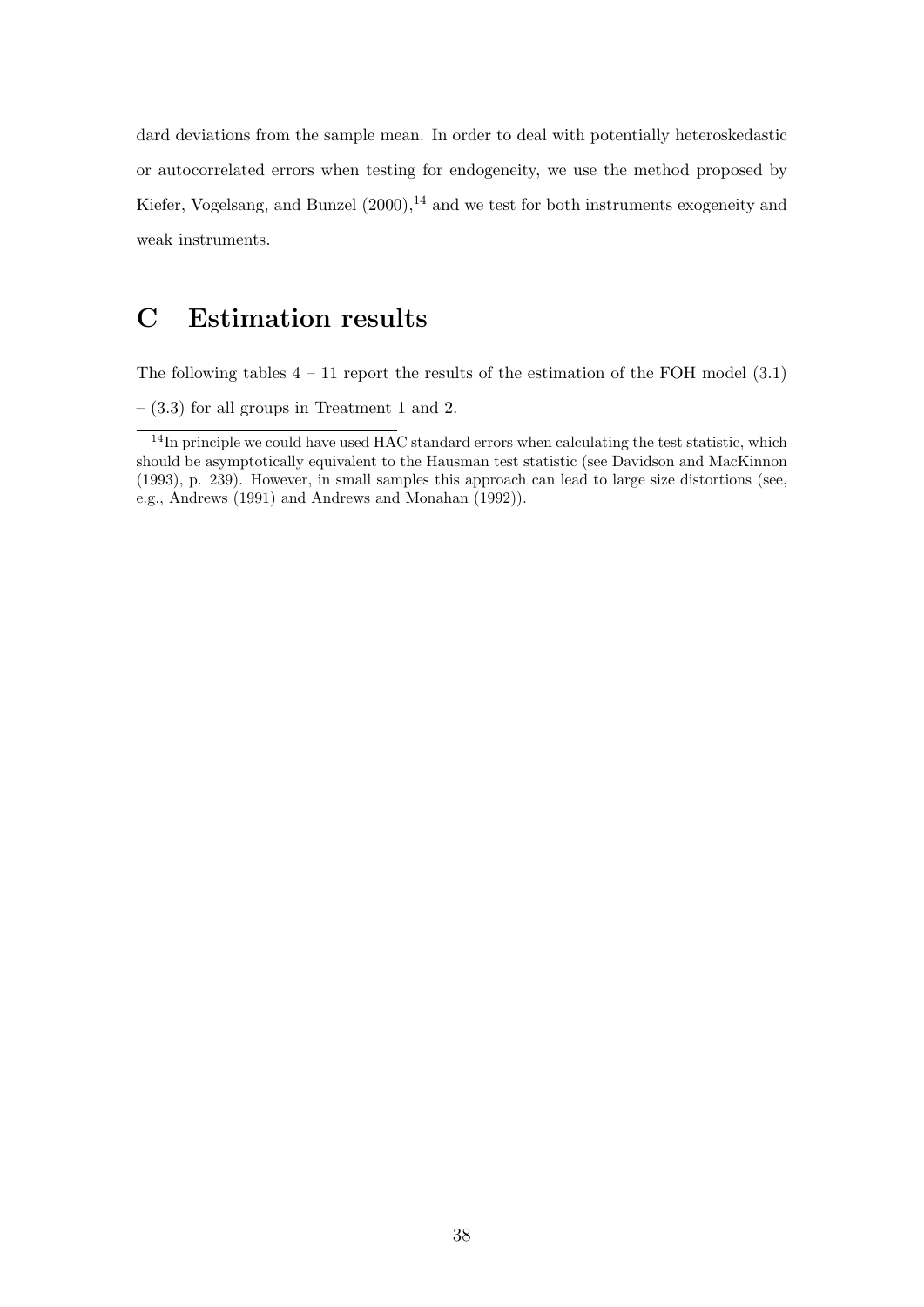dard deviations from the sample mean. In order to deal with potentially heteroskedastic or autocorrelated errors when testing for endogeneity, we use the method proposed by Kiefer, Vogelsang, and Bunzel (2000),[14] and we test for both instruments exogeneity and weak instruments.

# C Estimation results

The following tables 4 – 11 report the results of the estimation of the FOH model (3.1) – (3.3) for all groups in Treatment 1 and 2.

[14]In principle we could have used HAC standard errors when calculating the test statistic, which should be asymptotically equivalent to the Hausman test statistic (see Davidson and MacKinnon (1993), p. 239). However, in small samples this approach can lead to large size distortions (see, e.g., Andrews (1991) and Andrews and Monahan (1992)).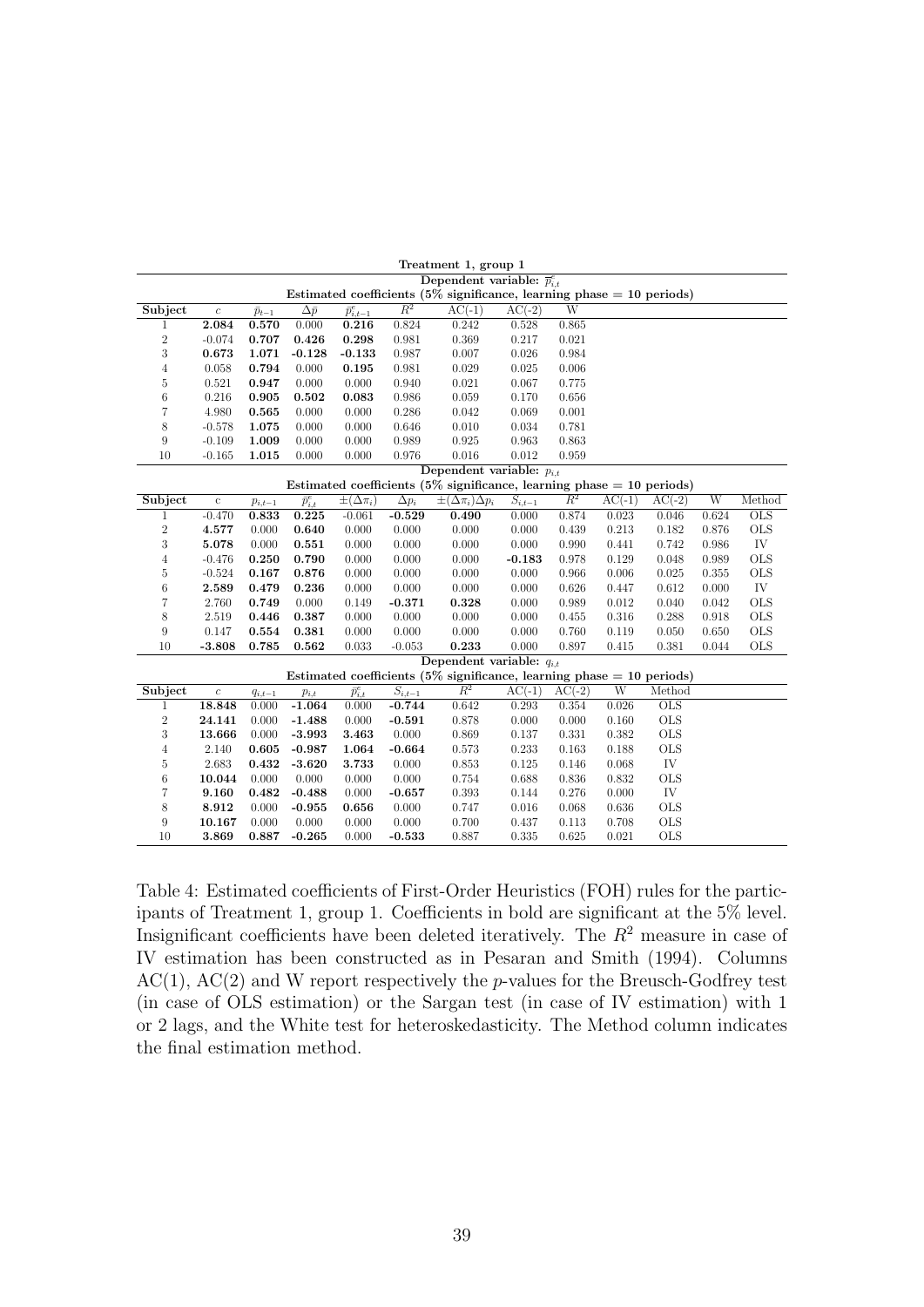**Treatment 1, group 1**

**Dependent variable: $\overline{p}^e_{i,t}$**

**Estimated coefficients (5% significance, learning phase = 10 periods)**

| Subject | $c$ | $\bar{p}_{t-1}$ | $\Delta\bar{p}$ | $\overline{p}^e_{i,t-1}$ | $R^2$ | AC(-1) | AC(-2) | W |
|---|---|---|---|---|---|---|---|---|
| 1 | **2.084** | **0.570** | 0.000 | **0.216** | 0.824 | 0.242 | 0.528 | 0.865 |
| 2 | -0.074 | **0.707** | **0.426** | **0.298** | 0.981 | 0.369 | 0.217 | 0.021 |
| 3 | **0.673** | **1.071** | **-0.128** | **-0.133** | 0.987 | 0.007 | 0.026 | 0.984 |
| 4 | 0.058 | **0.794** | 0.000 | **0.195** | 0.981 | 0.029 | 0.025 | 0.006 |
| 5 | 0.521 | **0.947** | 0.000 | 0.000 | 0.940 | 0.021 | 0.067 | 0.775 |
| 6 | 0.216 | **0.905** | **0.502** | **0.083** | 0.986 | 0.059 | 0.170 | 0.656 |
| 7 | 4.980 | **0.565** | 0.000 | 0.000 | 0.286 | 0.042 | 0.069 | 0.001 |
| 8 | -0.578 | **1.075** | 0.000 | 0.000 | 0.646 | 0.010 | 0.034 | 0.781 |
| 9 | -0.109 | **1.009** | 0.000 | 0.000 | 0.989 | 0.925 | 0.963 | 0.863 |
| 10 | -0.165 | **1.015** | 0.000 | 0.000 | 0.976 | 0.016 | 0.012 | 0.959 |

**Dependent variable: $p_{i,t}$**

**Estimated coefficients (5% significance, learning phase = 10 periods)**

| Subject | c | $p_{i,t-1}$ | $\overline{p}^e_{i,t}$ | $\pm(\Delta\pi_i)$ | $\Delta p_i$ | $\pm(\Delta\pi_i)\Delta p_i$ | $S_{i,t-1}$ | $R^2$ | AC(-1) | AC(-2) | W | Method |
|---|---|---|---|---|---|---|---|---|---|---|---|---|
| 1 | -0.470 | **0.833** | **0.225** | -0.061 | **-0.529** | **0.490** | 0.000 | 0.874 | 0.023 | 0.046 | 0.624 | OLS |
| 2 | **4.577** | 0.000 | **0.640** | 0.000 | 0.000 | 0.000 | 0.000 | 0.439 | 0.213 | 0.182 | 0.876 | OLS |
| 3 | **5.078** | 0.000 | **0.551** | 0.000 | 0.000 | 0.000 | 0.000 | 0.990 | 0.441 | 0.742 | 0.986 | IV |
| 4 | -0.476 | **0.250** | **0.790** | 0.000 | 0.000 | 0.000 | **-0.183** | 0.978 | 0.129 | 0.048 | 0.989 | OLS |
| 5 | -0.524 | **0.167** | **0.876** | 0.000 | 0.000 | 0.000 | 0.000 | 0.966 | 0.006 | 0.025 | 0.355 | OLS |
| 6 | **2.589** | **0.479** | **0.236** | 0.000 | 0.000 | 0.000 | 0.000 | 0.626 | 0.447 | 0.612 | 0.000 | IV |
| 7 | 2.760 | **0.749** | 0.000 | 0.149 | **-0.371** | **0.328** | 0.000 | 0.989 | 0.012 | 0.040 | 0.042 | OLS |
| 8 | 2.519 | **0.446** | **0.387** | 0.000 | 0.000 | 0.000 | 0.000 | 0.455 | 0.316 | 0.288 | 0.918 | OLS |
| 9 | 0.147 | **0.554** | **0.381** | 0.000 | 0.000 | 0.000 | 0.000 | 0.760 | 0.119 | 0.050 | 0.650 | OLS |
| 10 | **-3.808** | **0.785** | **0.562** | 0.033 | -0.053 | **0.233** | 0.000 | 0.897 | 0.415 | 0.381 | 0.044 | OLS |

**Dependent variable: $q_{i,t}$**

**Estimated coefficients (5% significance, learning phase = 10 periods)**

| Subject | $c$ | $q_{i,t-1}$ | $p_{i,t}$ | $\overline{p}^e_{i,t}$ | $S_{i,t-1}$ | $R^2$ | AC(-1) | AC(-2) | W | Method |
|---|---|---|---|---|---|---|---|---|---|---|
| 1 | **18.848** | 0.000 | **-1.064** | 0.000 | **-0.744** | 0.642 | 0.293 | 0.354 | 0.026 | OLS |
| 2 | **24.141** | 0.000 | **-1.488** | 0.000 | **-0.591** | 0.878 | 0.000 | 0.000 | 0.160 | OLS |
| 3 | **13.666** | 0.000 | **-3.993** | **3.463** | 0.000 | 0.869 | 0.137 | 0.331 | 0.382 | OLS |
| 4 | 2.140 | **0.605** | **-0.987** | **1.064** | **-0.664** | 0.573 | 0.233 | 0.163 | 0.188 | OLS |
| 5 | 2.683 | **0.432** | **-3.620** | **3.733** | 0.000 | 0.853 | 0.125 | 0.146 | 0.068 | IV |
| 6 | **10.044** | 0.000 | 0.000 | 0.000 | 0.000 | 0.754 | 0.688 | 0.836 | 0.832 | OLS |
| 7 | **9.160** | **0.482** | **-0.488** | 0.000 | **-0.657** | 0.393 | 0.144 | 0.276 | 0.000 | IV |
| 8 | **8.912** | 0.000 | **-0.955** | **0.656** | 0.000 | 0.747 | 0.016 | 0.068 | 0.636 | OLS |
| 9 | **10.167** | 0.000 | 0.000 | 0.000 | 0.000 | 0.700 | 0.437 | 0.113 | 0.708 | OLS |
| 10 | **3.869** | **0.887** | **-0.265** | 0.000 | **-0.533** | 0.887 | 0.335 | 0.625 | 0.021 | OLS |

Table 4: Estimated coefficients of First-Order Heuristics (FOH) rules for the participants of Treatment 1, group 1. Coefficients in bold are significant at the 5% level. Insignificant coefficients have been deleted iteratively. The $R^2$ measure in case of IV estimation has been constructed as in Pesaran and Smith (1994). Columns AC(1), AC(2) and W report respectively the $p$-values for the Breusch-Godfrey test (in case of OLS estimation) or the Sargan test (in case of IV estimation) with 1 or 2 lags, and the White test for heteroskedasticity. The Method column indicates the final estimation method.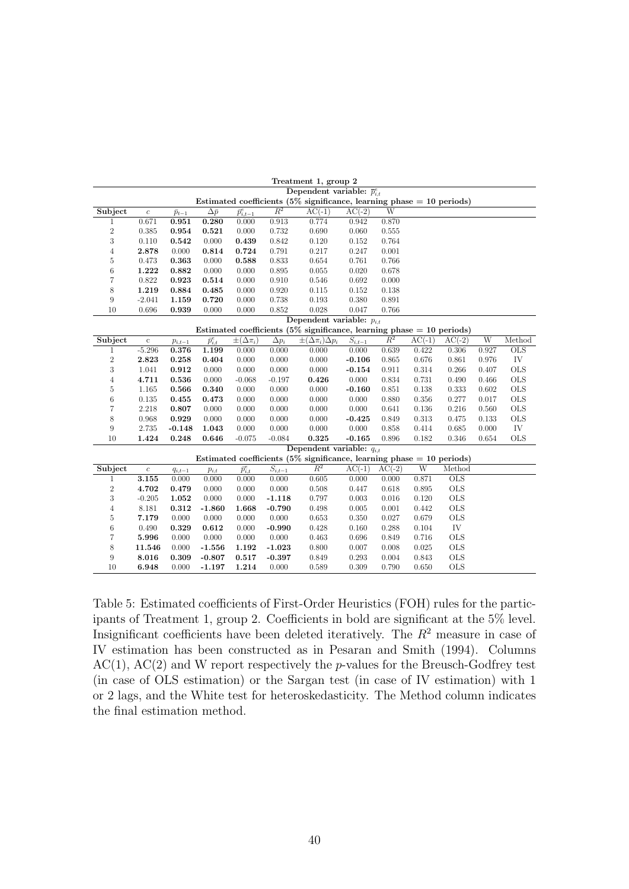**Treatment 1, group 2**

**Dependent variable: $\overline{p}^e_{i,t}$**

**Estimated coefficients (5% significance, learning phase = 10 periods)**

| Subject | $c$ | $\bar{p}_{t-1}$ | $\Delta\bar{p}$ | $\overline{p}^e_{i,t-1}$ | $R^2$ | AC(-1) | AC(-2) | W |
|---|---|---|---|---|---|---|---|---|
| 1 | 0.671 | **0.951** | **0.280** | 0.000 | 0.913 | 0.774 | 0.942 | 0.870 |
| 2 | 0.385 | **0.954** | **0.521** | 0.000 | 0.732 | 0.690 | 0.060 | 0.555 |
| 3 | 0.110 | **0.542** | 0.000 | **0.439** | 0.842 | 0.120 | 0.152 | 0.764 |
| 4 | **2.878** | 0.000 | **0.814** | **0.724** | 0.791 | 0.217 | 0.247 | 0.001 |
| 5 | 0.473 | **0.363** | 0.000 | **0.588** | 0.833 | 0.654 | 0.761 | 0.766 |
| 6 | **1.222** | **0.882** | 0.000 | 0.000 | 0.895 | 0.055 | 0.020 | 0.678 |
| 7 | 0.822 | **0.923** | **0.514** | 0.000 | 0.910 | 0.546 | 0.692 | 0.000 |
| 8 | **1.219** | **0.884** | **0.485** | 0.000 | 0.920 | 0.115 | 0.152 | 0.138 |
| 9 | -2.041 | **1.159** | **0.720** | 0.000 | 0.738 | 0.193 | 0.380 | 0.891 |
| 10 | 0.696 | **0.939** | 0.000 | 0.000 | 0.852 | 0.028 | 0.047 | 0.766 |

**Dependent variable: $p_{i,t}$**

**Estimated coefficients (5% significance, learning phase = 10 periods)**

| Subject | c | $p_{i,t-1}$ | $\overline{p}^e_{i,t}$ | $\pm(\Delta\pi_i)$ | $\Delta p_i$ | $\pm(\Delta\pi_i)\Delta p_i$ | $S_{i,t-1}$ | $R^2$ | AC(-1) | AC(-2) | W | Method |
|---|---|---|---|---|---|---|---|---|---|---|---|---|
| 1 | -5.296 | **0.376** | **1.199** | 0.000 | 0.000 | 0.000 | 0.000 | 0.639 | 0.422 | 0.306 | 0.927 | OLS |
| 2 | **2.823** | **0.258** | **0.404** | 0.000 | 0.000 | 0.000 | **-0.106** | 0.865 | 0.676 | 0.861 | 0.976 | IV |
| 3 | 1.041 | **0.912** | 0.000 | 0.000 | 0.000 | 0.000 | **-0.154** | 0.911 | 0.314 | 0.266 | 0.407 | OLS |
| 4 | **4.711** | **0.536** | 0.000 | -0.068 | -0.197 | **0.426** | 0.000 | 0.834 | 0.731 | 0.490 | 0.466 | OLS |
| 5 | 1.165 | **0.566** | **0.340** | 0.000 | 0.000 | 0.000 | **-0.160** | 0.851 | 0.138 | 0.333 | 0.602 | OLS |
| 6 | 0.135 | **0.455** | **0.473** | 0.000 | 0.000 | 0.000 | 0.000 | 0.880 | 0.356 | 0.277 | 0.017 | OLS |
| 7 | 2.218 | **0.807** | 0.000 | 0.000 | 0.000 | 0.000 | 0.000 | 0.641 | 0.136 | 0.216 | 0.560 | OLS |
| 8 | 0.968 | **0.929** | 0.000 | 0.000 | 0.000 | 0.000 | **-0.425** | 0.849 | 0.313 | 0.475 | 0.133 | OLS |
| 9 | 2.735 | **-0.148** | **1.043** | 0.000 | 0.000 | 0.000 | 0.000 | 0.858 | 0.414 | 0.685 | 0.000 | IV |
| 10 | **1.424** | **0.248** | **0.646** | -0.075 | -0.084 | **0.325** | **-0.165** | 0.896 | 0.182 | 0.346 | 0.654 | OLS |

**Dependent variable: $q_{i,t}$**

**Estimated coefficients (5% significance, learning phase = 10 periods)**

| Subject | $c$ | $q_{i,t-1}$ | $p_{i,t}$ | $\overline{p}^e_{i,t}$ | $S_{i,t-1}$ | $R^2$ | AC(-1) | AC(-2) | W | Method |
|---|---|---|---|---|---|---|---|---|---|---|
| 1 | **3.155** | 0.000 | 0.000 | 0.000 | 0.000 | 0.605 | 0.000 | 0.000 | 0.871 | OLS |
| 2 | **4.702** | **0.479** | 0.000 | 0.000 | 0.000 | 0.508 | 0.447 | 0.618 | 0.895 | OLS |
| 3 | -0.205 | **1.052** | 0.000 | 0.000 | **-1.118** | 0.797 | 0.003 | 0.016 | 0.120 | OLS |
| 4 | 8.181 | **0.312** | **-1.860** | **1.668** | **-0.790** | 0.498 | 0.005 | 0.001 | 0.442 | OLS |
| 5 | **7.179** | 0.000 | 0.000 | 0.000 | 0.000 | 0.653 | 0.350 | 0.027 | 0.679 | OLS |
| 6 | 0.490 | **0.329** | **0.612** | 0.000 | **-0.990** | 0.428 | 0.160 | 0.288 | 0.104 | IV |
| 7 | **5.996** | 0.000 | 0.000 | 0.000 | 0.000 | 0.463 | 0.696 | 0.849 | 0.716 | OLS |
| 8 | **11.546** | 0.000 | **-1.556** | **1.192** | **-1.023** | 0.800 | 0.007 | 0.008 | 0.025 | OLS |
| 9 | **8.016** | **0.309** | **-0.807** | **0.517** | **-0.397** | 0.849 | 0.293 | 0.004 | 0.843 | OLS |
| 10 | **6.948** | 0.000 | **-1.197** | **1.214** | 0.000 | 0.589 | 0.309 | 0.790 | 0.650 | OLS |

Table 5: Estimated coefficients of First-Order Heuristics (FOH) rules for the participants of Treatment 1, group 2. Coefficients in bold are significant at the 5% level. Insignificant coefficients have been deleted iteratively. The $R^2$ measure in case of IV estimation has been constructed as in Pesaran and Smith (1994). Columns AC(1), AC(2) and W report respectively the $p$-values for the Breusch-Godfrey test (in case of OLS estimation) or the Sargan test (in case of IV estimation) with 1 or 2 lags, and the White test for heteroskedasticity. The Method column indicates the final estimation method.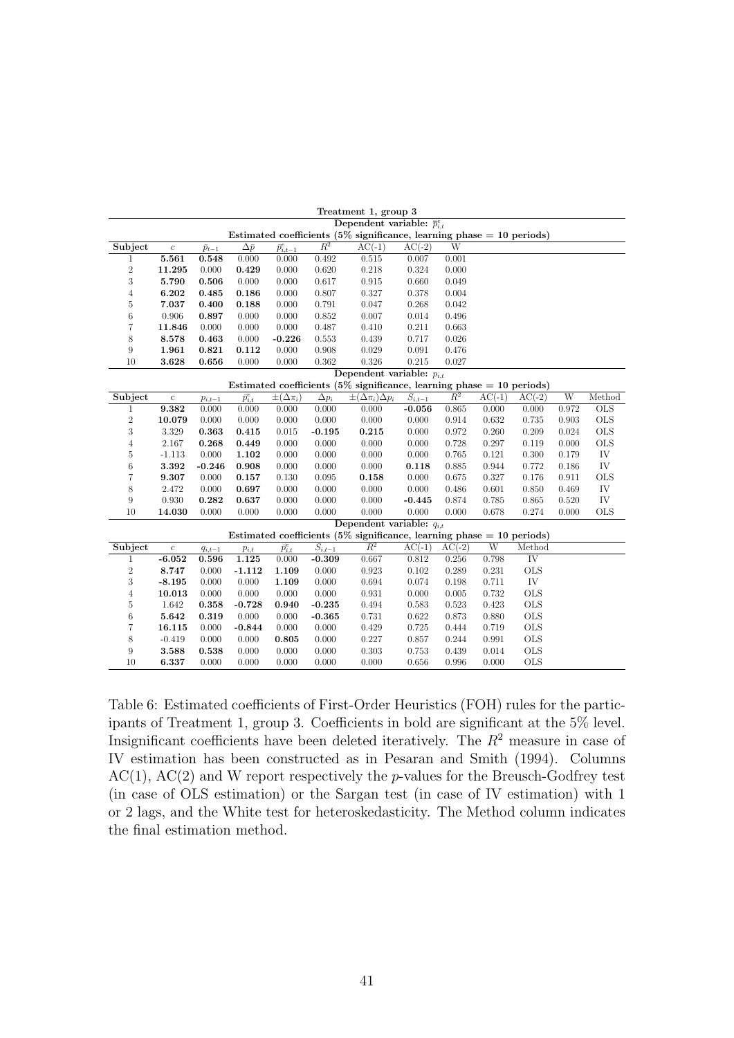| Treatment 1, group 3 | | | | | | | | | | | | |
|---|---|---|---|---|---|---|---|---|---|---|---|---|
| Dependent variable: $\overline{p}^e_{i,t}$ | | | | | | | | | | | | |
| Estimated coefficients (5% significance, learning phase = 10 periods) | | | | | | | | | | | | |
| **Subject** | $c$ | $\bar{p}_{t-1}$ | $\Delta\bar{p}$ | $\overline{p}^e_{i,t-1}$ | $R^2$ | AC(-1) | AC(-2) | W | | | | |
| 1 | **5.561** | **0.548** | 0.000 | 0.000 | 0.492 | 0.515 | 0.007 | 0.001 | | | | |
| 2 | **11.295** | 0.000 | **0.429** | 0.000 | 0.620 | 0.218 | 0.324 | 0.000 | | | | |
| 3 | **5.790** | **0.506** | 0.000 | 0.000 | 0.617 | 0.915 | 0.660 | 0.049 | | | | |
| 4 | **6.202** | **0.485** | **0.186** | 0.000 | 0.807 | 0.327 | 0.378 | 0.004 | | | | |
| 5 | **7.037** | **0.400** | **0.188** | 0.000 | 0.791 | 0.047 | 0.268 | 0.042 | | | | |
| 6 | 0.906 | **0.897** | 0.000 | 0.000 | 0.852 | 0.007 | 0.014 | 0.496 | | | | |
| 7 | **11.846** | 0.000 | 0.000 | 0.000 | 0.487 | 0.410 | 0.211 | 0.663 | | | | |
| 8 | **8.578** | **0.463** | 0.000 | **-0.226** | 0.553 | 0.439 | 0.717 | 0.026 | | | | |
| 9 | **1.961** | **0.821** | **0.112** | 0.000 | 0.908 | 0.029 | 0.091 | 0.476 | | | | |
| 10 | **3.628** | **0.656** | 0.000 | 0.000 | 0.362 | 0.326 | 0.215 | 0.027 | | | | |
| Dependent variable: $p_{i,t}$ | | | | | | | | | | | | |
| Estimated coefficients (5% significance, learning phase = 10 periods) | | | | | | | | | | | | |
| **Subject** | c | $p_{i,t-1}$ | $\overline{p}^e_{i,t}$ | $\pm(\Delta\pi_i)$ | $\Delta p_i$ | $\pm(\Delta\pi_i)\Delta p_i$ | $S_{i,t-1}$ | $R^2$ | AC(-1) | AC(-2) | W | Method |
| 1 | **9.382** | 0.000 | 0.000 | 0.000 | 0.000 | 0.000 | **-0.056** | 0.865 | 0.000 | 0.000 | 0.972 | OLS |
| 2 | **10.079** | 0.000 | 0.000 | 0.000 | 0.000 | 0.000 | 0.000 | 0.914 | 0.632 | 0.735 | 0.903 | OLS |
| 3 | 3.329 | **0.363** | **0.415** | 0.015 | **-0.195** | **0.215** | 0.000 | 0.972 | 0.260 | 0.209 | 0.024 | OLS |
| 4 | 2.167 | **0.268** | **0.449** | 0.000 | 0.000 | 0.000 | 0.000 | 0.728 | 0.297 | 0.119 | 0.000 | OLS |
| 5 | -1.113 | 0.000 | **1.102** | 0.000 | 0.000 | 0.000 | 0.000 | 0.765 | 0.121 | 0.300 | 0.179 | IV |
| 6 | **3.392** | **-0.246** | **0.908** | 0.000 | 0.000 | 0.000 | **0.118** | 0.885 | 0.944 | 0.772 | 0.186 | IV |
| 7 | **9.307** | 0.000 | **0.157** | 0.130 | 0.095 | **0.158** | 0.000 | 0.675 | 0.327 | 0.176 | 0.911 | OLS |
| 8 | 2.472 | 0.000 | **0.697** | 0.000 | 0.000 | 0.000 | 0.000 | 0.486 | 0.601 | 0.850 | 0.469 | IV |
| 9 | 0.930 | **0.282** | **0.637** | 0.000 | 0.000 | 0.000 | **-0.445** | 0.874 | 0.785 | 0.865 | 0.520 | IV |
| 10 | **14.030** | 0.000 | 0.000 | 0.000 | 0.000 | 0.000 | 0.000 | 0.678 | 0.274 | 0.000 | 0.000 | OLS |
| Dependent variable: $q_{i,t}$ | | | | | | | | | | | | |
| Estimated coefficients (5% significance, learning phase = 10 periods) | | | | | | | | | | | | |
| **Subject** | $c$ | $q_{i,t-1}$ | $p_{i,t}$ | $\overline{p}^e_{i,t}$ | $S_{i,t-1}$ | $R^2$ | AC(-1) | AC(-2) | W | Method | | |
| 1 | **-6.052** | **0.596** | **1.125** | 0.000 | **-0.309** | 0.667 | 0.812 | 0.256 | 0.798 | IV | | |
| 2 | **8.747** | 0.000 | **-1.112** | **1.109** | 0.000 | 0.923 | 0.102 | 0.289 | 0.231 | OLS | | |
| 3 | **-8.195** | 0.000 | 0.000 | **1.109** | 0.000 | 0.694 | 0.074 | 0.198 | 0.711 | IV | | |
| 4 | **10.013** | 0.000 | 0.000 | 0.000 | 0.000 | 0.931 | 0.000 | 0.005 | 0.732 | OLS | | |
| 5 | 1.642 | **0.358** | **-0.728** | **0.940** | **-0.235** | 0.494 | 0.583 | 0.523 | 0.423 | OLS | | |
| 6 | **5.642** | **0.319** | 0.000 | 0.000 | **-0.365** | 0.731 | 0.622 | 0.873 | 0.880 | OLS | | |
| 7 | **16.115** | 0.000 | **-0.844** | 0.000 | 0.000 | 0.429 | 0.725 | 0.444 | 0.719 | OLS | | |
| 8 | -0.419 | 0.000 | 0.000 | **0.805** | 0.000 | 0.227 | 0.857 | 0.244 | 0.991 | OLS | | |
| 9 | **3.588** | **0.538** | 0.000 | 0.000 | 0.000 | 0.303 | 0.753 | 0.439 | 0.014 | OLS | | |
| 10 | **6.337** | 0.000 | 0.000 | 0.000 | 0.000 | 0.000 | 0.656 | 0.996 | 0.000 | OLS | | |

Table 6: Estimated coefficients of First-Order Heuristics (FOH) rules for the participants of Treatment 1, group 3. Coefficients in bold are significant at the 5% level. Insignificant coefficients have been deleted iteratively. The $R^2$ measure in case of IV estimation has been constructed as in Pesaran and Smith (1994). Columns AC(1), AC(2) and W report respectively the $p$-values for the Breusch-Godfrey test (in case of OLS estimation) or the Sargan test (in case of IV estimation) with 1 or 2 lags, and the White test for heteroskedasticity. The Method column indicates the final estimation method.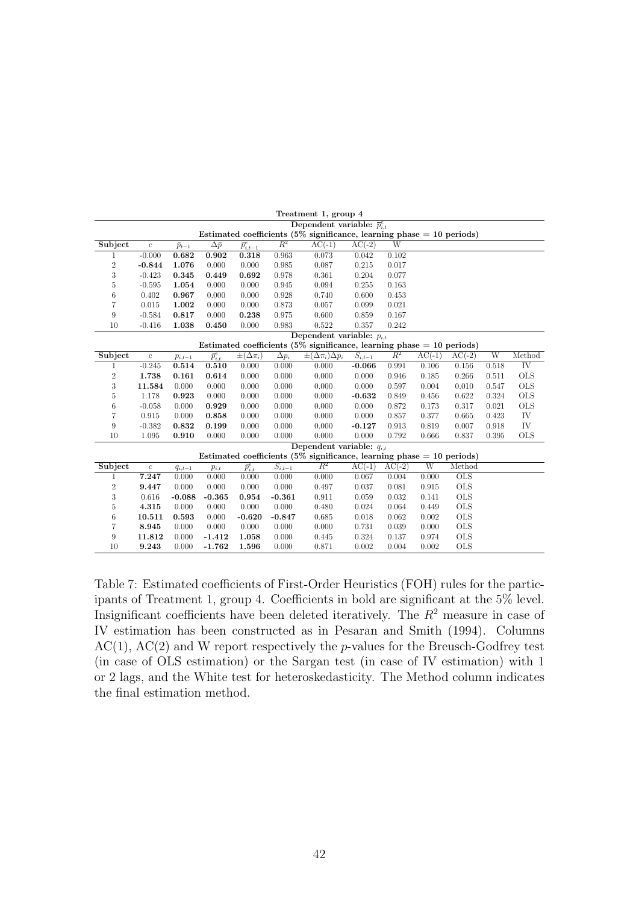**Treatment 1, group 4**

**Dependent variable: $\overline{p}^e_{i,t}$**

**Estimated coefficients (5% significance, learning phase = 10 periods)**

| Subject | $c$ | $\bar{p}_{t-1}$ | $\Delta\bar{p}$ | $\overline{p}^e_{i,t-1}$ | $R^2$ | AC(-1) | AC(-2) | W |
|---|---|---|---|---|---|---|---|---|
| 1 | -0.000 | **0.682** | **0.902** | **0.318** | 0.963 | 0.073 | 0.042 | 0.102 |
| 2 | **-0.844** | **1.076** | 0.000 | 0.000 | 0.985 | 0.087 | 0.215 | 0.017 |
| 3 | -0.423 | **0.345** | **0.449** | **0.692** | 0.978 | 0.361 | 0.204 | 0.077 |
| 5 | -0.595 | **1.054** | 0.000 | 0.000 | 0.945 | 0.094 | 0.255 | 0.163 |
| 6 | 0.402 | **0.967** | 0.000 | 0.000 | 0.928 | 0.740 | 0.600 | 0.453 |
| 7 | 0.015 | **1.002** | 0.000 | 0.000 | 0.873 | 0.057 | 0.099 | 0.021 |
| 9 | -0.584 | **0.817** | 0.000 | **0.238** | 0.975 | 0.600 | 0.859 | 0.167 |
| 10 | -0.416 | **1.038** | **0.450** | 0.000 | 0.983 | 0.522 | 0.357 | 0.242 |

**Dependent variable: $p_{i,t}$**

**Estimated coefficients (5% significance, learning phase = 10 periods)**

| Subject | c | $p_{i,t-1}$ | $\overline{p}^e_{i,t}$ | $\pm(\Delta\pi_i)$ | $\Delta p_i$ | $\pm(\Delta\pi_i)\Delta p_i$ | $S_{i,t-1}$ | $R^2$ | AC(-1) | AC(-2) | W | Method |
|---|---|---|---|---|---|---|---|---|---|---|---|---|
| 1 | -0.245 | **0.514** | **0.510** | 0.000 | 0.000 | 0.000 | **-0.066** | 0.991 | 0.106 | 0.156 | 0.518 | IV |
| 2 | **1.738** | **0.161** | **0.614** | 0.000 | 0.000 | 0.000 | 0.000 | 0.946 | 0.185 | 0.266 | 0.511 | OLS |
| 3 | **11.584** | 0.000 | 0.000 | 0.000 | 0.000 | 0.000 | 0.000 | 0.597 | 0.004 | 0.010 | 0.547 | OLS |
| 5 | 1.178 | **0.923** | 0.000 | 0.000 | 0.000 | 0.000 | **-0.632** | 0.849 | 0.456 | 0.622 | 0.324 | OLS |
| 6 | -0.058 | 0.000 | **0.929** | 0.000 | 0.000 | 0.000 | 0.000 | 0.872 | 0.173 | 0.317 | 0.021 | OLS |
| 7 | 0.915 | 0.000 | **0.858** | 0.000 | 0.000 | 0.000 | 0.000 | 0.857 | 0.377 | 0.665 | 0.423 | IV |
| 9 | -0.382 | **0.832** | **0.199** | 0.000 | 0.000 | 0.000 | **-0.127** | 0.913 | 0.819 | 0.007 | 0.918 | IV |
| 10 | 1.095 | **0.910** | 0.000 | 0.000 | 0.000 | 0.000 | 0.000 | 0.792 | 0.666 | 0.837 | 0.395 | OLS |

**Dependent variable: $q_{i,t}$**

**Estimated coefficients (5% significance, learning phase = 10 periods)**

| Subject | $c$ | $q_{i,t-1}$ | $p_{i,t}$ | $\overline{p}^e_{i,t}$ | $S_{i,t-1}$ | $R^2$ | AC(-1) | AC(-2) | W | Method |
|---|---|---|---|---|---|---|---|---|---|---|
| 1 | **7.247** | 0.000 | 0.000 | 0.000 | 0.000 | 0.000 | 0.067 | 0.004 | 0.000 | OLS |
| 2 | **9.447** | 0.000 | 0.000 | 0.000 | 0.000 | 0.497 | 0.037 | 0.081 | 0.915 | OLS |
| 3 | 0.616 | **-0.088** | **-0.365** | **0.954** | **-0.361** | 0.911 | 0.059 | 0.032 | 0.141 | OLS |
| 5 | **4.315** | 0.000 | 0.000 | 0.000 | 0.000 | 0.480 | 0.024 | 0.064 | 0.449 | OLS |
| 6 | **10.511** | **0.593** | 0.000 | **-0.620** | **-0.847** | 0.685 | 0.018 | 0.062 | 0.002 | OLS |
| 7 | **8.945** | 0.000 | 0.000 | 0.000 | 0.000 | 0.000 | 0.731 | 0.039 | 0.000 | OLS |
| 9 | **11.812** | 0.000 | **-1.412** | **1.058** | 0.000 | 0.445 | 0.324 | 0.137 | 0.974 | OLS |
| 10 | **9.243** | 0.000 | **-1.762** | **1.596** | 0.000 | 0.871 | 0.002 | 0.004 | 0.002 | OLS |

Table 7: Estimated coefficients of First-Order Heuristics (FOH) rules for the participants of Treatment 1, group 4. Coefficients in bold are significant at the 5% level. Insignificant coefficients have been deleted iteratively. The $R^2$ measure in case of IV estimation has been constructed as in Pesaran and Smith (1994). Columns AC(1), AC(2) and W report respectively the $p$-values for the Breusch-Godfrey test (in case of OLS estimation) or the Sargan test (in case of IV estimation) with 1 or 2 lags, and the White test for heteroskedasticity. The Method column indicates the final estimation method.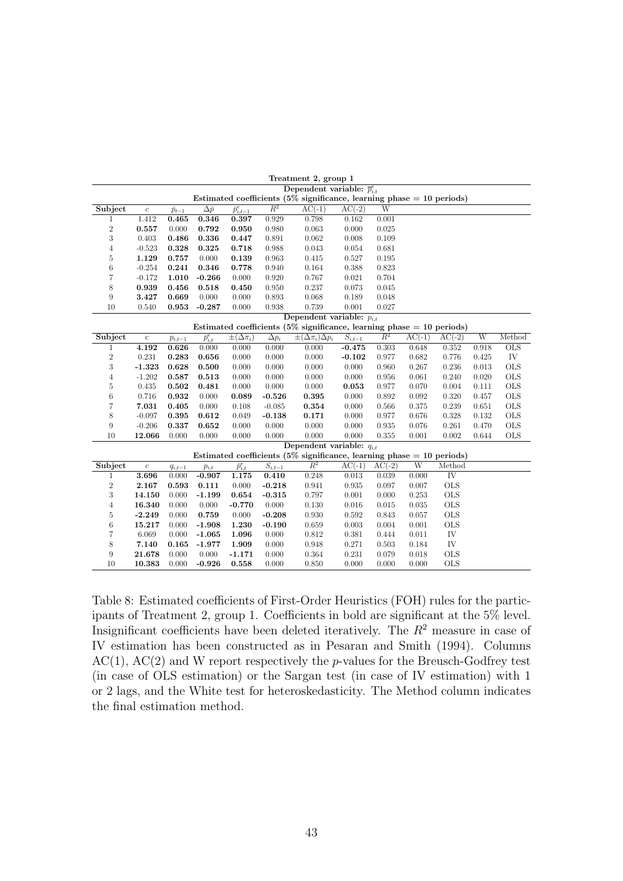**Treatment 2, group 1**

**Dependent variable: $\overline{p}^{e}_{i,t}$**

**Estimated coefficients (5% significance, learning phase = 10 periods)**

| Subject | $c$ | $\bar{p}_{t-1}$ | $\Delta\bar{p}$ | $\overline{p}^{e}_{i,t-1}$ | $R^2$ | AC(-1) | AC(-2) | W |
|---|---|---|---|---|---|---|---|---|
| 1 | 1.412 | **0.465** | **0.346** | **0.397** | 0.929 | 0.798 | 0.162 | 0.001 |
| 2 | **0.557** | 0.000 | **0.792** | **0.950** | 0.980 | 0.063 | 0.000 | 0.025 |
| 3 | 0.403 | **0.486** | **0.336** | **0.447** | 0.891 | 0.062 | 0.008 | 0.109 |
| 4 | -0.523 | **0.328** | **0.325** | **0.718** | 0.988 | 0.043 | 0.054 | 0.681 |
| 5 | **1.129** | **0.757** | 0.000 | **0.139** | 0.963 | 0.415 | 0.527 | 0.195 |
| 6 | -0.254 | **0.241** | **0.346** | **0.778** | 0.940 | 0.164 | 0.388 | 0.823 |
| 7 | -0.172 | **1.010** | **-0.266** | 0.000 | 0.920 | 0.767 | 0.021 | 0.704 |
| 8 | **0.939** | **0.456** | **0.518** | **0.450** | 0.950 | 0.237 | 0.073 | 0.045 |
| 9 | **3.427** | **0.669** | 0.000 | 0.000 | 0.893 | 0.068 | 0.189 | 0.048 |
| 10 | 0.540 | **0.953** | **-0.287** | 0.000 | 0.938 | 0.739 | 0.001 | 0.027 |

**Dependent variable: $p_{i,t}$**

**Estimated coefficients (5% significance, learning phase = 10 periods)**

| Subject | c | $p_{i,t-1}$ | $\overline{p}^{e}_{i,t}$ | $\pm(\Delta\pi_i)$ | $\Delta p_i$ | $\pm(\Delta\pi_i)\Delta p_i$ | $S_{i,t-1}$ | $R^2$ | AC(-1) | AC(-2) | W | Method |
|---|---|---|---|---|---|---|---|---|---|---|---|---|
| 1 | **4.192** | **0.626** | 0.000 | 0.000 | 0.000 | 0.000 | **-0.475** | 0.303 | 0.648 | 0.352 | 0.918 | OLS |
| 2 | 0.231 | **0.283** | **0.656** | 0.000 | 0.000 | 0.000 | **-0.102** | 0.977 | 0.682 | 0.776 | 0.425 | IV |
| 3 | **-1.323** | **0.628** | **0.500** | 0.000 | 0.000 | 0.000 | 0.000 | 0.960 | 0.267 | 0.236 | 0.013 | OLS |
| 4 | -1.202 | **0.587** | **0.513** | 0.000 | 0.000 | 0.000 | 0.000 | 0.956 | 0.061 | 0.240 | 0.020 | OLS |
| 5 | 0.435 | **0.502** | **0.481** | 0.000 | 0.000 | 0.000 | **0.053** | 0.977 | 0.070 | 0.004 | 0.111 | OLS |
| 6 | 0.716 | **0.932** | 0.000 | **0.089** | **-0.526** | **0.395** | 0.000 | 0.892 | 0.092 | 0.320 | 0.457 | OLS |
| 7 | **7.031** | **0.405** | 0.000 | 0.108 | -0.085 | **0.354** | 0.000 | 0.566 | 0.375 | 0.239 | 0.651 | OLS |
| 8 | -0.097 | **0.395** | **0.612** | 0.049 | **-0.138** | **0.171** | 0.000 | 0.977 | 0.676 | 0.328 | 0.132 | OLS |
| 9 | -0.206 | **0.337** | **0.652** | 0.000 | 0.000 | 0.000 | 0.000 | 0.935 | 0.076 | 0.261 | 0.470 | OLS |
| 10 | **12.066** | 0.000 | 0.000 | 0.000 | 0.000 | 0.000 | 0.000 | 0.355 | 0.001 | 0.002 | 0.644 | OLS |

**Dependent variable: $q_{i,t}$**

**Estimated coefficients (5% significance, learning phase = 10 periods)**

| Subject | $c$ | $q_{i,t-1}$ | $p_{i,t}$ | $\overline{p}^{e}_{i,t}$ | $S_{i,t-1}$ | $R^2$ | AC(-1) | AC(-2) | W | Method |
|---|---|---|---|---|---|---|---|---|---|---|
| 1 | **3.696** | 0.000 | **-0.907** | **1.175** | **0.410** | 0.248 | 0.013 | 0.039 | 0.000 | IV |
| 2 | **2.167** | **0.593** | **0.111** | 0.000 | **-0.218** | 0.941 | 0.935 | 0.097 | 0.007 | OLS |
| 3 | **14.150** | 0.000 | **-1.199** | **0.654** | **-0.315** | 0.797 | 0.001 | 0.000 | 0.253 | OLS |
| 4 | **16.340** | 0.000 | 0.000 | **-0.770** | 0.000 | 0.130 | 0.016 | 0.015 | 0.035 | OLS |
| 5 | **-2.249** | 0.000 | **0.759** | 0.000 | **-0.208** | 0.930 | 0.592 | 0.843 | 0.057 | OLS |
| 6 | **15.217** | 0.000 | **-1.908** | **1.230** | **-0.190** | 0.659 | 0.003 | 0.004 | 0.001 | OLS |
| 7 | 6.069 | 0.000 | **-1.065** | **1.096** | 0.000 | 0.812 | 0.381 | 0.444 | 0.011 | IV |
| 8 | **7.140** | **0.165** | **-1.977** | **1.909** | 0.000 | 0.948 | 0.271 | 0.503 | 0.184 | IV |
| 9 | **21.678** | 0.000 | 0.000 | **-1.171** | 0.000 | 0.364 | 0.231 | 0.079 | 0.018 | OLS |
| 10 | **10.383** | 0.000 | **-0.926** | **0.558** | 0.000 | 0.850 | 0.000 | 0.000 | 0.000 | OLS |

Table 8: Estimated coefficients of First-Order Heuristics (FOH) rules for the participants of Treatment 2, group 1. Coefficients in bold are significant at the 5% level. Insignificant coefficients have been deleted iteratively. The $R^2$ measure in case of IV estimation has been constructed as in Pesaran and Smith (1994). Columns AC(1), AC(2) and W report respectively the $p$-values for the Breusch-Godfrey test (in case of OLS estimation) or the Sargan test (in case of IV estimation) with 1 or 2 lags, and the White test for heteroskedasticity. The Method column indicates the final estimation method.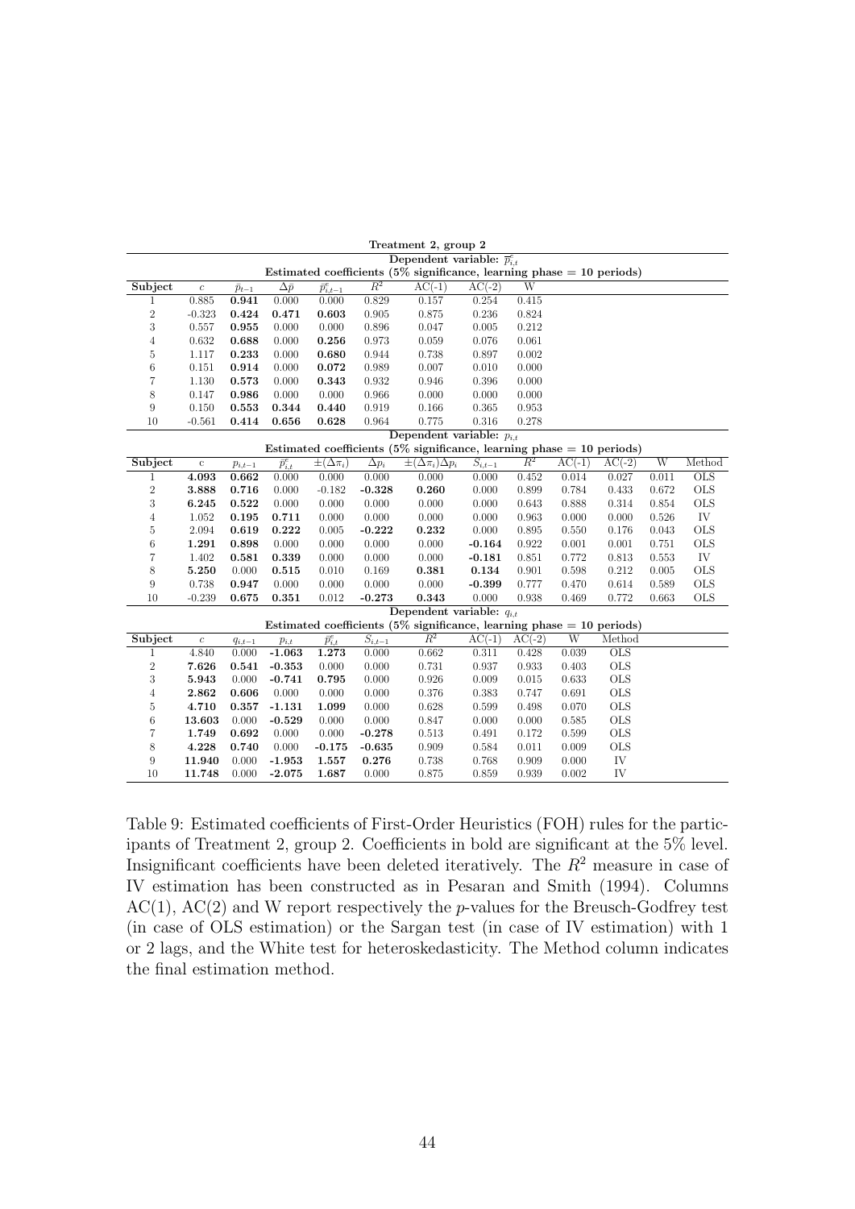Treatment 2, group 2

| Dependent variable: $\overline{p}^e_{i,t}$ | | | | | | | | |
|---|---|---|---|---|---|---|---|---|
| Estimated coefficients (5% significance, learning phase = 10 periods) | | | | | | | | |
| **Subject** | $c$ | $\bar{p}_{t-1}$ | $\Delta\bar{p}$ | $\overline{p}^e_{i,t-1}$ | $R^2$ | AC(-1) | AC(-2) | W |
| 1 | 0.885 | **0.941** | 0.000 | 0.000 | 0.829 | 0.157 | 0.254 | 0.415 |
| 2 | -0.323 | **0.424** | **0.471** | **0.603** | 0.905 | 0.875 | 0.236 | 0.824 |
| 3 | 0.557 | **0.955** | 0.000 | 0.000 | 0.896 | 0.047 | 0.005 | 0.212 |
| 4 | 0.632 | **0.688** | 0.000 | **0.256** | 0.973 | 0.059 | 0.076 | 0.061 |
| 5 | 1.117 | **0.233** | 0.000 | **0.680** | 0.944 | 0.738 | 0.897 | 0.002 |
| 6 | 0.151 | **0.914** | 0.000 | **0.072** | 0.989 | 0.007 | 0.010 | 0.000 |
| 7 | 1.130 | **0.573** | 0.000 | **0.343** | 0.932 | 0.946 | 0.396 | 0.000 |
| 8 | 0.147 | **0.986** | 0.000 | 0.000 | 0.966 | 0.000 | 0.000 | 0.000 |
| 9 | 0.150 | **0.553** | **0.344** | **0.440** | 0.919 | 0.166 | 0.365 | 0.953 |
| 10 | -0.561 | **0.414** | **0.656** | **0.628** | 0.964 | 0.775 | 0.316 | 0.278 |

| Dependent variable: $p_{i,t}$ | | | | | | | | | | | | |
|---|---|---|---|---|---|---|---|---|---|---|---|---|
| Estimated coefficients (5% significance, learning phase = 10 periods) | | | | | | | | | | | | |
| **Subject** | c | $p_{i,t-1}$ | $\overline{p}^e_{i,t}$ | $\pm(\Delta\pi_i)$ | $\Delta p_i$ | $\pm(\Delta\pi_i)\Delta p_i$ | $S_{i,t-1}$ | $R^2$ | AC(-1) | AC(-2) | W | Method |
| 1 | **4.093** | **0.662** | 0.000 | 0.000 | 0.000 | 0.000 | 0.000 | 0.452 | 0.014 | 0.027 | 0.011 | OLS |
| 2 | **3.888** | **0.716** | 0.000 | -0.182 | **-0.328** | **0.260** | 0.000 | 0.899 | 0.784 | 0.433 | 0.672 | OLS |
| 3 | **6.245** | **0.522** | 0.000 | 0.000 | 0.000 | 0.000 | 0.000 | 0.643 | 0.888 | 0.314 | 0.854 | OLS |
| 4 | 1.052 | **0.195** | **0.711** | 0.000 | 0.000 | 0.000 | 0.000 | 0.963 | 0.000 | 0.000 | 0.526 | IV |
| 5 | 2.094 | **0.619** | **0.222** | 0.005 | **-0.222** | **0.232** | 0.000 | 0.895 | 0.550 | 0.176 | 0.043 | OLS |
| 6 | **1.291** | **0.898** | 0.000 | 0.000 | 0.000 | 0.000 | **-0.164** | 0.922 | 0.001 | 0.001 | 0.751 | OLS |
| 7 | 1.402 | **0.581** | **0.339** | 0.000 | 0.000 | 0.000 | **-0.181** | 0.851 | 0.772 | 0.813 | 0.553 | IV |
| 8 | **5.250** | 0.000 | **0.515** | 0.010 | 0.169 | **0.381** | **0.134** | 0.901 | 0.598 | 0.212 | 0.005 | OLS |
| 9 | 0.738 | **0.947** | 0.000 | 0.000 | 0.000 | 0.000 | **-0.399** | 0.777 | 0.470 | 0.614 | 0.589 | OLS |
| 10 | -0.239 | **0.675** | **0.351** | 0.012 | **-0.273** | **0.343** | 0.000 | 0.938 | 0.469 | 0.772 | 0.663 | OLS |

| Dependent variable: $q_{i,t}$ | | | | | | | | | | |
|---|---|---|---|---|---|---|---|---|---|---|
| Estimated coefficients (5% significance, learning phase = 10 periods) | | | | | | | | | | |
| **Subject** | $c$ | $q_{i,t-1}$ | $p_{i,t}$ | $\overline{p}^e_{i,t}$ | $S_{i,t-1}$ | $R^2$ | AC(-1) | AC(-2) | W | Method |
| 1 | 4.840 | 0.000 | **-1.063** | **1.273** | 0.000 | 0.662 | 0.311 | 0.428 | 0.039 | OLS |
| 2 | **7.626** | **0.541** | **-0.353** | 0.000 | 0.000 | 0.731 | 0.937 | 0.933 | 0.403 | OLS |
| 3 | **5.943** | 0.000 | **-0.741** | **0.795** | 0.000 | 0.926 | 0.009 | 0.015 | 0.633 | OLS |
| 4 | **2.862** | **0.606** | 0.000 | 0.000 | 0.000 | 0.376 | 0.383 | 0.747 | 0.691 | OLS |
| 5 | **4.710** | **0.357** | **-1.131** | **1.099** | 0.000 | 0.628 | 0.599 | 0.498 | 0.070 | OLS |
| 6 | **13.603** | 0.000 | **-0.529** | 0.000 | 0.000 | 0.847 | 0.000 | 0.000 | 0.585 | OLS |
| 7 | **1.749** | **0.692** | 0.000 | 0.000 | **-0.278** | 0.513 | 0.491 | 0.172 | 0.599 | OLS |
| 8 | **4.228** | **0.740** | 0.000 | **-0.175** | **-0.635** | 0.909 | 0.584 | 0.011 | 0.009 | OLS |
| 9 | **11.940** | 0.000 | **-1.953** | **1.557** | **0.276** | 0.738 | 0.768 | 0.909 | 0.000 | IV |
| 10 | **11.748** | 0.000 | **-2.075** | **1.687** | 0.000 | 0.875 | 0.859 | 0.939 | 0.002 | IV |

Table 9: Estimated coefficients of First-Order Heuristics (FOH) rules for the participants of Treatment 2, group 2. Coefficients in bold are significant at the 5% level. Insignificant coefficients have been deleted iteratively. The $R^2$ measure in case of IV estimation has been constructed as in Pesaran and Smith (1994). Columns AC(1), AC(2) and W report respectively the $p$-values for the Breusch-Godfrey test (in case of OLS estimation) or the Sargan test (in case of IV estimation) with 1 or 2 lags, and the White test for heteroskedasticity. The Method column indicates the final estimation method.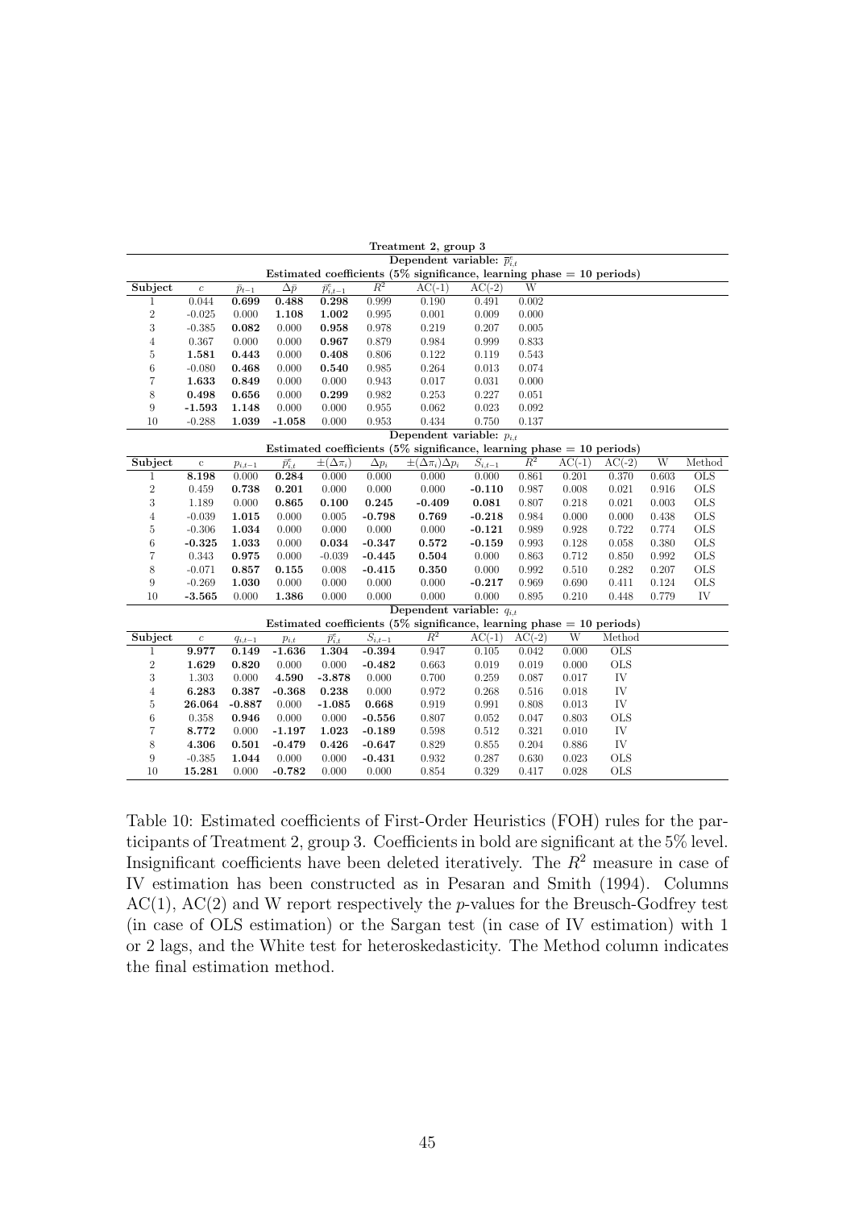**Treatment 2, group 3**

| | | | | | | | | |
|---|---|---|---|---|---|---|---|---|
| | **Dependent variable: $\bar{p}^e_{i,t}$** | | | | | | | |
| | **Estimated coefficients (5% significance, learning phase = 10 periods)** | | | | | | | |
| **Subject** | $c$ | $\bar{p}_{t-1}$ | $\Delta\bar{p}$ | $\bar{p}^e_{i,t-1}$ | $R^2$ | AC(-1) | AC(-2) | W |
| 1 | 0.044 | **0.699** | **0.488** | **0.298** | 0.999 | 0.190 | 0.491 | 0.002 |
| 2 | -0.025 | 0.000 | **1.108** | **1.002** | 0.995 | 0.001 | 0.009 | 0.000 |
| 3 | -0.385 | **0.082** | 0.000 | **0.958** | 0.978 | 0.219 | 0.207 | 0.005 |
| 4 | 0.367 | 0.000 | 0.000 | **0.967** | 0.879 | 0.984 | 0.999 | 0.833 |
| 5 | **1.581** | **0.443** | 0.000 | **0.408** | 0.806 | 0.122 | 0.119 | 0.543 |
| 6 | -0.080 | **0.468** | 0.000 | **0.540** | 0.985 | 0.264 | 0.013 | 0.074 |
| 7 | **1.633** | **0.849** | 0.000 | 0.000 | 0.943 | 0.017 | 0.031 | 0.000 |
| 8 | **0.498** | **0.656** | 0.000 | **0.299** | 0.982 | 0.253 | 0.227 | 0.051 |
| 9 | **-1.593** | **1.148** | 0.000 | 0.000 | 0.955 | 0.062 | 0.023 | 0.092 |
| 10 | -0.288 | **1.039** | **-1.058** | 0.000 | 0.953 | 0.434 | 0.750 | 0.137 |

| | | | | | | | | | | | | |
|---|---|---|---|---|---|---|---|---|---|---|---|---|
| | **Dependent variable: $p_{i,t}$** | | | | | | | | | | | |
| | **Estimated coefficients (5% significance, learning phase = 10 periods)** | | | | | | | | | | | |
| **Subject** | c | $p_{i,t-1}$ | $\bar{p}^e_{i,t}$ | $\pm(\Delta\pi_i)$ | $\Delta p_i$ | $\pm(\Delta\pi_i)\Delta p_i$ | $S_{i,t-1}$ | $R^2$ | AC(-1) | AC(-2) | W | Method |
| 1 | **8.198** | 0.000 | **0.284** | 0.000 | 0.000 | 0.000 | 0.000 | 0.861 | 0.201 | 0.370 | 0.603 | OLS |
| 2 | 0.459 | **0.738** | **0.201** | 0.000 | 0.000 | 0.000 | **-0.110** | 0.987 | 0.008 | 0.021 | 0.916 | OLS |
| 3 | 1.189 | 0.000 | **0.865** | **0.100** | **0.245** | **-0.409** | **0.081** | 0.807 | 0.218 | 0.021 | 0.003 | OLS |
| 4 | -0.039 | **1.015** | 0.000 | 0.005 | **-0.798** | **0.769** | **-0.218** | 0.984 | 0.000 | 0.000 | 0.438 | OLS |
| 5 | -0.306 | **1.034** | 0.000 | 0.000 | 0.000 | 0.000 | **-0.121** | 0.989 | 0.928 | 0.722 | 0.774 | OLS |
| 6 | **-0.325** | **1.033** | 0.000 | **0.034** | **-0.347** | **0.572** | **-0.159** | 0.993 | 0.128 | 0.058 | 0.380 | OLS |
| 7 | 0.343 | **0.975** | 0.000 | -0.039 | **-0.445** | **0.504** | 0.000 | 0.863 | 0.712 | 0.850 | 0.992 | OLS |
| 8 | -0.071 | **0.857** | **0.155** | 0.008 | **-0.415** | **0.350** | 0.000 | 0.992 | 0.510 | 0.282 | 0.207 | OLS |
| 9 | -0.269 | **1.030** | 0.000 | 0.000 | 0.000 | 0.000 | **-0.217** | 0.969 | 0.690 | 0.411 | 0.124 | OLS |
| 10 | **-3.565** | 0.000 | **1.386** | 0.000 | 0.000 | 0.000 | 0.000 | 0.895 | 0.210 | 0.448 | 0.779 | IV |

| | | | | | | | | | | |
|---|---|---|---|---|---|---|---|---|---|---|
| | **Dependent variable: $q_{i,t}$** | | | | | | | | | |
| | **Estimated coefficients (5% significance, learning phase = 10 periods)** | | | | | | | | | |
| **Subject** | $c$ | $q_{i,t-1}$ | $p_{i,t}$ | $\bar{p}^e_{i,t}$ | $S_{i,t-1}$ | $R^2$ | AC(-1) | AC(-2) | W | Method |
| 1 | **9.977** | **0.149** | **-1.636** | **1.304** | **-0.394** | 0.947 | 0.105 | 0.042 | 0.000 | OLS |
| 2 | **1.629** | **0.820** | 0.000 | 0.000 | **-0.482** | 0.663 | 0.019 | 0.019 | 0.000 | OLS |
| 3 | 1.303 | 0.000 | **4.590** | **-3.878** | 0.000 | 0.700 | 0.259 | 0.087 | 0.017 | IV |
| 4 | **6.283** | **0.387** | **-0.368** | **0.238** | 0.000 | 0.972 | 0.268 | 0.516 | 0.018 | IV |
| 5 | **26.064** | **-0.887** | 0.000 | **-1.085** | **0.668** | 0.919 | 0.991 | 0.808 | 0.013 | IV |
| 6 | 0.358 | **0.946** | 0.000 | 0.000 | **-0.556** | 0.807 | 0.052 | 0.047 | 0.803 | OLS |
| 7 | **8.772** | 0.000 | **-1.197** | **1.023** | **-0.189** | 0.598 | 0.512 | 0.321 | 0.010 | IV |
| 8 | **4.306** | **0.501** | **-0.479** | **0.426** | **-0.647** | 0.829 | 0.855 | 0.204 | 0.886 | IV |
| 9 | -0.385 | **1.044** | 0.000 | 0.000 | **-0.431** | 0.932 | 0.287 | 0.630 | 0.023 | OLS |
| 10 | **15.281** | 0.000 | **-0.782** | 0.000 | 0.000 | 0.854 | 0.329 | 0.417 | 0.028 | OLS |

Table 10: Estimated coefficients of First-Order Heuristics (FOH) rules for the participants of Treatment 2, group 3. Coefficients in bold are significant at the 5% level. Insignificant coefficients have been deleted iteratively. The $R^2$ measure in case of IV estimation has been constructed as in Pesaran and Smith (1994). Columns AC(1), AC(2) and W report respectively the $p$-values for the Breusch-Godfrey test (in case of OLS estimation) or the Sargan test (in case of IV estimation) with 1 or 2 lags, and the White test for heteroskedasticity. The Method column indicates the final estimation method.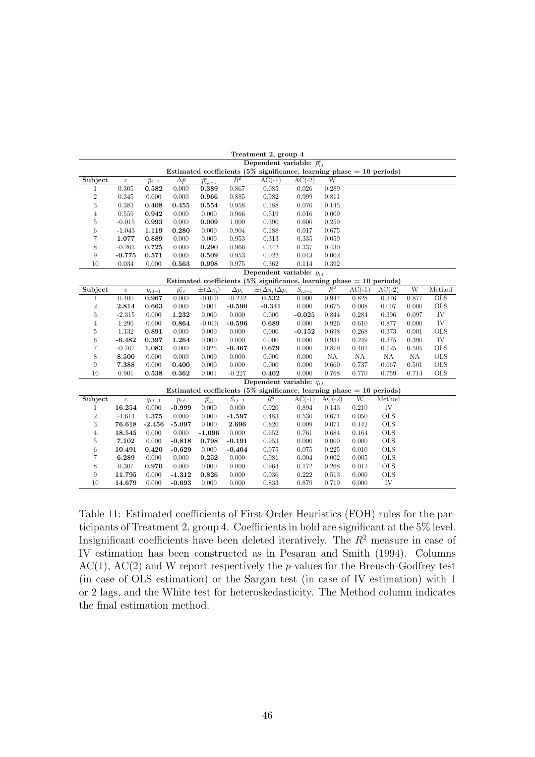**Treatment 2, group 4**

Dependent variable: $\overline{p}^e_{i,t}$

Estimated coefficients (5% significance, learning phase = 10 periods)

| Subject | $c$ | $\bar{p}_{t-1}$ | $\Delta\bar{p}$ | $\overline{p}^e_{i,t-1}$ | $R^2$ | AC(-1) | AC(-2) | W |
|---|---|---|---|---|---|---|---|---|
| 1 | 0.305 | **0.582** | 0.000 | **0.389** | 0.867 | 0.085 | 0.026 | 0.289 |
| 2 | 0.345 | 0.000 | 0.000 | **0.966** | 0.885 | 0.982 | 0.999 | 0.811 |
| 3 | 0.383 | **0.408** | **0.455** | **0.554** | 0.958 | 0.188 | 0.076 | 0.145 |
| 4 | 0.559 | **0.942** | 0.000 | 0.000 | 0.966 | 0.519 | 0.016 | 0.009 |
| 5 | -0.015 | **0.993** | 0.000 | **0.009** | 1.000 | 0.390 | 0.600 | 0.259 |
| 6 | -1.043 | **1.119** | **0.280** | 0.000 | 0.904 | 0.188 | 0.017 | 0.675 |
| 7 | **1.077** | **0.889** | 0.000 | 0.000 | 0.953 | 0.313 | 0.335 | 0.059 |
| 8 | -0.263 | **0.725** | 0.000 | **0.290** | 0.966 | 0.342 | 0.337 | 0.430 |
| 9 | **-0.775** | **0.571** | 0.000 | **0.509** | 0.953 | 0.022 | 0.043 | 0.002 |
| 10 | 0.034 | 0.000 | **0.563** | **0.998** | 0.975 | 0.362 | 0.114 | 0.392 |

Dependent variable: $p_{i,t}$

Estimated coefficients (5% significance, learning phase = 10 periods)

| Subject | c | $p_{i,t-1}$ | $\overline{p}^e_{i,t}$ | $\pm(\Delta\pi_i)$ | $\Delta p_i$ | $\pm(\Delta\pi_i)\Delta p_i$ | $S_{i,t-1}$ | $R^2$ | AC(-1) | AC(-2) | W | Method |
|---|---|---|---|---|---|---|---|---|---|---|---|---|
| 1 | 0.400 | **0.967** | 0.000 | -0.010 | -0.222 | **0.532** | 0.000 | 0.947 | 0.828 | 0.376 | 0.877 | OLS |
| 2 | **2.814** | **0.663** | 0.000 | 0.001 | **-0.590** | **-0.341** | 0.000 | 0.675 | 0.008 | 0.007 | 0.000 | OLS |
| 3 | -2.315 | 0.000 | **1.232** | 0.000 | 0.000 | 0.000 | **-0.025** | 0.844 | 0.284 | 0.396 | 0.097 | IV |
| 4 | 1.296 | 0.000 | **0.864** | -0.010 | **-0.596** | **0.689** | 0.000 | 0.926 | 0.610 | 0.877 | 0.000 | IV |
| 5 | 1.132 | **0.891** | 0.000 | 0.000 | 0.000 | 0.000 | **-0.152** | 0.698 | 0.268 | 0.373 | 0.001 | OLS |
| 6 | **-6.482** | **0.397** | **1.264** | 0.000 | 0.000 | 0.000 | 0.000 | 0.931 | 0.249 | 0.375 | 0.390 | IV |
| 7 | -0.767 | **1.083** | 0.000 | 0.025 | **-0.467** | **0.679** | 0.000 | 0.879 | 0.402 | 0.725 | 0.505 | OLS |
| 8 | **8.500** | 0.000 | 0.000 | 0.000 | 0.000 | 0.000 | 0.000 | NA | NA | NA | NA | OLS |
| 9 | **7.388** | 0.000 | **0.400** | 0.000 | 0.000 | 0.000 | 0.000 | 0.660 | 0.737 | 0.667 | 0.501 | OLS |
| 10 | 0.901 | **0.538** | **0.362** | 0.001 | -0.227 | **0.402** | 0.000 | 0.768 | 0.770 | 0.759 | 0.714 | OLS |

Dependent variable: $q_{i,t}$

Estimated coefficients (5% significance, learning phase = 10 periods)

| Subject | $c$ | $q_{i,t-1}$ | $p_{i,t}$ | $\overline{p}^e_{i,t}$ | $S_{i,t-1}$ | $R^2$ | AC(-1) | AC(-2) | W | Method |
|---|---|---|---|---|---|---|---|---|---|---|
| 1 | **16.254** | 0.000 | **-0.999** | 0.000 | 0.000 | 0.920 | 0.894 | 0.143 | 0.210 | IV |
| 2 | -4.614 | **1.375** | 0.000 | 0.000 | **-1.597** | 0.483 | 0.530 | 0.674 | 0.050 | OLS |
| 3 | **76.618** | **-2.456** | **-5.097** | 0.000 | **2.696** | 0.820 | 0.009 | 0.071 | 0.142 | OLS |
| 4 | **18.545** | 0.000 | 0.000 | **-1.096** | 0.000 | 0.652 | 0.761 | 0.684 | 0.164 | OLS |
| 5 | **7.102** | 0.000 | **-0.818** | **0.798** | **-0.191** | 0.953 | 0.000 | 0.000 | 0.000 | OLS |
| 6 | **10.491** | **0.420** | **-0.629** | 0.000 | **-0.404** | 0.975 | 0.075 | 0.225 | 0.010 | OLS |
| 7 | **6.289** | 0.000 | 0.000 | **0.252** | 0.000 | 0.981 | 0.004 | 0.002 | 0.005 | OLS |
| 8 | 0.307 | **0.970** | 0.000 | 0.000 | 0.000 | 0.964 | 0.172 | 0.268 | 0.012 | OLS |
| 9 | **11.795** | 0.000 | **-1.312** | **0.826** | 0.000 | 0.936 | 0.222 | 0.513 | 0.000 | OLS |
| 10 | **14.679** | 0.000 | **-0.693** | 0.000 | 0.000 | 0.833 | 0.879 | 0.719 | 0.000 | IV |

Table 11: Estimated coefficients of First-Order Heuristics (FOH) rules for the participants of Treatment 2, group 4. Coefficients in bold are significant at the 5% level. Insignificant coefficients have been deleted iteratively. The $R^2$ measure in case of IV estimation has been constructed as in Pesaran and Smith (1994). Columns AC(1), AC(2) and W report respectively the $p$-values for the Breusch-Godfrey test (in case of OLS estimation) or the Sargan test (in case of IV estimation) with 1 or 2 lags, and the White test for heteroskedasticity. The Method column indicates the final estimation method.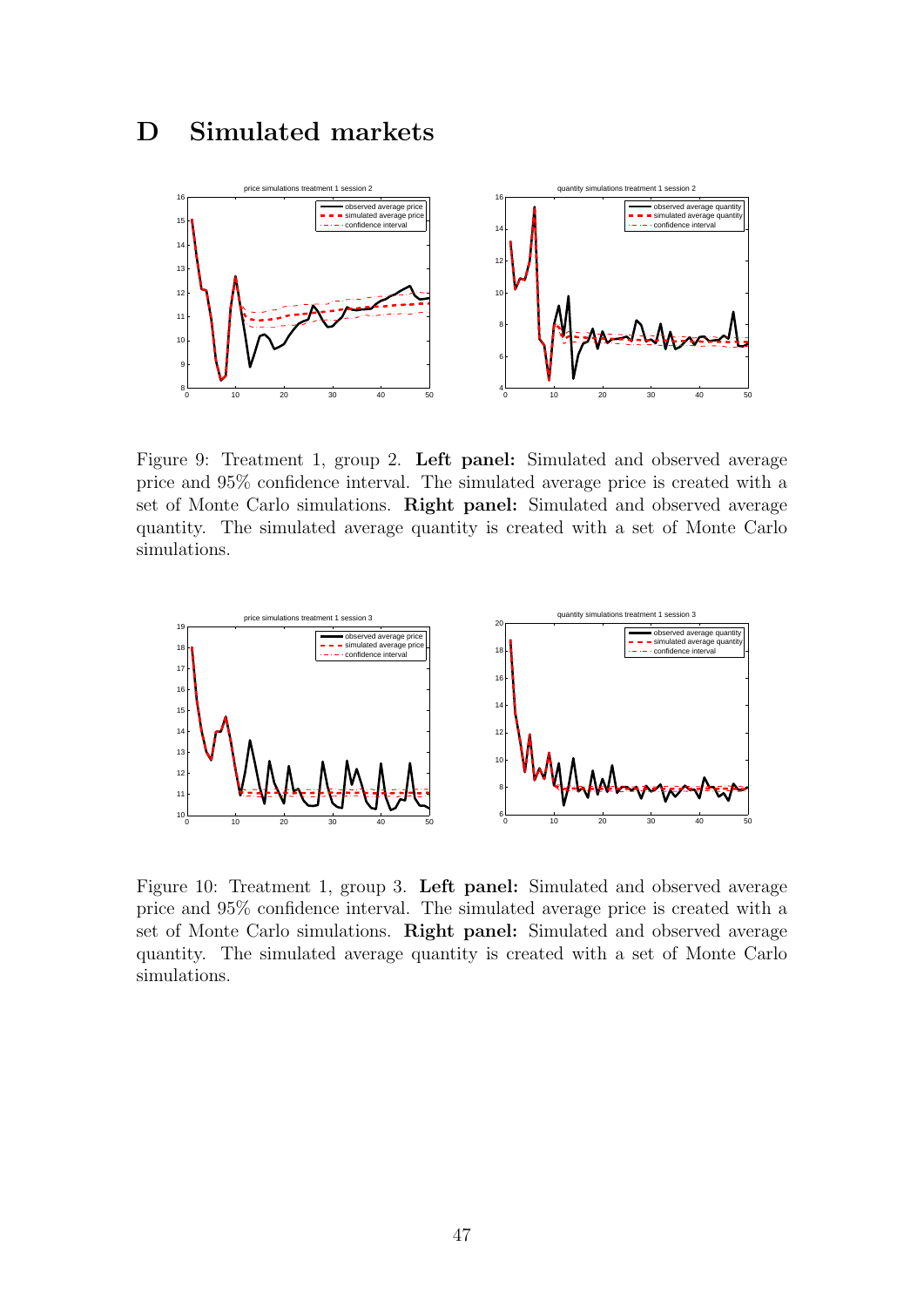# D Simulated markets

Figure 9: Treatment 1, group 2. **Left panel:** Simulated and observed average price and 95% confidence interval. The simulated average price is created with a set of Monte Carlo simulations. **Right panel:** Simulated and observed average quantity. The simulated average quantity is created with a set of Monte Carlo simulations.

Figure 10: Treatment 1, group 3. **Left panel:** Simulated and observed average price and 95% confidence interval. The simulated average price is created with a set of Monte Carlo simulations. **Right panel:** Simulated and observed average quantity. The simulated average quantity is created with a set of Monte Carlo simulations.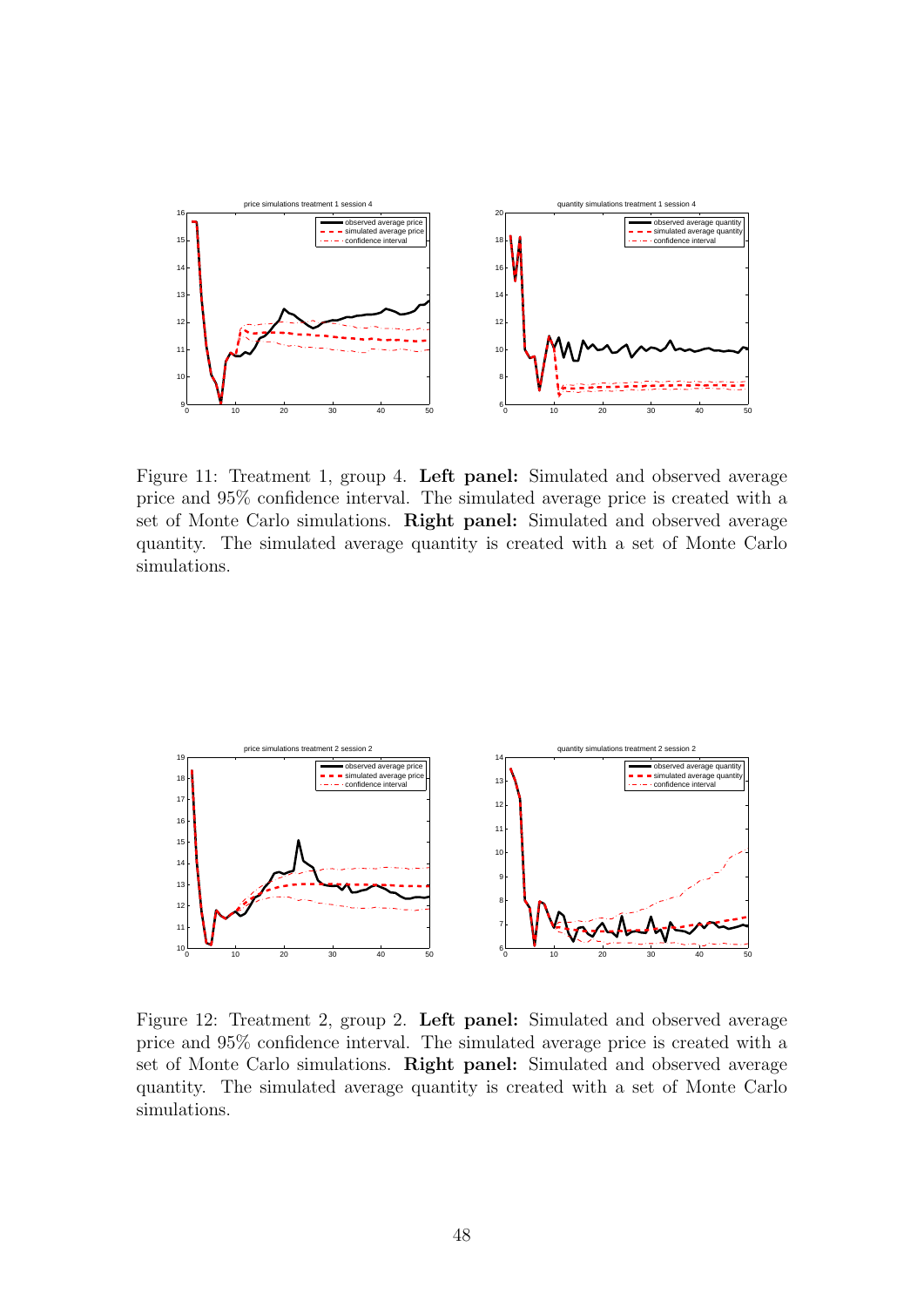Figure 11: Treatment 1, group 4. **Left panel:** Simulated and observed average price and 95% confidence interval. The simulated average price is created with a set of Monte Carlo simulations. **Right panel:** Simulated and observed average quantity. The simulated average quantity is created with a set of Monte Carlo simulations.

Figure 12: Treatment 2, group 2. **Left panel:** Simulated and observed average price and 95% confidence interval. The simulated average price is created with a set of Monte Carlo simulations. **Right panel:** Simulated and observed average quantity. The simulated average quantity is created with a set of Monte Carlo simulations.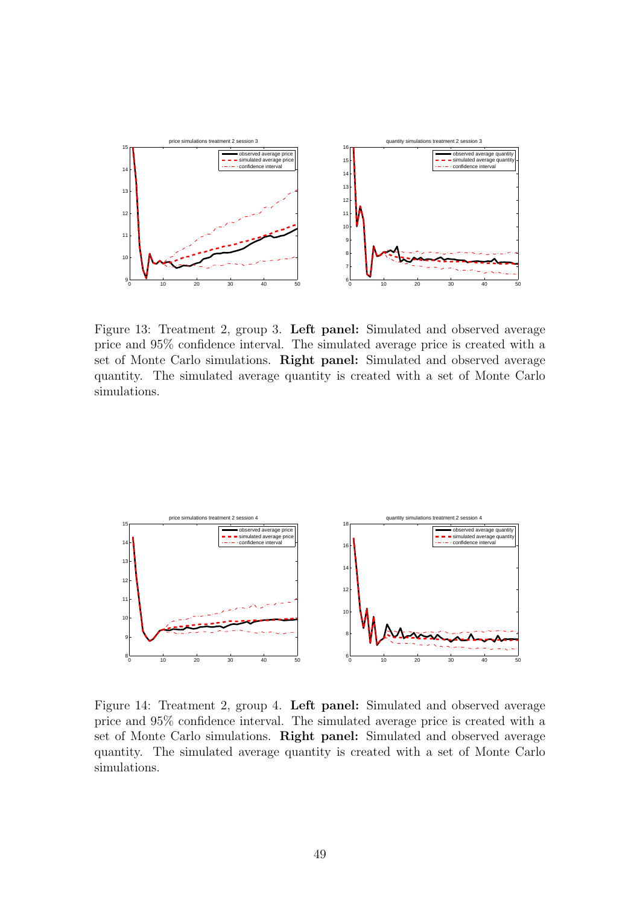Figure 13: Treatment 2, group 3. **Left panel:** Simulated and observed average price and 95% confidence interval. The simulated average price is created with a set of Monte Carlo simulations. **Right panel:** Simulated and observed average quantity. The simulated average quantity is created with a set of Monte Carlo simulations.

Figure 14: Treatment 2, group 4. **Left panel:** Simulated and observed average price and 95% confidence interval. The simulated average price is created with a set of Monte Carlo simulations. **Right panel:** Simulated and observed average quantity. The simulated average quantity is created with a set of Monte Carlo simulations.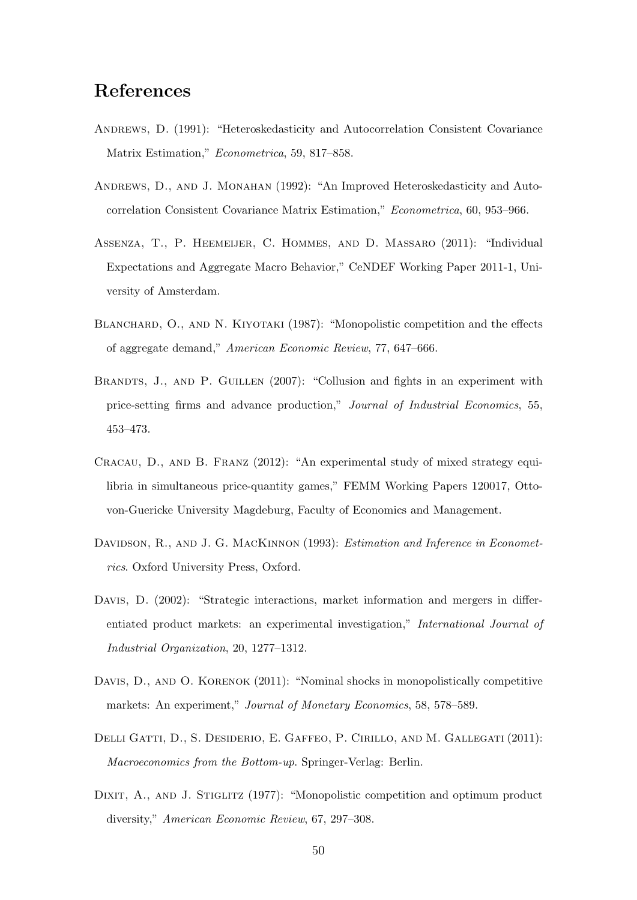## References

Andrews, D. (1991): "Heteroskedasticity and Autocorrelation Consistent Covariance Matrix Estimation," *Econometrica*, 59, 817–858.

Andrews, D., and J. Monahan (1992): "An Improved Heteroskedasticity and Autocorrelation Consistent Covariance Matrix Estimation," *Econometrica*, 60, 953–966.

Assenza, T., P. Heemeijer, C. Hommes, and D. Massaro (2011): "Individual Expectations and Aggregate Macro Behavior," CeNDEF Working Paper 2011-1, University of Amsterdam.

Blanchard, O., and N. Kiyotaki (1987): "Monopolistic competition and the effects of aggregate demand," *American Economic Review*, 77, 647–666.

Brandts, J., and P. Guillen (2007): "Collusion and fights in an experiment with price-setting firms and advance production," *Journal of Industrial Economics*, 55, 453–473.

Cracau, D., and B. Franz (2012): "An experimental study of mixed strategy equilibria in simultaneous price-quantity games," FEMM Working Papers 120017, Otto-von-Guericke University Magdeburg, Faculty of Economics and Management.

Davidson, R., and J. G. MacKinnon (1993): *Estimation and Inference in Econometrics*. Oxford University Press, Oxford.

Davis, D. (2002): "Strategic interactions, market information and mergers in differentiated product markets: an experimental investigation," *International Journal of Industrial Organization*, 20, 1277–1312.

Davis, D., and O. Korenok (2011): "Nominal shocks in monopolistically competitive markets: An experiment," *Journal of Monetary Economics*, 58, 578–589.

Delli Gatti, D., S. Desiderio, E. Gaffeo, P. Cirillo, and M. Gallegati (2011): *Macroeconomics from the Bottom-up*. Springer-Verlag: Berlin.

Dixit, A., and J. Stiglitz (1977): "Monopolistic competition and optimum product diversity," *American Economic Review*, 67, 297–308.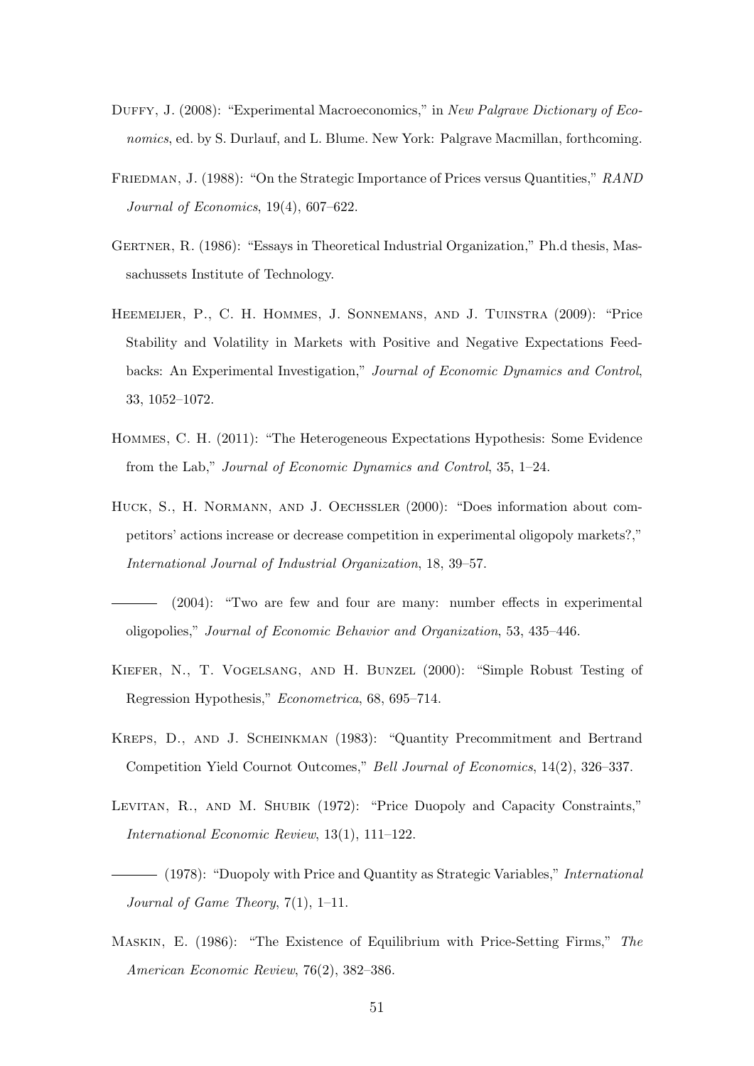Duffy, J. (2008): "Experimental Macroeconomics," in *New Palgrave Dictionary of Economics*, ed. by S. Durlauf, and L. Blume. New York: Palgrave Macmillan, forthcoming.

Friedman, J. (1988): "On the Strategic Importance of Prices versus Quantities," *RAND Journal of Economics*, 19(4), 607–622.

Gertner, R. (1986): "Essays in Theoretical Industrial Organization," Ph.d thesis, Massachussets Institute of Technology.

Heemeijer, P., C. H. Hommes, J. Sonnemans, and J. Tuinstra (2009): "Price Stability and Volatility in Markets with Positive and Negative Expectations Feedbacks: An Experimental Investigation," *Journal of Economic Dynamics and Control*, 33, 1052–1072.

Hommes, C. H. (2011): "The Heterogeneous Expectations Hypothesis: Some Evidence from the Lab," *Journal of Economic Dynamics and Control*, 35, 1–24.

Huck, S., H. Normann, and J. Oechssler (2000): "Does information about competitors' actions increase or decrease competition in experimental oligopoly markets?," *International Journal of Industrial Organization*, 18, 39–57.

——— (2004): "Two are few and four are many: number effects in experimental oligopolies," *Journal of Economic Behavior and Organization*, 53, 435–446.

Kiefer, N., T. Vogelsang, and H. Bunzel (2000): "Simple Robust Testing of Regression Hypothesis," *Econometrica*, 68, 695–714.

Kreps, D., and J. Scheinkman (1983): "Quantity Precommitment and Bertrand Competition Yield Cournot Outcomes," *Bell Journal of Economics*, 14(2), 326–337.

Levitan, R., and M. Shubik (1972): "Price Duopoly and Capacity Constraints," *International Economic Review*, 13(1), 111–122.

——— (1978): "Duopoly with Price and Quantity as Strategic Variables," *International Journal of Game Theory*, 7(1), 1–11.

Maskin, E. (1986): "The Existence of Equilibrium with Price-Setting Firms," *The American Economic Review*, 76(2), 382–386.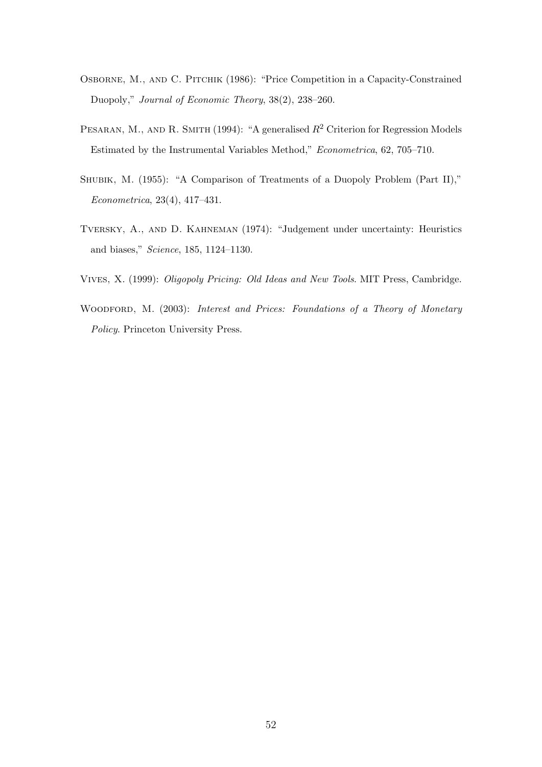Osborne, M., and C. Pitchik (1986): "Price Competition in a Capacity-Constrained Duopoly," *Journal of Economic Theory*, 38(2), 238–260.

Pesaran, M., and R. Smith (1994): "A generalised $R^2$ Criterion for Regression Models Estimated by the Instrumental Variables Method," *Econometrica*, 62, 705–710.

Shubik, M. (1955): "A Comparison of Treatments of a Duopoly Problem (Part II)," *Econometrica*, 23(4), 417–431.

Tversky, A., and D. Kahneman (1974): "Judgement under uncertainty: Heuristics and biases," *Science*, 185, 1124–1130.

Vives, X. (1999): *Oligopoly Pricing: Old Ideas and New Tools*. MIT Press, Cambridge.

Woodford, M. (2003): *Interest and Prices: Foundations of a Theory of Monetary Policy*. Princeton University Press.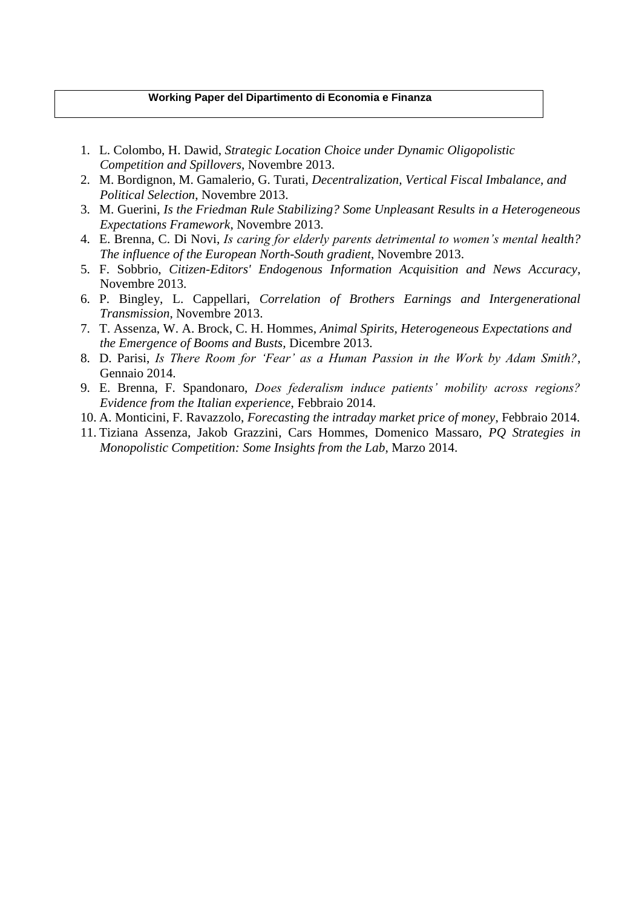**Working Paper del Dipartimento di Economia e Finanza**

1. L. Colombo, H. Dawid, *Strategic Location Choice under Dynamic Oligopolistic Competition and Spillovers*, Novembre 2013.
2. M. Bordignon, M. Gamalerio, G. Turati, *Decentralization, Vertical Fiscal Imbalance, and Political Selection*, Novembre 2013.
3. M. Guerini, *Is the Friedman Rule Stabilizing? Some Unpleasant Results in a Heterogeneous Expectations Framework*, Novembre 2013.
4. E. Brenna, C. Di Novi, *Is caring for elderly parents detrimental to women's mental health? The influence of the European North-South gradient*, Novembre 2013.
5. F. Sobbrio, *Citizen-Editors' Endogenous Information Acquisition and News Accuracy*, Novembre 2013.
6. P. Bingley, L. Cappellari, *Correlation of Brothers Earnings and Intergenerational Transmission*, Novembre 2013.
7. T. Assenza, W. A. Brock, C. H. Hommes, *Animal Spirits, Heterogeneous Expectations and the Emergence of Booms and Busts*, Dicembre 2013.
8. D. Parisi, *Is There Room for 'Fear' as a Human Passion in the Work by Adam Smith?*, Gennaio 2014.
9. E. Brenna, F. Spandonaro, *Does federalism induce patients' mobility across regions? Evidence from the Italian experience*, Febbraio 2014.
10. A. Monticini, F. Ravazzolo, *Forecasting the intraday market price of money*, Febbraio 2014.
11. Tiziana Assenza, Jakob Grazzini, Cars Hommes, Domenico Massaro, *PQ Strategies in Monopolistic Competition: Some Insights from the Lab*, Marzo 2014.